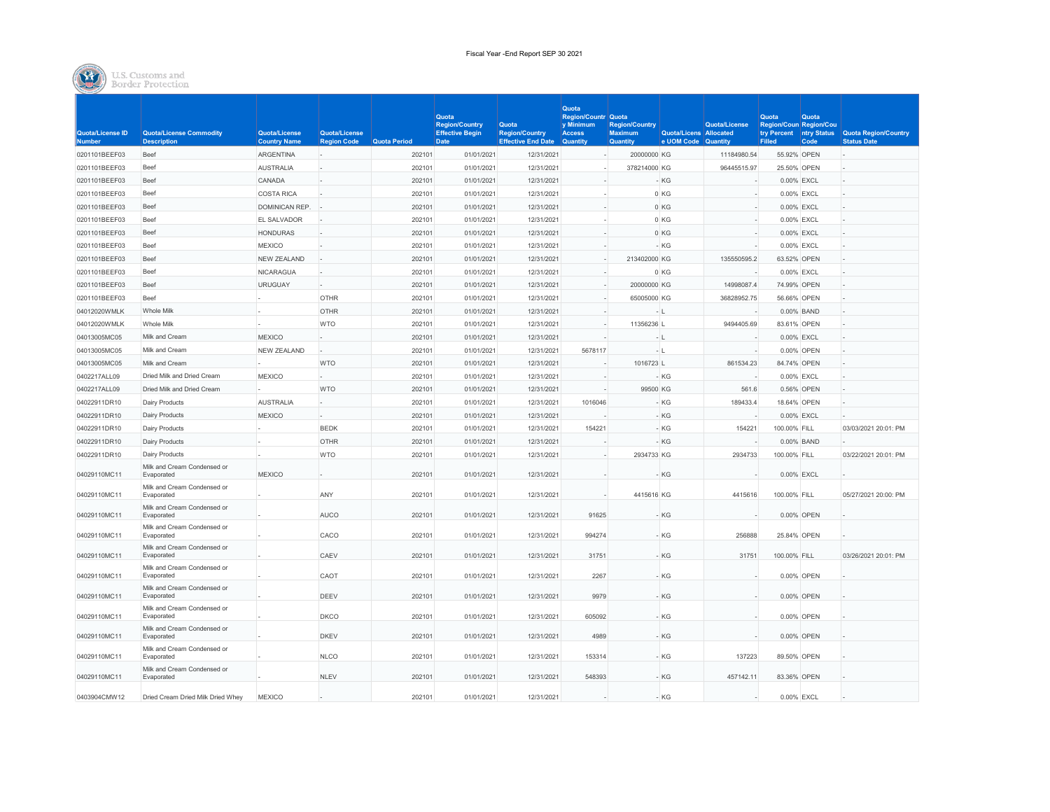Fiscal Year -End Report SEP 30 2021

U.S. Customs and Border Protection

| Quota/License ID Number | Quota/License Commodity Description | Quota/License Country Name | Quota/License Region Code | Quota Period | Quota Region/Country Effective Begin Date | Quota Region/Country Effective End Date | Quota Region/Country Minimum Access Quantity | Quota Region/Country Maximum Quantity | Quota/License UOM Code | Quota/License Allocated Quantity | Quota Region/Country Percent Filled | Quota Region/Country Status Code | Quota Region/Country Status Date |
|---|---|---|---|---|---|---|---|---|---|---|---|---|---|
| 0201101BEEF03 | Beef | ARGENTINA | - | 202101 | 01/01/2021 | 12/31/2021 | - | 20000000 | KG | 11184980.54 | 55.92% | OPEN | - |
| 0201101BEEF03 | Beef | AUSTRALIA | - | 202101 | 01/01/2021 | 12/31/2021 | - | 378214000 | KG | 96445515.97 | 25.50% | OPEN | - |
| 0201101BEEF03 | Beef | CANADA | - | 202101 | 01/01/2021 | 12/31/2021 | - | - | KG | - | 0.00% | EXCL | - |
| 0201101BEEF03 | Beef | COSTA RICA | - | 202101 | 01/01/2021 | 12/31/2021 | - | 0 | KG | - | 0.00% | EXCL | - |
| 0201101BEEF03 | Beef | DOMINICAN REP. | - | 202101 | 01/01/2021 | 12/31/2021 | - | 0 | KG | - | 0.00% | EXCL | - |
| 0201101BEEF03 | Beef | EL SALVADOR | - | 202101 | 01/01/2021 | 12/31/2021 | - | 0 | KG | - | 0.00% | EXCL | - |
| 0201101BEEF03 | Beef | HONDURAS | - | 202101 | 01/01/2021 | 12/31/2021 | - | 0 | KG | - | 0.00% | EXCL | - |
| 0201101BEEF03 | Beef | MEXICO | - | 202101 | 01/01/2021 | 12/31/2021 | - | - | KG | - | 0.00% | EXCL | - |
| 0201101BEEF03 | Beef | NEW ZEALAND | - | 202101 | 01/01/2021 | 12/31/2021 | - | 213402000 | KG | 135550595.2 | 63.52% | OPEN | - |
| 0201101BEEF03 | Beef | NICARAGUA | - | 202101 | 01/01/2021 | 12/31/2021 | - | 0 | KG | - | 0.00% | EXCL | - |
| 0201101BEEF03 | Beef | URUGUAY | - | 202101 | 01/01/2021 | 12/31/2021 | - | 20000000 | KG | 14998087.4 | 74.99% | OPEN | - |
| 0201101BEEF03 | Beef | - | OTHR | 202101 | 01/01/2021 | 12/31/2021 | - | 65005000 | KG | 36828952.75 | 56.66% | OPEN | - |
| 04012020WMLK | Whole Milk | - | OTHR | 202101 | 01/01/2021 | 12/31/2021 | - | - | L | - | 0.00% | BAND | - |
| 04012020WMLK | Whole Milk | - | WTO | 202101 | 01/01/2021 | 12/31/2021 | - | 11356236 | L | 9494405.69 | 83.61% | OPEN | - |
| 04013005MC05 | Milk and Cream | MEXICO | - | 202101 | 01/01/2021 | 12/31/2021 | - | - | L | - | 0.00% | EXCL | - |
| 04013005MC05 | Milk and Cream | NEW ZEALAND | - | 202101 | 01/01/2021 | 12/31/2021 | 5678117 | - | L | - | 0.00% | OPEN | - |
| 04013005MC05 | Milk and Cream | - | WTO | 202101 | 01/01/2021 | 12/31/2021 | - | 1016723 | L | 861534.23 | 84.74% | OPEN | - |
| 0402217ALL09 | Dried Milk and Dried Cream | MEXICO | - | 202101 | 01/01/2021 | 12/31/2021 | - | - | KG | - | 0.00% | EXCL | - |
| 0402217ALL09 | Dried Milk and Dried Cream | - | WTO | 202101 | 01/01/2021 | 12/31/2021 | - | 99500 | KG | 561.6 | 0.56% | OPEN | - |
| 04022911DR10 | Dairy Products | AUSTRALIA | - | 202101 | 01/01/2021 | 12/31/2021 | 1016046 | - | KG | 189433.4 | 18.64% | OPEN | - |
| 04022911DR10 | Dairy Products | MEXICO | - | 202101 | 01/01/2021 | 12/31/2021 | - | - | KG | - | 0.00% | EXCL | - |
| 04022911DR10 | Dairy Products | - | BEDK | 202101 | 01/01/2021 | 12/31/2021 | 154221 | - | KG | 154221 | 100.00% | FILL | 03/03/2021 20:01: PM |
| 04022911DR10 | Dairy Products | - | OTHR | 202101 | 01/01/2021 | 12/31/2021 | - | - | KG | - | 0.00% | BAND | - |
| 04022911DR10 | Dairy Products | - | WTO | 202101 | 01/01/2021 | 12/31/2021 | - | 2934733 | KG | 2934733 | 100.00% | FILL | 03/22/2021 20:01: PM |
| 04029110MC11 | Milk and Cream Condensed or Evaporated | MEXICO | - | 202101 | 01/01/2021 | 12/31/2021 | - | - | KG | - | 0.00% | EXCL | - |
| 04029110MC11 | Milk and Cream Condensed or Evaporated | - | ANY | 202101 | 01/01/2021 | 12/31/2021 | - | 4415616 | KG | 4415616 | 100.00% | FILL | 05/27/2021 20:00: PM |
| 04029110MC11 | Milk and Cream Condensed or Evaporated | - | AUCO | 202101 | 01/01/2021 | 12/31/2021 | 91625 | - | KG | - | 0.00% | OPEN | - |
| 04029110MC11 | Milk and Cream Condensed or Evaporated | - | CACO | 202101 | 01/01/2021 | 12/31/2021 | 994274 | - | KG | 256888 | 25.84% | OPEN | - |
| 04029110MC11 | Milk and Cream Condensed or Evaporated | - | CAEV | 202101 | 01/01/2021 | 12/31/2021 | 31751 | - | KG | 31751 | 100.00% | FILL | 03/26/2021 20:01: PM |
| 04029110MC11 | Milk and Cream Condensed or Evaporated | - | CAOT | 202101 | 01/01/2021 | 12/31/2021 | 2267 | - | KG | - | 0.00% | OPEN | - |
| 04029110MC11 | Milk and Cream Condensed or Evaporated | - | DEEV | 202101 | 01/01/2021 | 12/31/2021 | 9979 | - | KG | - | 0.00% | OPEN | - |
| 04029110MC11 | Milk and Cream Condensed or Evaporated | - | DKCO | 202101 | 01/01/2021 | 12/31/2021 | 605092 | - | KG | - | 0.00% | OPEN | - |
| 04029110MC11 | Milk and Cream Condensed or Evaporated | - | DKEV | 202101 | 01/01/2021 | 12/31/2021 | 4989 | - | KG | - | 0.00% | OPEN | - |
| 04029110MC11 | Milk and Cream Condensed or Evaporated | - | NLCO | 202101 | 01/01/2021 | 12/31/2021 | 153314 | - | KG | 137223 | 89.50% | OPEN | - |
| 04029110MC11 | Milk and Cream Condensed or Evaporated | - | NLEV | 202101 | 01/01/2021 | 12/31/2021 | 548393 | - | KG | 457142.11 | 83.36% | OPEN | - |
| 0403904CMW12 | Dried Cream Dried Milk Dried Whey | MEXICO | - | 202101 | 01/01/2021 | 12/31/2021 | - | - | KG | - | 0.00% | EXCL | - |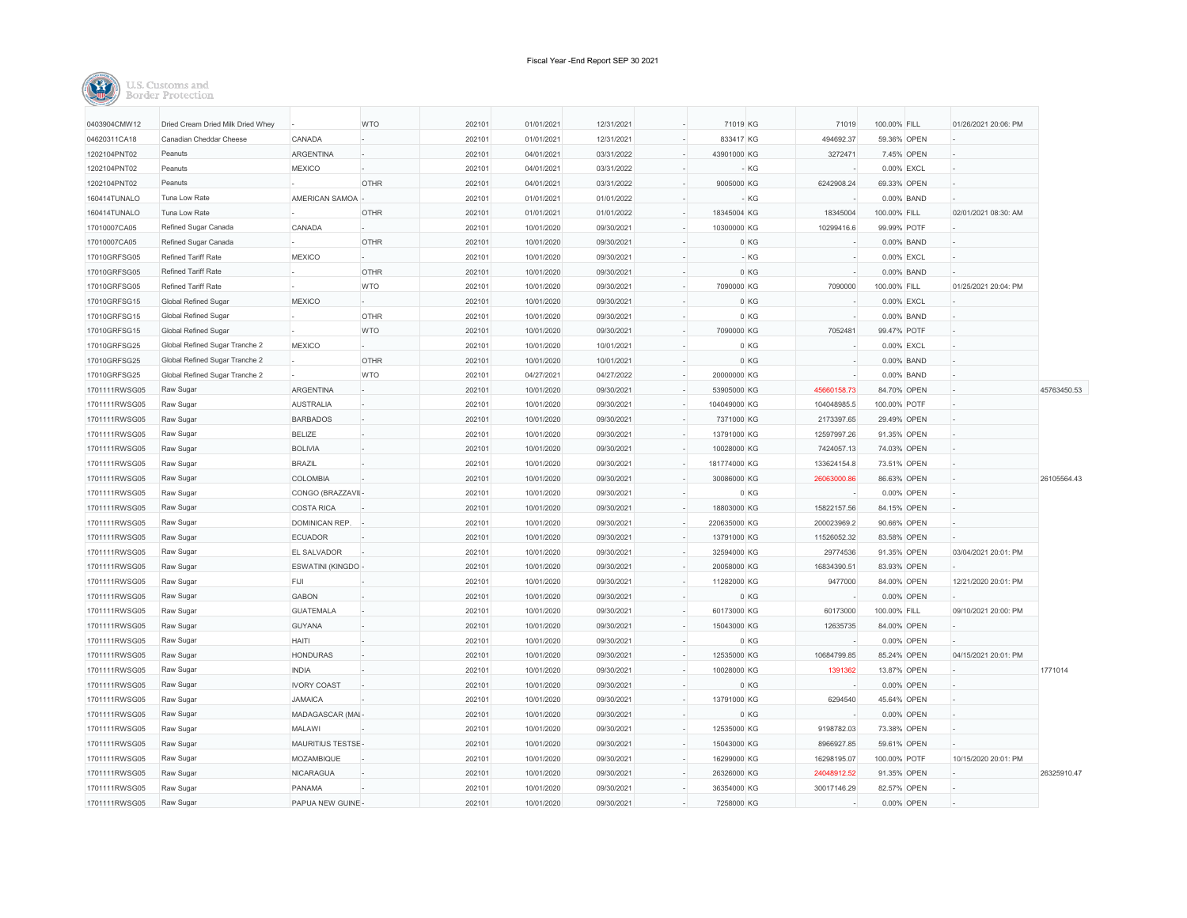Fiscal Year -End Report SEP 30 2021

| | | | | | | | | | | | | | | | |
|---|---|---|---|---|---|---|---|---|---|---|---|---|---|---|---|
| 0403904CMW12 | Dried Cream Dried Milk Dried Whey | - | WTO | 202101 | 01/01/2021 | 12/31/2021 | - | 71019 | KG | 71019 | 100.00% | FILL | 01/26/2021 20:06: PM | |
| 04620311CA18 | Canadian Cheddar Cheese | CANADA | - | 202101 | 01/01/2021 | 12/31/2021 | - | 833417 | KG | 494692.37 | 59.36% | OPEN | - | |
| 1202104PNT02 | Peanuts | ARGENTINA | - | 202101 | 04/01/2021 | 03/31/2022 | - | 43901000 | KG | 3272471 | 7.45% | OPEN | - | |
| 1202104PNT02 | Peanuts | MEXICO | - | 202101 | 04/01/2021 | 03/31/2022 | - | - | KG | - | 0.00% | EXCL | - | |
| 1202104PNT02 | Peanuts | - | OTHR | 202101 | 04/01/2021 | 03/31/2022 | - | 9005000 | KG | 6242908.24 | 69.33% | OPEN | - | |
| 160414TUNALO | Tuna Low Rate | AMERICAN SAMOA | - | 202101 | 01/01/2021 | 01/01/2022 | - | - | KG | - | 0.00% | BAND | - | |
| 160414TUNALO | Tuna Low Rate | - | OTHR | 202101 | 01/01/2021 | 01/01/2022 | - | 18345004 | KG | 18345004 | 100.00% | FILL | 02/01/2021 08:30: AM | |
| 17010007CA05 | Refined Sugar Canada | CANADA | - | 202101 | 10/01/2020 | 09/30/2021 | - | 10300000 | KG | 10299416.6 | 99.99% | POTF | - | |
| 17010007CA05 | Refined Sugar Canada | - | OTHR | 202101 | 10/01/2020 | 09/30/2021 | - | 0 | KG | - | 0.00% | BAND | - | |
| 17010GRFSG05 | Refined Tariff Rate | MEXICO | - | 202101 | 10/01/2020 | 09/30/2021 | - | - | KG | - | 0.00% | EXCL | - | |
| 17010GRFSG05 | Refined Tariff Rate | - | OTHR | 202101 | 10/01/2020 | 09/30/2021 | - | 0 | KG | - | 0.00% | BAND | - | |
| 17010GRFSG05 | Refined Tariff Rate | - | WTO | 202101 | 10/01/2020 | 09/30/2021 | - | 7090000 | KG | 7090000 | 100.00% | FILL | 01/25/2021 20:04: PM | |
| 17010GRFSG15 | Global Refined Sugar | MEXICO | - | 202101 | 10/01/2020 | 09/30/2021 | - | 0 | KG | - | 0.00% | EXCL | - | |
| 17010GRFSG15 | Global Refined Sugar | - | OTHR | 202101 | 10/01/2020 | 09/30/2021 | - | 0 | KG | - | 0.00% | BAND | - | |
| 17010GRFSG15 | Global Refined Sugar | - | WTO | 202101 | 10/01/2020 | 09/30/2021 | - | 7090000 | KG | 7052481 | 99.47% | POTF | - | |
| 17010GRFSG25 | Global Refined Sugar Tranche 2 | MEXICO | - | 202101 | 10/01/2020 | 10/01/2021 | - | 0 | KG | - | 0.00% | EXCL | - | |
| 17010GRFSG25 | Global Refined Sugar Tranche 2 | - | OTHR | 202101 | 10/01/2020 | 10/01/2021 | - | 0 | KG | - | 0.00% | BAND | - | |
| 17010GRFSG25 | Global Refined Sugar Tranche 2 | - | WTO | 202101 | 04/27/2021 | 04/27/2022 | - | 20000000 | KG | - | 0.00% | BAND | - | |
| 1701111RWSG05 | Raw Sugar | ARGENTINA | - | 202101 | 10/01/2020 | 09/30/2021 | - | 53905000 | KG | 45660158.73 | 84.70% | OPEN | - | 45763450.53 |
| 1701111RWSG05 | Raw Sugar | AUSTRALIA | - | 202101 | 10/01/2020 | 09/30/2021 | - | 104049000 | KG | 104048985.5 | 100.00% | POTF | - | |
| 1701111RWSG05 | Raw Sugar | BARBADOS | - | 202101 | 10/01/2020 | 09/30/2021 | - | 7371000 | KG | 2173397.65 | 29.49% | OPEN | - | |
| 1701111RWSG05 | Raw Sugar | BELIZE | - | 202101 | 10/01/2020 | 09/30/2021 | - | 13791000 | KG | 12597997.26 | 91.35% | OPEN | - | |
| 1701111RWSG05 | Raw Sugar | BOLIVIA | - | 202101 | 10/01/2020 | 09/30/2021 | - | 10028000 | KG | 7424057.13 | 74.03% | OPEN | - | |
| 1701111RWSG05 | Raw Sugar | BRAZIL | - | 202101 | 10/01/2020 | 09/30/2021 | - | 181774000 | KG | 133624154.8 | 73.51% | OPEN | - | |
| 1701111RWSG05 | Raw Sugar | COLOMBIA | - | 202101 | 10/01/2020 | 09/30/2021 | - | 30086000 | KG | 26063000.86 | 86.63% | OPEN | - | 26105564.43 |
| 1701111RWSG05 | Raw Sugar | CONGO (BRAZZAVII | - | 202101 | 10/01/2020 | 09/30/2021 | - | 0 | KG | - | 0.00% | OPEN | - | |
| 1701111RWSG05 | Raw Sugar | COSTA RICA | - | 202101 | 10/01/2020 | 09/30/2021 | - | 18803000 | KG | 15822157.56 | 84.15% | OPEN | - | |
| 1701111RWSG05 | Raw Sugar | DOMINICAN REP. | - | 202101 | 10/01/2020 | 09/30/2021 | - | 220635000 | KG | 200023969.2 | 90.66% | OPEN | - | |
| 1701111RWSG05 | Raw Sugar | ECUADOR | - | 202101 | 10/01/2020 | 09/30/2021 | - | 13791000 | KG | 11526052.32 | 83.58% | OPEN | - | |
| 1701111RWSG05 | Raw Sugar | EL SALVADOR | - | 202101 | 10/01/2020 | 09/30/2021 | - | 32594000 | KG | 29774536 | 91.35% | OPEN | 03/04/2021 20:01: PM | |
| 1701111RWSG05 | Raw Sugar | ESWATINI (KINGDO | - | 202101 | 10/01/2020 | 09/30/2021 | - | 20058000 | KG | 16834390.51 | 83.93% | OPEN | - | |
| 1701111RWSG05 | Raw Sugar | FIJI | - | 202101 | 10/01/2020 | 09/30/2021 | - | 11282000 | KG | 9477000 | 84.00% | OPEN | 12/21/2020 20:01: PM | |
| 1701111RWSG05 | Raw Sugar | GABON | - | 202101 | 10/01/2020 | 09/30/2021 | - | 0 | KG | - | 0.00% | OPEN | - | |
| 1701111RWSG05 | Raw Sugar | GUATEMALA | - | 202101 | 10/01/2020 | 09/30/2021 | - | 60173000 | KG | 60173000 | 100.00% | FILL | 09/10/2021 20:00: PM | |
| 1701111RWSG05 | Raw Sugar | GUYANA | - | 202101 | 10/01/2020 | 09/30/2021 | - | 15043000 | KG | 12635735 | 84.00% | OPEN | - | |
| 1701111RWSG05 | Raw Sugar | HAITI | - | 202101 | 10/01/2020 | 09/30/2021 | - | 0 | KG | - | 0.00% | OPEN | - | |
| 1701111RWSG05 | Raw Sugar | HONDURAS | - | 202101 | 10/01/2020 | 09/30/2021 | - | 12535000 | KG | 10684799.85 | 85.24% | OPEN | 04/15/2021 20:01: PM | |
| 1701111RWSG05 | Raw Sugar | INDIA | - | 202101 | 10/01/2020 | 09/30/2021 | - | 10028000 | KG | 1391362 | 13.87% | OPEN | - | 1771014 |
| 1701111RWSG05 | Raw Sugar | IVORY COAST | - | 202101 | 10/01/2020 | 09/30/2021 | - | 0 | KG | - | 0.00% | OPEN | - | |
| 1701111RWSG05 | Raw Sugar | JAMAICA | - | 202101 | 10/01/2020 | 09/30/2021 | - | 13791000 | KG | 6294540 | 45.64% | OPEN | - | |
| 1701111RWSG05 | Raw Sugar | MADAGASCAR (MAI | - | 202101 | 10/01/2020 | 09/30/2021 | - | 0 | KG | - | 0.00% | OPEN | - | |
| 1701111RWSG05 | Raw Sugar | MALAWI | - | 202101 | 10/01/2020 | 09/30/2021 | - | 12535000 | KG | 9198782.03 | 73.38% | OPEN | - | |
| 1701111RWSG05 | Raw Sugar | MAURITIUS TESTSE | - | 202101 | 10/01/2020 | 09/30/2021 | - | 15043000 | KG | 8966927.85 | 59.61% | OPEN | - | |
| 1701111RWSG05 | Raw Sugar | MOZAMBIQUE | - | 202101 | 10/01/2020 | 09/30/2021 | - | 16299000 | KG | 16298195.07 | 100.00% | POTF | 10/15/2020 20:01: PM | |
| 1701111RWSG05 | Raw Sugar | NICARAGUA | - | 202101 | 10/01/2020 | 09/30/2021 | - | 26326000 | KG | 24048912.52 | 91.35% | OPEN | - | 26325910.47 |
| 1701111RWSG05 | Raw Sugar | PANAMA | - | 202101 | 10/01/2020 | 09/30/2021 | - | 36354000 | KG | 30017146.29 | 82.57% | OPEN | - | |
| 1701111RWSG05 | Raw Sugar | PAPUA NEW GUINE | - | 202101 | 10/01/2020 | 09/30/2021 | - | 7258000 | KG | - | 0.00% | OPEN | - | |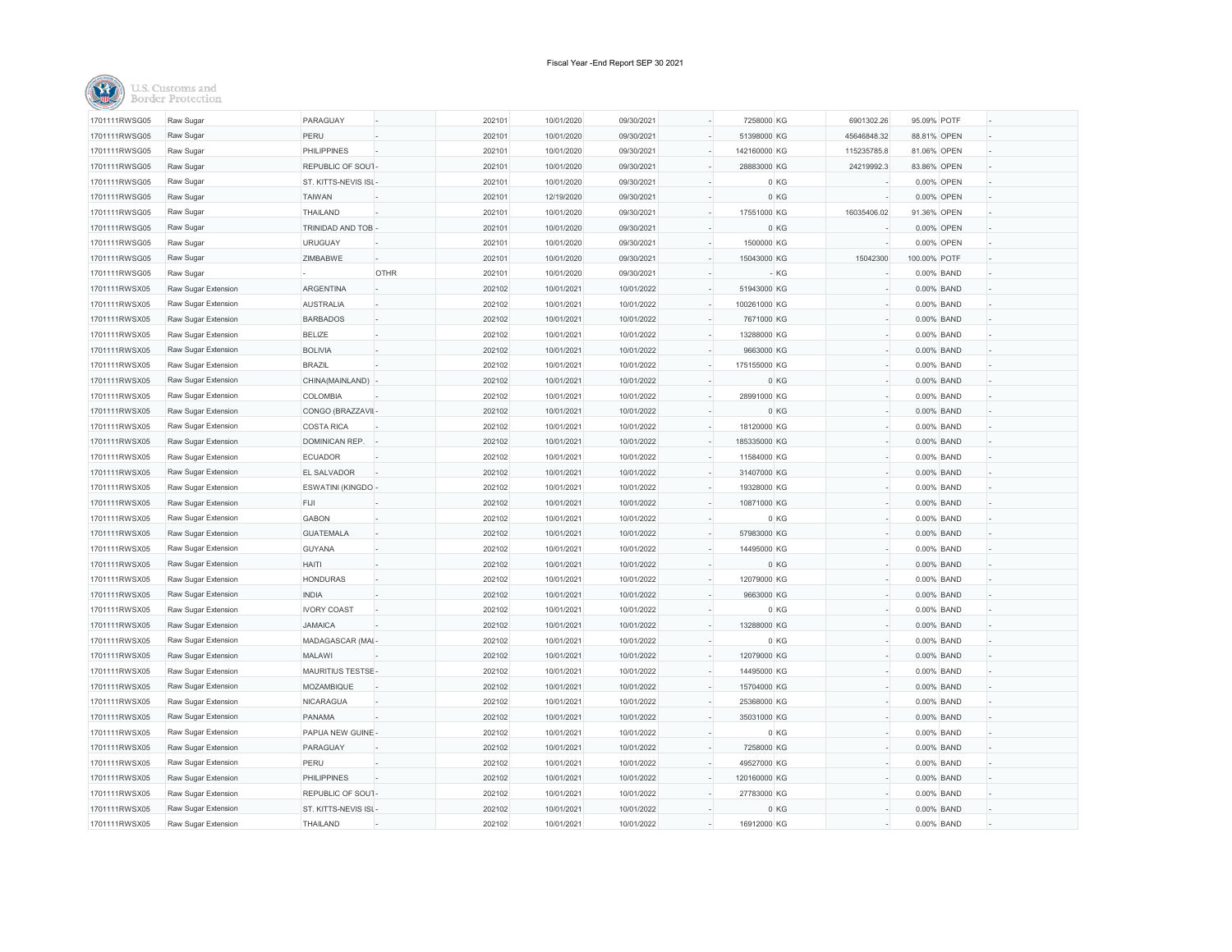Fiscal Year -End Report SEP 30 2021

| | | | | | | | | | | | | | |
|---|---|---|---|---|---|---|---|---|---|---|---|---|---|
| 1701111RWSG05 | Raw Sugar | PARAGUAY | - | 202101 | 10/01/2020 | 09/30/2021 | - | 7258000 | KG | 6901302.26 | 95.09% | POTF | - |
| 1701111RWSG05 | Raw Sugar | PERU | - | 202101 | 10/01/2020 | 09/30/2021 | - | 51398000 | KG | 45646848.32 | 88.81% | OPEN | - |
| 1701111RWSG05 | Raw Sugar | PHILIPPINES | - | 202101 | 10/01/2020 | 09/30/2021 | - | 142160000 | KG | 115235785.8 | 81.06% | OPEN | - |
| 1701111RWSG05 | Raw Sugar | REPUBLIC OF SOUT | - | 202101 | 10/01/2020 | 09/30/2021 | - | 28883000 | KG | 24219992.3 | 83.86% | OPEN | - |
| 1701111RWSG05 | Raw Sugar | ST. KITTS-NEVIS ISL | - | 202101 | 10/01/2020 | 09/30/2021 | - | 0 | KG | - | 0.00% | OPEN | - |
| 1701111RWSG05 | Raw Sugar | TAIWAN | - | 202101 | 12/19/2020 | 09/30/2021 | - | 0 | KG | - | 0.00% | OPEN | - |
| 1701111RWSG05 | Raw Sugar | THAILAND | - | 202101 | 10/01/2020 | 09/30/2021 | - | 17551000 | KG | 16035406.02 | 91.36% | OPEN | - |
| 1701111RWSG05 | Raw Sugar | TRINIDAD AND TOB | - | 202101 | 10/01/2020 | 09/30/2021 | - | 0 | KG | - | 0.00% | OPEN | - |
| 1701111RWSG05 | Raw Sugar | URUGUAY | - | 202101 | 10/01/2020 | 09/30/2021 | - | 1500000 | KG | - | 0.00% | OPEN | - |
| 1701111RWSG05 | Raw Sugar | ZIMBABWE | - | 202101 | 10/01/2020 | 09/30/2021 | - | 15043000 | KG | 15042300 | 100.00% | POTF | - |
| 1701111RWSG05 | Raw Sugar | - | OTHR | 202101 | 10/01/2020 | 09/30/2021 | - | - | KG | - | 0.00% | BAND | - |
| 1701111RWSX05 | Raw Sugar Extension | ARGENTINA | - | 202102 | 10/01/2021 | 10/01/2022 | - | 51943000 | KG | - | 0.00% | BAND | - |
| 1701111RWSX05 | Raw Sugar Extension | AUSTRALIA | - | 202102 | 10/01/2021 | 10/01/2022 | - | 100261000 | KG | - | 0.00% | BAND | - |
| 1701111RWSX05 | Raw Sugar Extension | BARBADOS | - | 202102 | 10/01/2021 | 10/01/2022 | - | 7671000 | KG | - | 0.00% | BAND | - |
| 1701111RWSX05 | Raw Sugar Extension | BELIZE | - | 202102 | 10/01/2021 | 10/01/2022 | - | 13288000 | KG | - | 0.00% | BAND | - |
| 1701111RWSX05 | Raw Sugar Extension | BOLIVIA | - | 202102 | 10/01/2021 | 10/01/2022 | - | 9663000 | KG | - | 0.00% | BAND | - |
| 1701111RWSX05 | Raw Sugar Extension | BRAZIL | - | 202102 | 10/01/2021 | 10/01/2022 | - | 175155000 | KG | - | 0.00% | BAND | - |
| 1701111RWSX05 | Raw Sugar Extension | CHINA(MAINLAND) | - | 202102 | 10/01/2021 | 10/01/2022 | - | 0 | KG | - | 0.00% | BAND | - |
| 1701111RWSX05 | Raw Sugar Extension | COLOMBIA | - | 202102 | 10/01/2021 | 10/01/2022 | - | 28991000 | KG | - | 0.00% | BAND | - |
| 1701111RWSX05 | Raw Sugar Extension | CONGO (BRAZZAVIL | - | 202102 | 10/01/2021 | 10/01/2022 | - | 0 | KG | - | 0.00% | BAND | - |
| 1701111RWSX05 | Raw Sugar Extension | COSTA RICA | - | 202102 | 10/01/2021 | 10/01/2022 | - | 18120000 | KG | - | 0.00% | BAND | - |
| 1701111RWSX05 | Raw Sugar Extension | DOMINICAN REP. | - | 202102 | 10/01/2021 | 10/01/2022 | - | 185335000 | KG | - | 0.00% | BAND | - |
| 1701111RWSX05 | Raw Sugar Extension | ECUADOR | - | 202102 | 10/01/2021 | 10/01/2022 | - | 11584000 | KG | - | 0.00% | BAND | - |
| 1701111RWSX05 | Raw Sugar Extension | EL SALVADOR | - | 202102 | 10/01/2021 | 10/01/2022 | - | 31407000 | KG | - | 0.00% | BAND | - |
| 1701111RWSX05 | Raw Sugar Extension | ESWATINI (KINGDO | - | 202102 | 10/01/2021 | 10/01/2022 | - | 19328000 | KG | - | 0.00% | BAND | - |
| 1701111RWSX05 | Raw Sugar Extension | FIJI | - | 202102 | 10/01/2021 | 10/01/2022 | - | 10871000 | KG | - | 0.00% | BAND | - |
| 1701111RWSX05 | Raw Sugar Extension | GABON | - | 202102 | 10/01/2021 | 10/01/2022 | - | 0 | KG | - | 0.00% | BAND | - |
| 1701111RWSX05 | Raw Sugar Extension | GUATEMALA | - | 202102 | 10/01/2021 | 10/01/2022 | - | 57983000 | KG | - | 0.00% | BAND | - |
| 1701111RWSX05 | Raw Sugar Extension | GUYANA | - | 202102 | 10/01/2021 | 10/01/2022 | - | 14495000 | KG | - | 0.00% | BAND | - |
| 1701111RWSX05 | Raw Sugar Extension | HAITI | - | 202102 | 10/01/2021 | 10/01/2022 | - | 0 | KG | - | 0.00% | BAND | - |
| 1701111RWSX05 | Raw Sugar Extension | HONDURAS | - | 202102 | 10/01/2021 | 10/01/2022 | - | 12079000 | KG | - | 0.00% | BAND | - |
| 1701111RWSX05 | Raw Sugar Extension | INDIA | - | 202102 | 10/01/2021 | 10/01/2022 | - | 9663000 | KG | - | 0.00% | BAND | - |
| 1701111RWSX05 | Raw Sugar Extension | IVORY COAST | - | 202102 | 10/01/2021 | 10/01/2022 | - | 0 | KG | - | 0.00% | BAND | - |
| 1701111RWSX05 | Raw Sugar Extension | JAMAICA | - | 202102 | 10/01/2021 | 10/01/2022 | - | 13288000 | KG | - | 0.00% | BAND | - |
| 1701111RWSX05 | Raw Sugar Extension | MADAGASCAR (MAI | - | 202102 | 10/01/2021 | 10/01/2022 | - | 0 | KG | - | 0.00% | BAND | - |
| 1701111RWSX05 | Raw Sugar Extension | MALAWI | - | 202102 | 10/01/2021 | 10/01/2022 | - | 12079000 | KG | - | 0.00% | BAND | - |
| 1701111RWSX05 | Raw Sugar Extension | MAURITIUS TESTSE | - | 202102 | 10/01/2021 | 10/01/2022 | - | 14495000 | KG | - | 0.00% | BAND | - |
| 1701111RWSX05 | Raw Sugar Extension | MOZAMBIQUE | - | 202102 | 10/01/2021 | 10/01/2022 | - | 15704000 | KG | - | 0.00% | BAND | - |
| 1701111RWSX05 | Raw Sugar Extension | NICARAGUA | - | 202102 | 10/01/2021 | 10/01/2022 | - | 25368000 | KG | - | 0.00% | BAND | - |
| 1701111RWSX05 | Raw Sugar Extension | PANAMA | - | 202102 | 10/01/2021 | 10/01/2022 | - | 35031000 | KG | - | 0.00% | BAND | - |
| 1701111RWSX05 | Raw Sugar Extension | PAPUA NEW GUINE | - | 202102 | 10/01/2021 | 10/01/2022 | - | 0 | KG | - | 0.00% | BAND | - |
| 1701111RWSX05 | Raw Sugar Extension | PARAGUAY | - | 202102 | 10/01/2021 | 10/01/2022 | - | 7258000 | KG | - | 0.00% | BAND | - |
| 1701111RWSX05 | Raw Sugar Extension | PERU | - | 202102 | 10/01/2021 | 10/01/2022 | - | 49527000 | KG | - | 0.00% | BAND | - |
| 1701111RWSX05 | Raw Sugar Extension | PHILIPPINES | - | 202102 | 10/01/2021 | 10/01/2022 | - | 120160000 | KG | - | 0.00% | BAND | - |
| 1701111RWSX05 | Raw Sugar Extension | REPUBLIC OF SOUT | - | 202102 | 10/01/2021 | 10/01/2022 | - | 27783000 | KG | - | 0.00% | BAND | - |
| 1701111RWSX05 | Raw Sugar Extension | ST. KITTS-NEVIS ISL | - | 202102 | 10/01/2021 | 10/01/2022 | - | 0 | KG | - | 0.00% | BAND | - |
| 1701111RWSX05 | Raw Sugar Extension | THAILAND | - | 202102 | 10/01/2021 | 10/01/2022 | - | 16912000 | KG | - | 0.00% | BAND | - |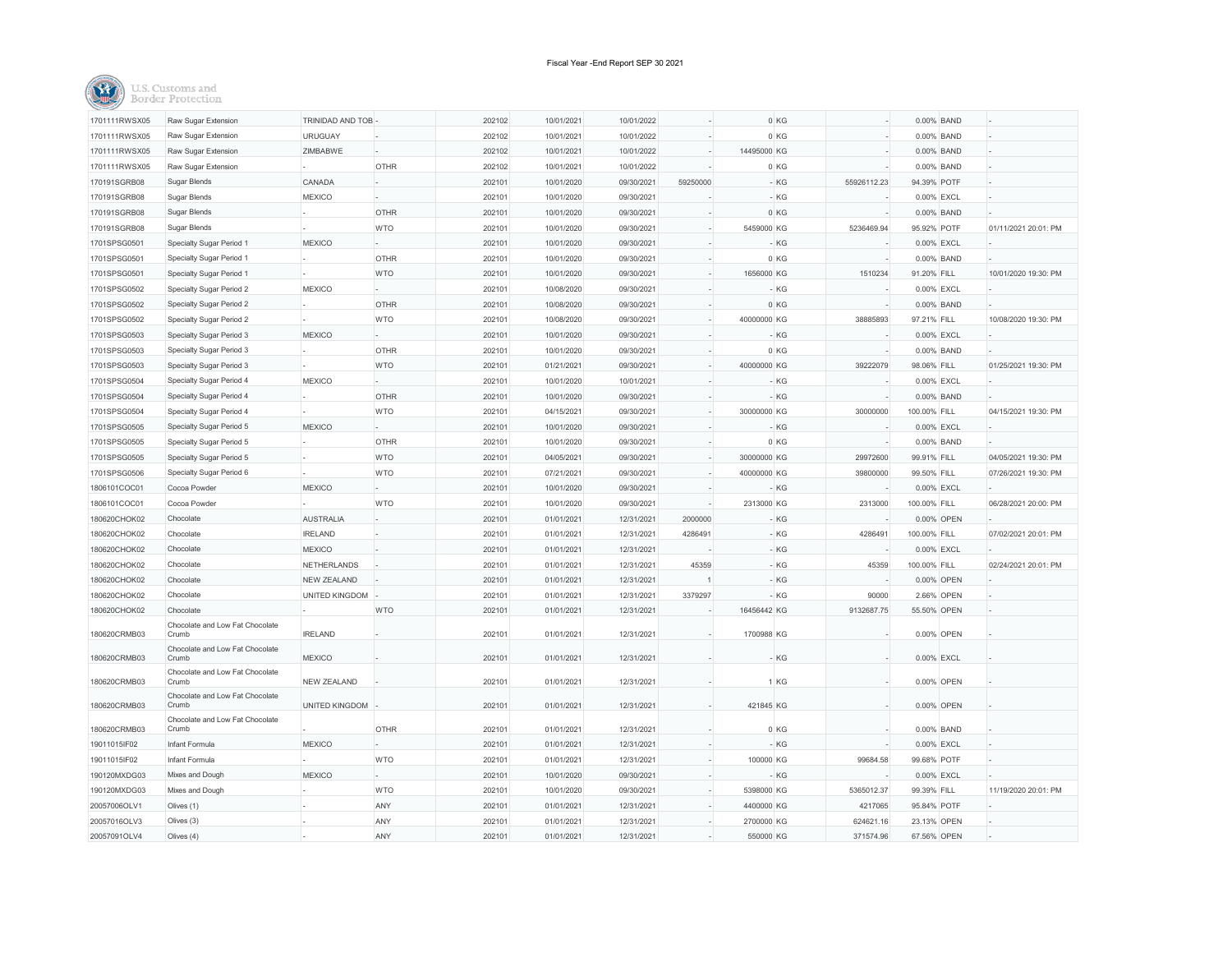Fiscal Year -End Report SEP 30 2021

U.S. Customs and Border Protection

| | | | | | | | | | | | | | | |
|---|---|---|---|---|---|---|---|---|---|---|---|---|---|---|
| 1701111RWSX05 | Raw Sugar Extension | TRINIDAD AND TOB | - | 202102 | 10/01/2021 | 10/01/2022 | - | 0 | KG | - | 0.00% | BAND | - |
| 1701111RWSX05 | Raw Sugar Extension | URUGUAY | - | 202102 | 10/01/2021 | 10/01/2022 | - | 0 | KG | - | 0.00% | BAND | - |
| 1701111RWSX05 | Raw Sugar Extension | ZIMBABWE | - | 202102 | 10/01/2021 | 10/01/2022 | - | 14495000 | KG | - | 0.00% | BAND | - |
| 1701111RWSX05 | Raw Sugar Extension | - | OTHR | 202102 | 10/01/2021 | 10/01/2022 | - | 0 | KG | - | 0.00% | BAND | - |
| 170191SGRB08 | Sugar Blends | CANADA | - | 202101 | 10/01/2020 | 09/30/2021 | 59250000 | - | KG | 55926112.23 | 94.39% | POTF | - |
| 170191SGRB08 | Sugar Blends | MEXICO | - | 202101 | 10/01/2020 | 09/30/2021 | - | - | KG | - | 0.00% | EXCL | - |
| 170191SGRB08 | Sugar Blends | - | OTHR | 202101 | 10/01/2020 | 09/30/2021 | - | 0 | KG | - | 0.00% | BAND | - |
| 170191SGRB08 | Sugar Blends | - | WTO | 202101 | 10/01/2020 | 09/30/2021 | - | 5459000 | KG | 5236469.94 | 95.92% | POTF | 01/11/2021 20:01: PM |
| 1701SPSG0501 | Specialty Sugar Period 1 | MEXICO | - | 202101 | 10/01/2020 | 09/30/2021 | - | - | KG | - | 0.00% | EXCL | - |
| 1701SPSG0501 | Specialty Sugar Period 1 | - | OTHR | 202101 | 10/01/2020 | 09/30/2021 | - | 0 | KG | - | 0.00% | BAND | - |
| 1701SPSG0501 | Specialty Sugar Period 1 | - | WTO | 202101 | 10/01/2020 | 09/30/2021 | - | 1656000 | KG | 1510234 | 91.20% | FILL | 10/01/2020 19:30: PM |
| 1701SPSG0502 | Specialty Sugar Period 2 | MEXICO | - | 202101 | 10/08/2020 | 09/30/2021 | - | - | KG | - | 0.00% | EXCL | - |
| 1701SPSG0502 | Specialty Sugar Period 2 | - | OTHR | 202101 | 10/08/2020 | 09/30/2021 | - | 0 | KG | - | 0.00% | BAND | - |
| 1701SPSG0502 | Specialty Sugar Period 2 | - | WTO | 202101 | 10/08/2020 | 09/30/2021 | - | 40000000 | KG | 38885893 | 97.21% | FILL | 10/08/2020 19:30: PM |
| 1701SPSG0503 | Specialty Sugar Period 3 | MEXICO | - | 202101 | 10/01/2020 | 09/30/2021 | - | - | KG | - | 0.00% | EXCL | - |
| 1701SPSG0503 | Specialty Sugar Period 3 | - | OTHR | 202101 | 10/01/2020 | 09/30/2021 | - | 0 | KG | - | 0.00% | BAND | - |
| 1701SPSG0503 | Specialty Sugar Period 3 | - | WTO | 202101 | 01/21/2021 | 09/30/2021 | - | 40000000 | KG | 39222079 | 98.06% | FILL | 01/25/2021 19:30: PM |
| 1701SPSG0504 | Specialty Sugar Period 4 | MEXICO | - | 202101 | 10/01/2020 | 10/01/2021 | - | - | KG | - | 0.00% | EXCL | - |
| 1701SPSG0504 | Specialty Sugar Period 4 | - | OTHR | 202101 | 10/01/2020 | 09/30/2021 | - | - | KG | - | 0.00% | BAND | - |
| 1701SPSG0504 | Specialty Sugar Period 4 | - | WTO | 202101 | 04/15/2021 | 09/30/2021 | - | 30000000 | KG | 30000000 | 100.00% | FILL | 04/15/2021 19:30: PM |
| 1701SPSG0505 | Specialty Sugar Period 5 | MEXICO | - | 202101 | 10/01/2020 | 09/30/2021 | - | - | KG | - | 0.00% | EXCL | - |
| 1701SPSG0505 | Specialty Sugar Period 5 | - | OTHR | 202101 | 10/01/2020 | 09/30/2021 | - | 0 | KG | - | 0.00% | BAND | - |
| 1701SPSG0505 | Specialty Sugar Period 5 | - | WTO | 202101 | 04/05/2021 | 09/30/2021 | - | 30000000 | KG | 29972600 | 99.91% | FILL | 04/05/2021 19:30: PM |
| 1701SPSG0506 | Specialty Sugar Period 6 | - | WTO | 202101 | 07/21/2021 | 09/30/2021 | - | 40000000 | KG | 39800000 | 99.50% | FILL | 07/26/2021 19:30: PM |
| 1806101COC01 | Cocoa Powder | MEXICO | - | 202101 | 10/01/2020 | 09/30/2021 | - | - | KG | - | 0.00% | EXCL | - |
| 1806101COC01 | Cocoa Powder | - | WTO | 202101 | 10/01/2020 | 09/30/2021 | - | 2313000 | KG | 2313000 | 100.00% | FILL | 06/28/2021 20:00: PM |
| 180620CHOK02 | Chocolate | AUSTRALIA | - | 202101 | 01/01/2021 | 12/31/2021 | 2000000 | - | KG | - | 0.00% | OPEN | - |
| 180620CHOK02 | Chocolate | IRELAND | - | 202101 | 01/01/2021 | 12/31/2021 | 4286491 | - | KG | 4286491 | 100.00% | FILL | 07/02/2021 20:01: PM |
| 180620CHOK02 | Chocolate | MEXICO | - | 202101 | 01/01/2021 | 12/31/2021 | - | - | KG | - | 0.00% | EXCL | - |
| 180620CHOK02 | Chocolate | NETHERLANDS | - | 202101 | 01/01/2021 | 12/31/2021 | 45359 | - | KG | 45359 | 100.00% | FILL | 02/24/2021 20:01: PM |
| 180620CHOK02 | Chocolate | NEW ZEALAND | - | 202101 | 01/01/2021 | 12/31/2021 | 1 | - | KG | - | 0.00% | OPEN | - |
| 180620CHOK02 | Chocolate | UNITED KINGDOM | - | 202101 | 01/01/2021 | 12/31/2021 | 3379297 | - | KG | 90000 | 2.66% | OPEN | - |
| 180620CHOK02 | Chocolate | - | WTO | 202101 | 01/01/2021 | 12/31/2021 | - | 16456442 | KG | 9132687.75 | 55.50% | OPEN | - |
| 180620CRMB03 | Chocolate and Low Fat Chocolate Crumb | IRELAND | - | 202101 | 01/01/2021 | 12/31/2021 | - | 1700988 | KG | - | 0.00% | OPEN | - |
| 180620CRMB03 | Chocolate and Low Fat Chocolate Crumb | MEXICO | - | 202101 | 01/01/2021 | 12/31/2021 | - | - | KG | - | 0.00% | EXCL | - |
| 180620CRMB03 | Chocolate and Low Fat Chocolate Crumb | NEW ZEALAND | - | 202101 | 01/01/2021 | 12/31/2021 | - | 1 | KG | - | 0.00% | OPEN | - |
| 180620CRMB03 | Chocolate and Low Fat Chocolate Crumb | UNITED KINGDOM | - | 202101 | 01/01/2021 | 12/31/2021 | - | 421845 | KG | - | 0.00% | OPEN | - |
| 180620CRMB03 | Chocolate and Low Fat Chocolate Crumb | - | OTHR | 202101 | 01/01/2021 | 12/31/2021 | - | 0 | KG | - | 0.00% | BAND | - |
| 19011015IF02 | Infant Formula | MEXICO | - | 202101 | 01/01/2021 | 12/31/2021 | - | - | KG | - | 0.00% | EXCL | - |
| 19011015IF02 | Infant Formula | - | WTO | 202101 | 01/01/2021 | 12/31/2021 | - | 100000 | KG | 99684.58 | 99.68% | POTF | - |
| 190120MXDG03 | Mixes and Dough | MEXICO | - | 202101 | 10/01/2020 | 09/30/2021 | - | - | KG | - | 0.00% | EXCL | - |
| 190120MXDG03 | Mixes and Dough | - | WTO | 202101 | 10/01/2020 | 09/30/2021 | - | 5398000 | KG | 5365012.37 | 99.39% | FILL | 11/19/2020 20:01: PM |
| 20057006OLV1 | Olives (1) | - | ANY | 202101 | 01/01/2021 | 12/31/2021 | - | 4400000 | KG | 4217065 | 95.84% | POTF | - |
| 20057016OLV3 | Olives (3) | - | ANY | 202101 | 01/01/2021 | 12/31/2021 | - | 2700000 | KG | 624621.16 | 23.13% | OPEN | - |
| 20057091OLV4 | Olives (4) | - | ANY | 202101 | 01/01/2021 | 12/31/2021 | - | 550000 | KG | 371574.96 | 67.56% | OPEN | - |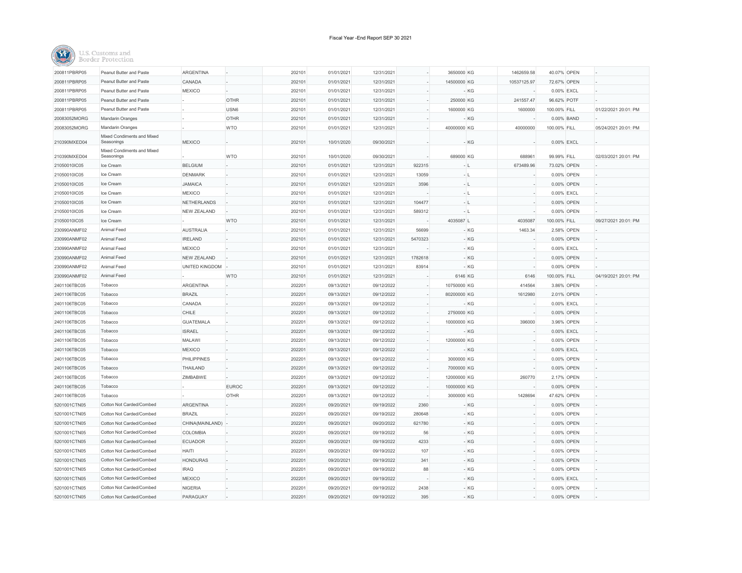Fiscal Year -End Report SEP 30 2021

U.S. Customs and Border Protection

| | | | | | | | | | | | | | |
|---|---|---|---|---|---|---|---|---|---|---|---|---|---|
| 200811PBRP05 | Peanut Butter and Paste | ARGENTINA | - | 202101 | 01/01/2021 | 12/31/2021 | - | 3650000 | KG | 1462659.58 | 40.07% | OPEN | - |
| 200811PBRP05 | Peanut Butter and Paste | CANADA | - | 202101 | 01/01/2021 | 12/31/2021 | - | 14500000 | KG | 10537125.97 | 72.67% | OPEN | - |
| 200811PBRP05 | Peanut Butter and Paste | MEXICO | - | 202101 | 01/01/2021 | 12/31/2021 | - | - | KG | - | 0.00% | EXCL | - |
| 200811PBRP05 | Peanut Butter and Paste | - | OTHR | 202101 | 01/01/2021 | 12/31/2021 | - | 250000 | KG | 241557.47 | 96.62% | POTF | - |
| 200811PBRP05 | Peanut Butter and Paste | - | USN6 | 202101 | 01/01/2021 | 12/31/2021 | - | 1600000 | KG | 1600000 | 100.00% | FILL | 01/22/2021 20:01: PM |
| 20083052MORG | Mandarin Oranges | - | OTHR | 202101 | 01/01/2021 | 12/31/2021 | - | - | KG | - | 0.00% | BAND | - |
| 20083052MORG | Mandarin Oranges | - | WTO | 202101 | 01/01/2021 | 12/31/2021 | - | 40000000 | KG | 40000000 | 100.00% | FILL | 05/24/2021 20:01: PM |
| 210390MXED04 | Mixed Condiments and Mixed Seasonings | MEXICO | - | 202101 | 10/01/2020 | 09/30/2021 | - | - | KG | - | 0.00% | EXCL | - |
| 210390MXED04 | Mixed Condiments and Mixed Seasonings | - | WTO | 202101 | 10/01/2020 | 09/30/2021 | - | 689000 | KG | 688961 | 99.99% | FILL | 02/03/2021 20:01: PM |
| 21050010IC05 | Ice Cream | BELGIUM | - | 202101 | 01/01/2021 | 12/31/2021 | 922315 | - | L | 673489.96 | 73.02% | OPEN | - |
| 21050010IC05 | Ice Cream | DENMARK | - | 202101 | 01/01/2021 | 12/31/2021 | 13059 | - | L | - | 0.00% | OPEN | - |
| 21050010IC05 | Ice Cream | JAMAICA | - | 202101 | 01/01/2021 | 12/31/2021 | 3596 | - | L | - | 0.00% | OPEN | - |
| 21050010IC05 | Ice Cream | MEXICO | - | 202101 | 01/01/2021 | 12/31/2021 | - | - | L | - | 0.00% | EXCL | - |
| 21050010IC05 | Ice Cream | NETHERLANDS | - | 202101 | 01/01/2021 | 12/31/2021 | 104477 | - | L | - | 0.00% | OPEN | - |
| 21050010IC05 | Ice Cream | NEW ZEALAND | - | 202101 | 01/01/2021 | 12/31/2021 | 589312 | - | L | - | 0.00% | OPEN | - |
| 21050010IC05 | Ice Cream | - | WTO | 202101 | 01/01/2021 | 12/31/2021 | - | 4035087 | L | 4035087 | 100.00% | FILL | 09/27/2021 20:01: PM |
| 230990ANMF02 | Animal Feed | AUSTRALIA | - | 202101 | 01/01/2021 | 12/31/2021 | 56699 | - | KG | 1463.34 | 2.58% | OPEN | - |
| 230990ANMF02 | Animal Feed | IRELAND | - | 202101 | 01/01/2021 | 12/31/2021 | 5470323 | - | KG | - | 0.00% | OPEN | - |
| 230990ANMF02 | Animal Feed | MEXICO | - | 202101 | 01/01/2021 | 12/31/2021 | - | - | KG | - | 0.00% | EXCL | - |
| 230990ANMF02 | Animal Feed | NEW ZEALAND | - | 202101 | 01/01/2021 | 12/31/2021 | 1782618 | - | KG | - | 0.00% | OPEN | - |
| 230990ANMF02 | Animal Feed | UNITED KINGDOM | - | 202101 | 01/01/2021 | 12/31/2021 | 83914 | - | KG | - | 0.00% | OPEN | - |
| 230990ANMF02 | Animal Feed | - | WTO | 202101 | 01/01/2021 | 12/31/2021 | - | 6146 | KG | 6146 | 100.00% | FILL | 04/19/2021 20:01: PM |
| 2401106TBC05 | Tobacco | ARGENTINA | - | 202201 | 09/13/2021 | 09/12/2022 | - | 10750000 | KG | 414564 | 3.86% | OPEN | - |
| 2401106TBC05 | Tobacco | BRAZIL | - | 202201 | 09/13/2021 | 09/12/2022 | - | 80200000 | KG | 1612980 | 2.01% | OPEN | - |
| 2401106TBC05 | Tobacco | CANADA | - | 202201 | 09/13/2021 | 09/12/2022 | - | - | KG | - | 0.00% | EXCL | - |
| 2401106TBC05 | Tobacco | CHILE | - | 202201 | 09/13/2021 | 09/12/2022 | - | 2750000 | KG | - | 0.00% | OPEN | - |
| 2401106TBC05 | Tobacco | GUATEMALA | - | 202201 | 09/13/2021 | 09/12/2022 | - | 10000000 | KG | 396000 | 3.96% | OPEN | - |
| 2401106TBC05 | Tobacco | ISRAEL | - | 202201 | 09/13/2021 | 09/12/2022 | - | - | KG | - | 0.00% | EXCL | - |
| 2401106TBC05 | Tobacco | MALAWI | - | 202201 | 09/13/2021 | 09/12/2022 | - | 12000000 | KG | - | 0.00% | OPEN | - |
| 2401106TBC05 | Tobacco | MEXICO | - | 202201 | 09/13/2021 | 09/12/2022 | - | - | KG | - | 0.00% | EXCL | - |
| 2401106TBC05 | Tobacco | PHILIPPINES | - | 202201 | 09/13/2021 | 09/12/2022 | - | 3000000 | KG | - | 0.00% | OPEN | - |
| 2401106TBC05 | Tobacco | THAILAND | - | 202201 | 09/13/2021 | 09/12/2022 | - | 7000000 | KG | - | 0.00% | OPEN | - |
| 2401106TBC05 | Tobacco | ZIMBABWE | - | 202201 | 09/13/2021 | 09/12/2022 | - | 12000000 | KG | 260770 | 2.17% | OPEN | - |
| 2401106TBC05 | Tobacco | - | EUROC | 202201 | 09/13/2021 | 09/12/2022 | - | 10000000 | KG | - | 0.00% | OPEN | - |
| 2401106TBC05 | Tobacco | - | OTHR | 202201 | 09/13/2021 | 09/12/2022 | - | 3000000 | KG | 1428694 | 47.62% | OPEN | - |
| 5201001CTN05 | Cotton Not Carded/Combed | ARGENTINA | - | 202201 | 09/20/2021 | 09/19/2022 | 2360 | - | KG | - | 0.00% | OPEN | - |
| 5201001CTN05 | Cotton Not Carded/Combed | BRAZIL | - | 202201 | 09/20/2021 | 09/19/2022 | 280648 | - | KG | - | 0.00% | OPEN | - |
| 5201001CTN05 | Cotton Not Carded/Combed | CHINA(MAINLAND) | - | 202201 | 09/20/2021 | 09/20/2022 | 621780 | - | KG | - | 0.00% | OPEN | - |
| 5201001CTN05 | Cotton Not Carded/Combed | COLOMBIA | - | 202201 | 09/20/2021 | 09/19/2022 | 56 | - | KG | - | 0.00% | OPEN | - |
| 5201001CTN05 | Cotton Not Carded/Combed | ECUADOR | - | 202201 | 09/20/2021 | 09/19/2022 | 4233 | - | KG | - | 0.00% | OPEN | - |
| 5201001CTN05 | Cotton Not Carded/Combed | HAITI | - | 202201 | 09/20/2021 | 09/19/2022 | 107 | - | KG | - | 0.00% | OPEN | - |
| 5201001CTN05 | Cotton Not Carded/Combed | HONDURAS | - | 202201 | 09/20/2021 | 09/19/2022 | 341 | - | KG | - | 0.00% | OPEN | - |
| 5201001CTN05 | Cotton Not Carded/Combed | IRAQ | - | 202201 | 09/20/2021 | 09/19/2022 | 88 | - | KG | - | 0.00% | OPEN | - |
| 5201001CTN05 | Cotton Not Carded/Combed | MEXICO | - | 202201 | 09/20/2021 | 09/19/2022 | - | - | KG | - | 0.00% | EXCL | - |
| 5201001CTN05 | Cotton Not Carded/Combed | NIGERIA | - | 202201 | 09/20/2021 | 09/19/2022 | 2438 | - | KG | - | 0.00% | OPEN | - |
| 5201001CTN05 | Cotton Not Carded/Combed | PARAGUAY | - | 202201 | 09/20/2021 | 09/19/2022 | 395 | - | KG | - | 0.00% | OPEN | - |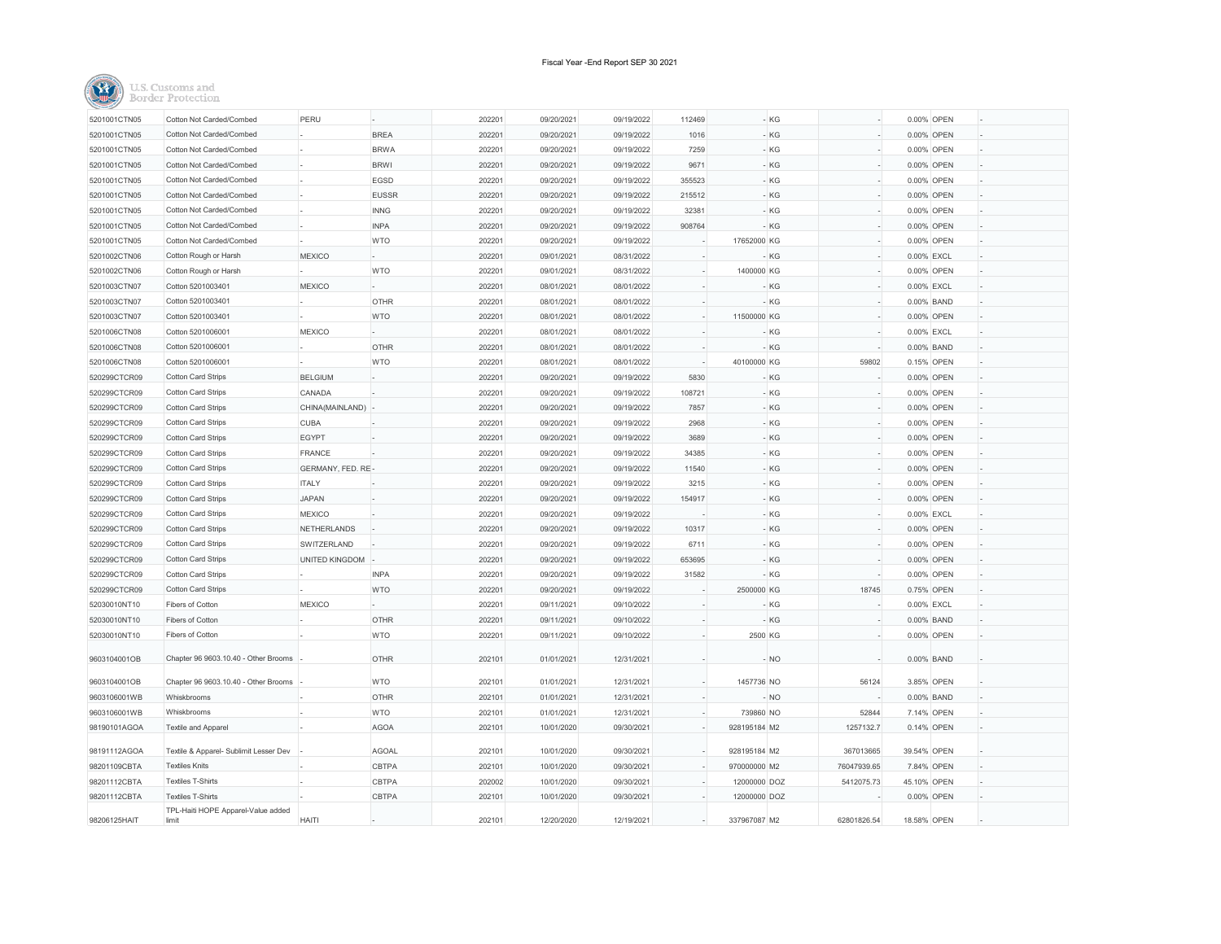Fiscal Year -End Report SEP 30 2021

U.S. Customs and Border Protection

| | | | | | | | | | | | | | |
|---|---|---|---|---|---|---|---|---|---|---|---|---|---|
| 5201001CTN05 | Cotton Not Carded/Combed | PERU | - | 202201 | 09/20/2021 | 09/19/2022 | 112469 | - | KG | - | 0.00% | OPEN | - |
| 5201001CTN05 | Cotton Not Carded/Combed | - | BREA | 202201 | 09/20/2021 | 09/19/2022 | 1016 | - | KG | - | 0.00% | OPEN | - |
| 5201001CTN05 | Cotton Not Carded/Combed | - | BRWA | 202201 | 09/20/2021 | 09/19/2022 | 7259 | - | KG | - | 0.00% | OPEN | - |
| 5201001CTN05 | Cotton Not Carded/Combed | - | BRWI | 202201 | 09/20/2021 | 09/19/2022 | 9671 | - | KG | - | 0.00% | OPEN | - |
| 5201001CTN05 | Cotton Not Carded/Combed | - | EGSD | 202201 | 09/20/2021 | 09/19/2022 | 355523 | - | KG | - | 0.00% | OPEN | - |
| 5201001CTN05 | Cotton Not Carded/Combed | - | EUSSR | 202201 | 09/20/2021 | 09/19/2022 | 215512 | - | KG | - | 0.00% | OPEN | - |
| 5201001CTN05 | Cotton Not Carded/Combed | - | INNG | 202201 | 09/20/2021 | 09/19/2022 | 32381 | - | KG | - | 0.00% | OPEN | - |
| 5201001CTN05 | Cotton Not Carded/Combed | - | INPA | 202201 | 09/20/2021 | 09/19/2022 | 908764 | - | KG | - | 0.00% | OPEN | - |
| 5201001CTN05 | Cotton Not Carded/Combed | - | WTO | 202201 | 09/20/2021 | 09/19/2022 | - | 17652000 | KG | - | 0.00% | OPEN | - |
| 5201002CTN06 | Cotton Rough or Harsh | MEXICO | - | 202201 | 09/01/2021 | 08/31/2022 | - | - | KG | - | 0.00% | EXCL | - |
| 5201002CTN06 | Cotton Rough or Harsh | - | WTO | 202201 | 09/01/2021 | 08/31/2022 | - | 1400000 | KG | - | 0.00% | OPEN | - |
| 5201003CTN07 | Cotton 5201003401 | MEXICO | - | 202201 | 08/01/2021 | 08/01/2022 | - | - | KG | - | 0.00% | EXCL | - |
| 5201003CTN07 | Cotton 5201003401 | - | OTHR | 202201 | 08/01/2021 | 08/01/2022 | - | - | KG | - | 0.00% | BAND | - |
| 5201003CTN07 | Cotton 5201003401 | - | WTO | 202201 | 08/01/2021 | 08/01/2022 | - | 11500000 | KG | - | 0.00% | OPEN | - |
| 5201006CTN08 | Cotton 5201006001 | MEXICO | - | 202201 | 08/01/2021 | 08/01/2022 | - | - | KG | - | 0.00% | EXCL | - |
| 5201006CTN08 | Cotton 5201006001 | - | OTHR | 202201 | 08/01/2021 | 08/01/2022 | - | - | KG | - | 0.00% | BAND | - |
| 5201006CTN08 | Cotton 5201006001 | - | WTO | 202201 | 08/01/2021 | 08/01/2022 | - | 40100000 | KG | 59802 | 0.15% | OPEN | - |
| 520299CTCR09 | Cotton Card Strips | BELGIUM | - | 202201 | 09/20/2021 | 09/19/2022 | 5830 | - | KG | - | 0.00% | OPEN | - |
| 520299CTCR09 | Cotton Card Strips | CANADA | - | 202201 | 09/20/2021 | 09/19/2022 | 108721 | - | KG | - | 0.00% | OPEN | - |
| 520299CTCR09 | Cotton Card Strips | CHINA(MAINLAND) | - | 202201 | 09/20/2021 | 09/19/2022 | 7857 | - | KG | - | 0.00% | OPEN | - |
| 520299CTCR09 | Cotton Card Strips | CUBA | - | 202201 | 09/20/2021 | 09/19/2022 | 2968 | - | KG | - | 0.00% | OPEN | - |
| 520299CTCR09 | Cotton Card Strips | EGYPT | - | 202201 | 09/20/2021 | 09/19/2022 | 3689 | - | KG | - | 0.00% | OPEN | - |
| 520299CTCR09 | Cotton Card Strips | FRANCE | - | 202201 | 09/20/2021 | 09/19/2022 | 34385 | - | KG | - | 0.00% | OPEN | - |
| 520299CTCR09 | Cotton Card Strips | GERMANY, FED. RE | - | 202201 | 09/20/2021 | 09/19/2022 | 11540 | - | KG | - | 0.00% | OPEN | - |
| 520299CTCR09 | Cotton Card Strips | ITALY | - | 202201 | 09/20/2021 | 09/19/2022 | 3215 | - | KG | - | 0.00% | OPEN | - |
| 520299CTCR09 | Cotton Card Strips | JAPAN | - | 202201 | 09/20/2021 | 09/19/2022 | 154917 | - | KG | - | 0.00% | OPEN | - |
| 520299CTCR09 | Cotton Card Strips | MEXICO | - | 202201 | 09/20/2021 | 09/19/2022 | - | - | KG | - | 0.00% | EXCL | - |
| 520299CTCR09 | Cotton Card Strips | NETHERLANDS | - | 202201 | 09/20/2021 | 09/19/2022 | 10317 | - | KG | - | 0.00% | OPEN | - |
| 520299CTCR09 | Cotton Card Strips | SWITZERLAND | - | 202201 | 09/20/2021 | 09/19/2022 | 6711 | - | KG | - | 0.00% | OPEN | - |
| 520299CTCR09 | Cotton Card Strips | UNITED KINGDOM | - | 202201 | 09/20/2021 | 09/19/2022 | 653695 | - | KG | - | 0.00% | OPEN | - |
| 520299CTCR09 | Cotton Card Strips | - | INPA | 202201 | 09/20/2021 | 09/19/2022 | 31582 | - | KG | - | 0.00% | OPEN | - |
| 520299CTCR09 | Cotton Card Strips | - | WTO | 202201 | 09/20/2021 | 09/19/2022 | - | 2500000 | KG | 18745 | 0.75% | OPEN | - |
| 52030010NT10 | Fibers of Cotton | MEXICO | - | 202201 | 09/11/2021 | 09/10/2022 | - | - | KG | - | 0.00% | EXCL | - |
| 52030010NT10 | Fibers of Cotton | - | OTHR | 202201 | 09/11/2021 | 09/10/2022 | - | - | KG | - | 0.00% | BAND | - |
| 52030010NT10 | Fibers of Cotton | - | WTO | 202201 | 09/11/2021 | 09/10/2022 | - | 2500 | KG | - | 0.00% | OPEN | - |
| 9603104001OB | Chapter 96 9603.10.40 - Other Brooms | - | OTHR | 202101 | 01/01/2021 | 12/31/2021 | - | - | NO | - | 0.00% | BAND | - |
| 9603104001OB | Chapter 96 9603.10.40 - Other Brooms | - | WTO | 202101 | 01/01/2021 | 12/31/2021 | - | 1457736 | NO | 56124 | 3.85% | OPEN | - |
| 9603106001WB | Whiskbrooms | - | OTHR | 202101 | 01/01/2021 | 12/31/2021 | - | - | NO | - | 0.00% | BAND | - |
| 9603106001WB | Whiskbrooms | - | WTO | 202101 | 01/01/2021 | 12/31/2021 | - | 739860 | NO | 52844 | 7.14% | OPEN | - |
| 98190101AGOA | Textile and Apparel | - | AGOA | 202101 | 10/01/2020 | 09/30/2021 | - | 928195184 | M2 | 1257132.7 | 0.14% | OPEN | - |
| 98191112AGOA | Textile & Apparel- Sublimit Lesser Dev | - | AGOAL | 202101 | 10/01/2020 | 09/30/2021 | - | 928195184 | M2 | 367013665 | 39.54% | OPEN | - |
| 98201109CBTA | Textiles Knits | - | CBTPA | 202101 | 10/01/2020 | 09/30/2021 | - | 970000000 | M2 | 76047939.65 | 7.84% | OPEN | - |
| 98201112CBTA | Textiles T-Shirts | - | CBTPA | 202002 | 10/01/2020 | 09/30/2021 | - | 12000000 | DOZ | 5412075.73 | 45.10% | OPEN | - |
| 98201112CBTA | Textiles T-Shirts | - | CBTPA | 202101 | 10/01/2020 | 09/30/2021 | - | 12000000 | DOZ | - | 0.00% | OPEN | - |
| 98206125HAIT | TPL-Haiti HOPE Apparel-Value added limit | HAITI | - | 202101 | 12/20/2020 | 12/19/2021 | - | 337967087 | M2 | 62801826.54 | 18.58% | OPEN | - |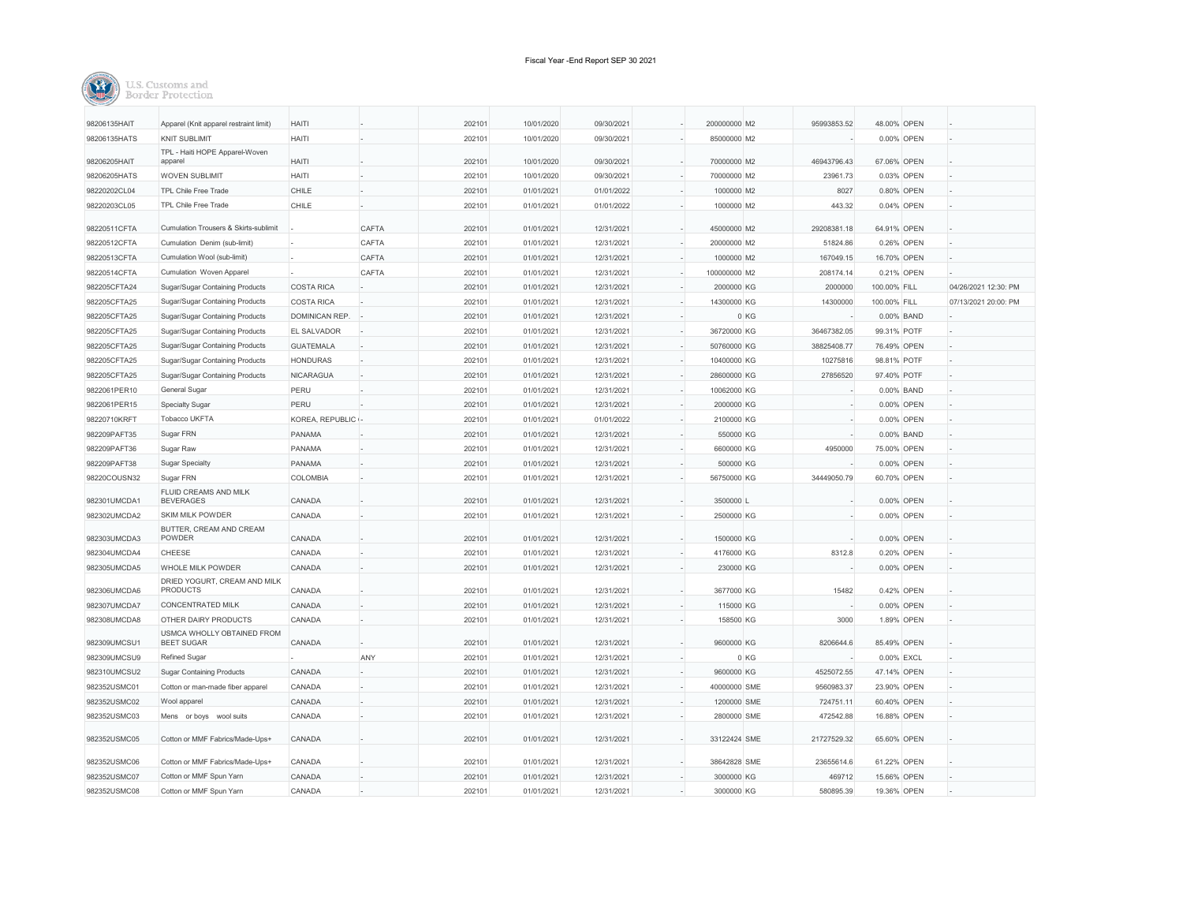| | | | | | | | | | | | | | |
|---|---|---|---|---|---|---|---|---|---|---|---|---|---|
| 98206135HAIT | Apparel (Knit apparel restraint limit) | HAITI | - | 202101 | 10/01/2020 | 09/30/2021 | - | 200000000 | M2 | 95993853.52 | 48.00% | OPEN | - |
| 98206135HATS | KNIT SUBLIMIT | HAITI | - | 202101 | 10/01/2020 | 09/30/2021 | - | 85000000 | M2 | - | 0.00% | OPEN | - |
| 98206205HAIT | TPL - Haiti HOPE Apparel-Woven apparel | HAITI | - | 202101 | 10/01/2020 | 09/30/2021 | - | 70000000 | M2 | 46943796.43 | 67.06% | OPEN | - |
| 98206205HATS | WOVEN SUBLIMIT | HAITI | - | 202101 | 10/01/2020 | 09/30/2021 | - | 70000000 | M2 | 23961.73 | 0.03% | OPEN | - |
| 98220202CL04 | TPL Chile Free Trade | CHILE | - | 202101 | 01/01/2021 | 01/01/2022 | - | 1000000 | M2 | 8027 | 0.80% | OPEN | - |
| 98220203CL05 | TPL Chile Free Trade | CHILE | - | 202101 | 01/01/2021 | 01/01/2022 | - | 1000000 | M2 | 443.32 | 0.04% | OPEN | - |
| 98220511CFTA | Cumulation Trousers & Skirts-sublimit | - | CAFTA | 202101 | 01/01/2021 | 12/31/2021 | - | 45000000 | M2 | 29208381.18 | 64.91% | OPEN | - |
| 98220512CFTA | Cumulation Denim (sub-limit) | - | CAFTA | 202101 | 01/01/2021 | 12/31/2021 | - | 20000000 | M2 | 51824.86 | 0.26% | OPEN | - |
| 98220513CFTA | Cumulation Wool (sub-limit) | - | CAFTA | 202101 | 01/01/2021 | 12/31/2021 | - | 1000000 | M2 | 167049.15 | 16.70% | OPEN | - |
| 98220514CFTA | Cumulation Woven Apparel | - | CAFTA | 202101 | 01/01/2021 | 12/31/2021 | - | 100000000 | M2 | 208174.14 | 0.21% | OPEN | - |
| 982205CFTA24 | Sugar/Sugar Containing Products | COSTA RICA | - | 202101 | 01/01/2021 | 12/31/2021 | - | 2000000 | KG | 2000000 | 100.00% | FILL | 04/26/2021 12:30: PM |
| 982205CFTA25 | Sugar/Sugar Containing Products | COSTA RICA | - | 202101 | 01/01/2021 | 12/31/2021 | - | 14300000 | KG | 14300000 | 100.00% | FILL | 07/13/2021 20:00: PM |
| 982205CFTA25 | Sugar/Sugar Containing Products | DOMINICAN REP. | - | 202101 | 01/01/2021 | 12/31/2021 | - | 0 | KG | - | 0.00% | BAND | - |
| 982205CFTA25 | Sugar/Sugar Containing Products | EL SALVADOR | - | 202101 | 01/01/2021 | 12/31/2021 | - | 36720000 | KG | 36467382.05 | 99.31% | POTF | - |
| 982205CFTA25 | Sugar/Sugar Containing Products | GUATEMALA | - | 202101 | 01/01/2021 | 12/31/2021 | - | 50760000 | KG | 38825408.77 | 76.49% | OPEN | - |
| 982205CFTA25 | Sugar/Sugar Containing Products | HONDURAS | - | 202101 | 01/01/2021 | 12/31/2021 | - | 10400000 | KG | 10275816 | 98.81% | POTF | - |
| 982205CFTA25 | Sugar/Sugar Containing Products | NICARAGUA | - | 202101 | 01/01/2021 | 12/31/2021 | - | 28600000 | KG | 27856520 | 97.40% | POTF | - |
| 9822061PER10 | General Sugar | PERU | - | 202101 | 01/01/2021 | 12/31/2021 | - | 10062000 | KG | - | 0.00% | BAND | - |
| 9822061PER15 | Specialty Sugar | PERU | - | 202101 | 01/01/2021 | 12/31/2021 | - | 2000000 | KG | - | 0.00% | OPEN | - |
| 98220710KRFT | Tobacco UKFTA | KOREA, REPUBLIC | - | 202101 | 01/01/2021 | 01/01/2022 | - | 2100000 | KG | - | 0.00% | OPEN | - |
| 982209PAFT35 | Sugar FRN | PANAMA | - | 202101 | 01/01/2021 | 12/31/2021 | - | 550000 | KG | - | 0.00% | BAND | - |
| 982209PAFT36 | Sugar Raw | PANAMA | - | 202101 | 01/01/2021 | 12/31/2021 | - | 6600000 | KG | 4950000 | 75.00% | OPEN | - |
| 982209PAFT38 | Sugar Specialty | PANAMA | - | 202101 | 01/01/2021 | 12/31/2021 | - | 500000 | KG | - | 0.00% | OPEN | - |
| 98220COUSN32 | Sugar FRN | COLOMBIA | - | 202101 | 01/01/2021 | 12/31/2021 | - | 56750000 | KG | 34449050.79 | 60.70% | OPEN | - |
| 982301UMCDA1 | FLUID CREAMS AND MILK BEVERAGES | CANADA | - | 202101 | 01/01/2021 | 12/31/2021 | - | 3500000 | L | - | 0.00% | OPEN | - |
| 982302UMCDA2 | SKIM MILK POWDER | CANADA | - | 202101 | 01/01/2021 | 12/31/2021 | - | 2500000 | KG | - | 0.00% | OPEN | - |
| 982303UMCDA3 | BUTTER, CREAM AND CREAM POWDER | CANADA | - | 202101 | 01/01/2021 | 12/31/2021 | - | 1500000 | KG | - | 0.00% | OPEN | - |
| 982304UMCDA4 | CHEESE | CANADA | - | 202101 | 01/01/2021 | 12/31/2021 | - | 4176000 | KG | 8312.8 | 0.20% | OPEN | - |
| 982305UMCDA5 | WHOLE MILK POWDER | CANADA | - | 202101 | 01/01/2021 | 12/31/2021 | - | 230000 | KG | - | 0.00% | OPEN | - |
| 982306UMCDA6 | DRIED YOGURT, CREAM AND MILK PRODUCTS | CANADA | - | 202101 | 01/01/2021 | 12/31/2021 | - | 3677000 | KG | 15482 | 0.42% | OPEN | - |
| 982307UMCDA7 | CONCENTRATED MILK | CANADA | - | 202101 | 01/01/2021 | 12/31/2021 | - | 115000 | KG | - | 0.00% | OPEN | - |
| 982308UMCDA8 | OTHER DAIRY PRODUCTS | CANADA | - | 202101 | 01/01/2021 | 12/31/2021 | - | 158500 | KG | 3000 | 1.89% | OPEN | - |
| 982309UMCSU1 | USMCA WHOLLY OBTAINED FROM BEET SUGAR | CANADA | - | 202101 | 01/01/2021 | 12/31/2021 | - | 9600000 | KG | 8206644.6 | 85.49% | OPEN | - |
| 982309UMCSU9 | Refined Sugar | - | ANY | 202101 | 01/01/2021 | 12/31/2021 | - | 0 | KG | - | 0.00% | EXCL | - |
| 982310UMCSU2 | Sugar Containing Products | CANADA | - | 202101 | 01/01/2021 | 12/31/2021 | - | 9600000 | KG | 4525072.55 | 47.14% | OPEN | - |
| 982352USMC01 | Cotton or man-made fiber apparel | CANADA | - | 202101 | 01/01/2021 | 12/31/2021 | - | 40000000 | SME | 9560983.37 | 23.90% | OPEN | - |
| 982352USMC02 | Wool apparel | CANADA | - | 202101 | 01/01/2021 | 12/31/2021 | - | 1200000 | SME | 724751.11 | 60.40% | OPEN | - |
| 982352USMC03 | Mens or boys wool suits | CANADA | - | 202101 | 01/01/2021 | 12/31/2021 | - | 2800000 | SME | 472542.88 | 16.88% | OPEN | - |
| 982352USMC05 | Cotton or MMF Fabrics/Made-Ups+ | CANADA | - | 202101 | 01/01/2021 | 12/31/2021 | - | 33122424 | SME | 21727529.32 | 65.60% | OPEN | - |
| 982352USMC06 | Cotton or MMF Fabrics/Made-Ups+ | CANADA | - | 202101 | 01/01/2021 | 12/31/2021 | - | 38642828 | SME | 23655614.6 | 61.22% | OPEN | - |
| 982352USMC07 | Cotton or MMF Spun Yarn | CANADA | - | 202101 | 01/01/2021 | 12/31/2021 | - | 3000000 | KG | 469712 | 15.66% | OPEN | - |
| 982352USMC08 | Cotton or MMF Spun Yarn | CANADA | - | 202101 | 01/01/2021 | 12/31/2021 | - | 3000000 | KG | 580895.39 | 19.36% | OPEN | - |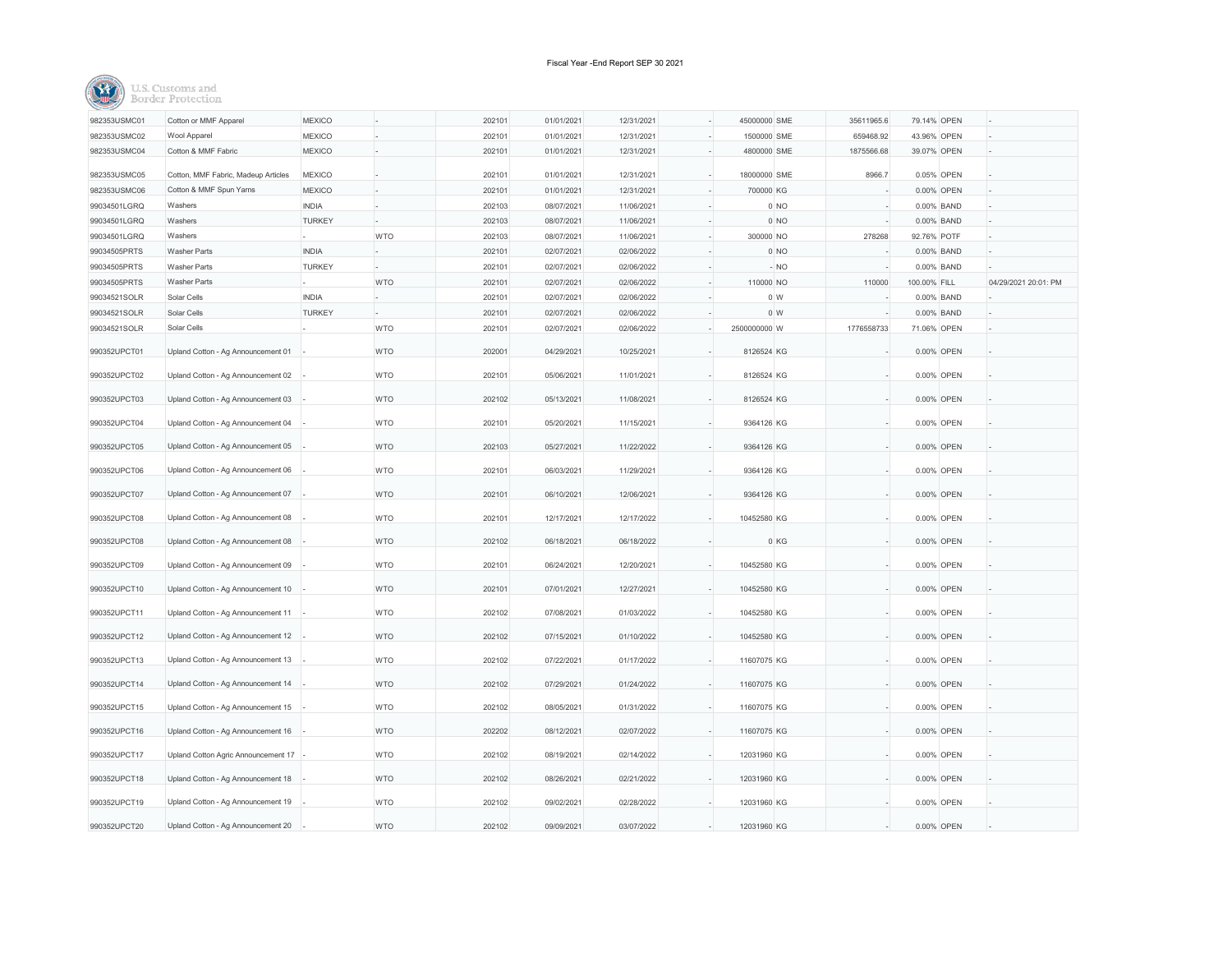Fiscal Year -End Report SEP 30 2021

U.S. Customs and Border Protection

| | | | | | | | | | | | | | |
|---|---|---|---|---|---|---|---|---|---|---|---|---|---|
| 982353USMC01 | Cotton or MMF Apparel | MEXICO | - | 202101 | 01/01/2021 | 12/31/2021 | - | 45000000 | SME | 35611965.6 | 79.14% | OPEN | - |
| 982353USMC02 | Wool Apparel | MEXICO | - | 202101 | 01/01/2021 | 12/31/2021 | - | 1500000 | SME | 659468.92 | 43.96% | OPEN | - |
| 982353USMC04 | Cotton & MMF Fabric | MEXICO | - | 202101 | 01/01/2021 | 12/31/2021 | - | 4800000 | SME | 1875566.68 | 39.07% | OPEN | - |
| 982353USMC05 | Cotton, MMF Fabric, Madeup Articles | MEXICO | - | 202101 | 01/01/2021 | 12/31/2021 | - | 18000000 | SME | 8966.7 | 0.05% | OPEN | - |
| 982353USMC06 | Cotton & MMF Spun Yarns | MEXICO | - | 202101 | 01/01/2021 | 12/31/2021 | - | 700000 | KG | - | 0.00% | OPEN | - |
| 99034501LGRQ | Washers | INDIA | - | 202103 | 08/07/2021 | 11/06/2021 | - | 0 | NO | - | 0.00% | BAND | - |
| 99034501LGRQ | Washers | TURKEY | - | 202103 | 08/07/2021 | 11/06/2021 | - | 0 | NO | - | 0.00% | BAND | - |
| 99034501LGRQ | Washers | - | WTO | 202103 | 08/07/2021 | 11/06/2021 | - | 300000 | NO | 278268 | 92.76% | POTF | - |
| 99034505PRTS | Washer Parts | INDIA | - | 202101 | 02/07/2021 | 02/06/2022 | - | 0 | NO | - | 0.00% | BAND | - |
| 99034505PRTS | Washer Parts | TURKEY | - | 202101 | 02/07/2021 | 02/06/2022 | - | - | NO | - | 0.00% | BAND | - |
| 99034505PRTS | Washer Parts | - | WTO | 202101 | 02/07/2021 | 02/06/2022 | - | 110000 | NO | 110000 | 100.00% | FILL | 04/29/2021 20:01: PM |
| 99034521SOLR | Solar Cells | INDIA | - | 202101 | 02/07/2021 | 02/06/2022 | - | 0 | W | - | 0.00% | BAND | - |
| 99034521SOLR | Solar Cells | TURKEY | - | 202101 | 02/07/2021 | 02/06/2022 | - | 0 | W | - | 0.00% | BAND | - |
| 99034521SOLR | Solar Cells | - | WTO | 202101 | 02/07/2021 | 02/06/2022 | - | 2500000000 | W | 1776558733 | 71.06% | OPEN | - |
| 990352UPCT01 | Upland Cotton - Ag Announcement 01 | - | WTO | 202001 | 04/29/2021 | 10/25/2021 | - | 8126524 | KG | - | 0.00% | OPEN | - |
| 990352UPCT02 | Upland Cotton - Ag Announcement 02 | - | WTO | 202101 | 05/06/2021 | 11/01/2021 | - | 8126524 | KG | - | 0.00% | OPEN | - |
| 990352UPCT03 | Upland Cotton - Ag Announcement 03 | - | WTO | 202102 | 05/13/2021 | 11/08/2021 | - | 8126524 | KG | - | 0.00% | OPEN | - |
| 990352UPCT04 | Upland Cotton - Ag Announcement 04 | - | WTO | 202101 | 05/20/2021 | 11/15/2021 | - | 9364126 | KG | - | 0.00% | OPEN | - |
| 990352UPCT05 | Upland Cotton - Ag Announcement 05 | - | WTO | 202103 | 05/27/2021 | 11/22/2022 | - | 9364126 | KG | - | 0.00% | OPEN | - |
| 990352UPCT06 | Upland Cotton - Ag Announcement 06 | - | WTO | 202101 | 06/03/2021 | 11/29/2021 | - | 9364126 | KG | - | 0.00% | OPEN | - |
| 990352UPCT07 | Upland Cotton - Ag Announcement 07 | - | WTO | 202101 | 06/10/2021 | 12/06/2021 | - | 9364126 | KG | - | 0.00% | OPEN | - |
| 990352UPCT08 | Upland Cotton - Ag Announcement 08 | - | WTO | 202101 | 12/17/2021 | 12/17/2022 | - | 10452580 | KG | - | 0.00% | OPEN | - |
| 990352UPCT08 | Upland Cotton - Ag Announcement 08 | - | WTO | 202102 | 06/18/2021 | 06/18/2022 | - | 0 | KG | - | 0.00% | OPEN | - |
| 990352UPCT09 | Upland Cotton - Ag Announcement 09 | - | WTO | 202101 | 06/24/2021 | 12/20/2021 | - | 10452580 | KG | - | 0.00% | OPEN | - |
| 990352UPCT10 | Upland Cotton - Ag Announcement 10 | - | WTO | 202101 | 07/01/2021 | 12/27/2021 | - | 10452580 | KG | - | 0.00% | OPEN | - |
| 990352UPCT11 | Upland Cotton - Ag Announcement 11 | - | WTO | 202102 | 07/08/2021 | 01/03/2022 | - | 10452580 | KG | - | 0.00% | OPEN | - |
| 990352UPCT12 | Upland Cotton - Ag Announcement 12 | - | WTO | 202102 | 07/15/2021 | 01/10/2022 | - | 10452580 | KG | - | 0.00% | OPEN | - |
| 990352UPCT13 | Upland Cotton - Ag Announcement 13 | - | WTO | 202102 | 07/22/2021 | 01/17/2022 | - | 11607075 | KG | - | 0.00% | OPEN | - |
| 990352UPCT14 | Upland Cotton - Ag Announcement 14 | - | WTO | 202102 | 07/29/2021 | 01/24/2022 | - | 11607075 | KG | - | 0.00% | OPEN | - |
| 990352UPCT15 | Upland Cotton - Ag Announcement 15 | - | WTO | 202102 | 08/05/2021 | 01/31/2022 | - | 11607075 | KG | - | 0.00% | OPEN | - |
| 990352UPCT16 | Upland Cotton - Ag Announcement 16 | - | WTO | 202202 | 08/12/2021 | 02/07/2022 | - | 11607075 | KG | - | 0.00% | OPEN | - |
| 990352UPCT17 | Upland Cotton Agric Announcement 17 | - | WTO | 202102 | 08/19/2021 | 02/14/2022 | - | 12031960 | KG | - | 0.00% | OPEN | - |
| 990352UPCT18 | Upland Cotton - Ag Announcement 18 | - | WTO | 202102 | 08/26/2021 | 02/21/2022 | - | 12031960 | KG | - | 0.00% | OPEN | - |
| 990352UPCT19 | Upland Cotton - Ag Announcement 19 | - | WTO | 202102 | 09/02/2021 | 02/28/2022 | - | 12031960 | KG | - | 0.00% | OPEN | - |
| 990352UPCT20 | Upland Cotton - Ag Announcement 20 | - | WTO | 202102 | 09/09/2021 | 03/07/2022 | - | 12031960 | KG | - | 0.00% | OPEN | - |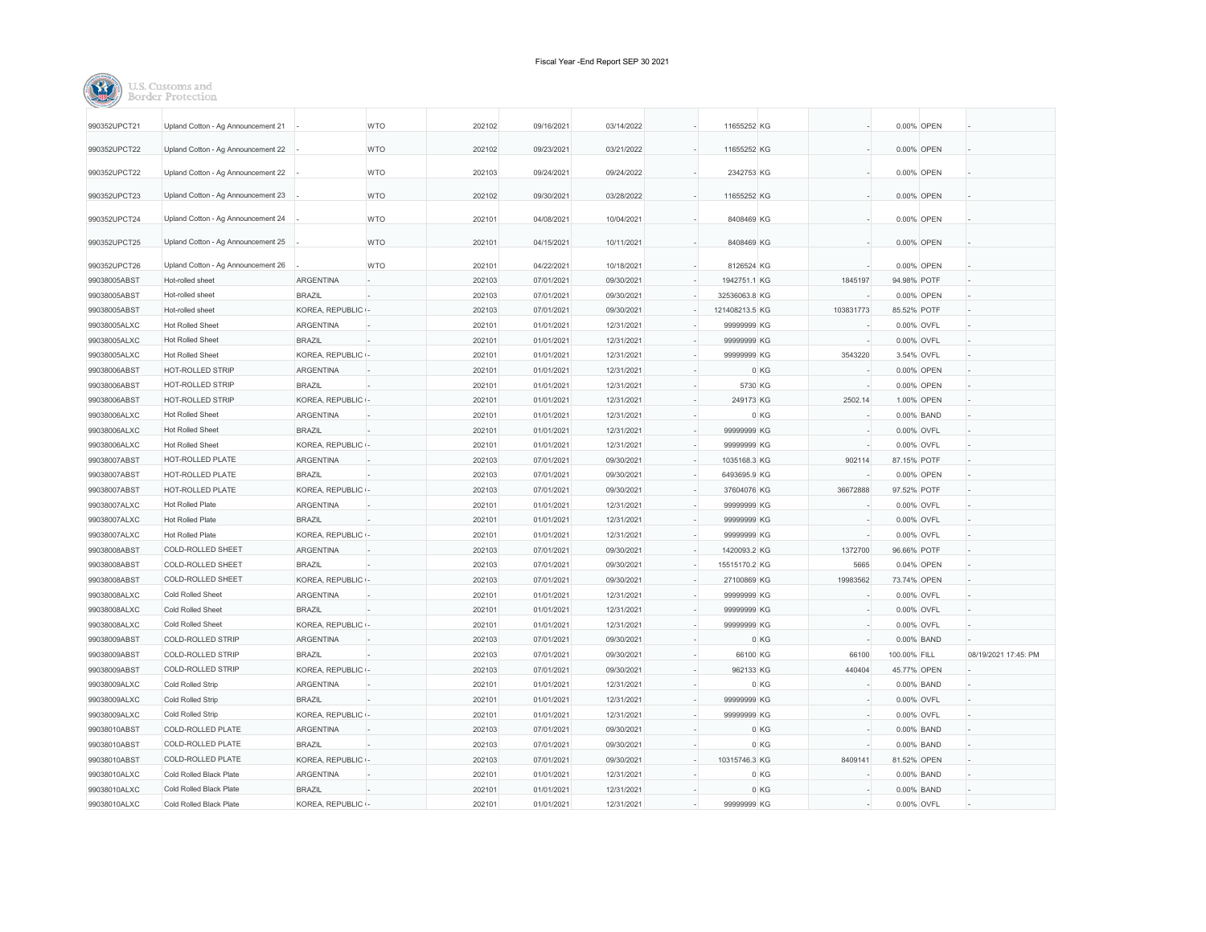Fiscal Year -End Report SEP 30 2021

U.S. Customs and Border Protection

| | | | | | | | | | | | | | |
|---|---|---|---|---|---|---|---|---|---|---|---|---|---|
| 990352UPCT21 | Upland Cotton - Ag Announcement 21 | - | WTO | 202102 | 09/16/2021 | 03/14/2022 | - | 11655252 | KG | - | 0.00% | OPEN | - |
| 990352UPCT22 | Upland Cotton - Ag Announcement 22 | - | WTO | 202102 | 09/23/2021 | 03/21/2022 | - | 11655252 | KG | - | 0.00% | OPEN | - |
| 990352UPCT22 | Upland Cotton - Ag Announcement 22 | - | WTO | 202103 | 09/24/2021 | 09/24/2022 | - | 2342753 | KG | - | 0.00% | OPEN | - |
| 990352UPCT23 | Upland Cotton - Ag Announcement 23 | - | WTO | 202102 | 09/30/2021 | 03/28/2022 | - | 11655252 | KG | - | 0.00% | OPEN | - |
| 990352UPCT24 | Upland Cotton - Ag Announcement 24 | - | WTO | 202101 | 04/08/2021 | 10/04/2021 | - | 8408469 | KG | - | 0.00% | OPEN | - |
| 990352UPCT25 | Upland Cotton - Ag Announcement 25 | - | WTO | 202101 | 04/15/2021 | 10/11/2021 | - | 8408469 | KG | - | 0.00% | OPEN | - |
| 990352UPCT26 | Upland Cotton - Ag Announcement 26 | - | WTO | 202101 | 04/22/2021 | 10/18/2021 | - | 8126524 | KG | - | 0.00% | OPEN | - |
| 99038005ABST | Hot-rolled sheet | ARGENTINA | - | 202103 | 07/01/2021 | 09/30/2021 | - | 1942751.1 | KG | 1845197 | 94.98% | POTF | - |
| 99038005ABST | Hot-rolled sheet | BRAZIL | - | 202103 | 07/01/2021 | 09/30/2021 | - | 32536063.8 | KG | - | 0.00% | OPEN | - |
| 99038005ABST | Hot-rolled sheet | KOREA, REPUBLIC ( | - | 202103 | 07/01/2021 | 09/30/2021 | - | 121408213.5 | KG | 103831773 | 85.52% | POTF | - |
| 99038005ALXC | Hot Rolled Sheet | ARGENTINA | - | 202101 | 01/01/2021 | 12/31/2021 | - | 99999999 | KG | - | 0.00% | OVFL | - |
| 99038005ALXC | Hot Rolled Sheet | BRAZIL | - | 202101 | 01/01/2021 | 12/31/2021 | - | 99999999 | KG | - | 0.00% | OVFL | - |
| 99038005ALXC | Hot Rolled Sheet | KOREA, REPUBLIC ( | - | 202101 | 01/01/2021 | 12/31/2021 | - | 99999999 | KG | 3543220 | 3.54% | OVFL | - |
| 99038006ABST | HOT-ROLLED STRIP | ARGENTINA | - | 202101 | 01/01/2021 | 12/31/2021 | - | 0 | KG | - | 0.00% | OPEN | - |
| 99038006ABST | HOT-ROLLED STRIP | BRAZIL | - | 202101 | 01/01/2021 | 12/31/2021 | - | 5730 | KG | - | 0.00% | OPEN | - |
| 99038006ABST | HOT-ROLLED STRIP | KOREA, REPUBLIC ( | - | 202101 | 01/01/2021 | 12/31/2021 | - | 249173 | KG | 2502.14 | 1.00% | OPEN | - |
| 99038006ALXC | Hot Rolled Sheet | ARGENTINA | - | 202101 | 01/01/2021 | 12/31/2021 | - | 0 | KG | - | 0.00% | BAND | - |
| 99038006ALXC | Hot Rolled Sheet | BRAZIL | - | 202101 | 01/01/2021 | 12/31/2021 | - | 99999999 | KG | - | 0.00% | OVFL | - |
| 99038006ALXC | Hot Rolled Sheet | KOREA, REPUBLIC ( | - | 202101 | 01/01/2021 | 12/31/2021 | - | 99999999 | KG | - | 0.00% | OVFL | - |
| 99038007ABST | HOT-ROLLED PLATE | ARGENTINA | - | 202103 | 07/01/2021 | 09/30/2021 | - | 1035168.3 | KG | 902114 | 87.15% | POTF | - |
| 99038007ABST | HOT-ROLLED PLATE | BRAZIL | - | 202103 | 07/01/2021 | 09/30/2021 | - | 6493695.9 | KG | - | 0.00% | OPEN | - |
| 99038007ABST | HOT-ROLLED PLATE | KOREA, REPUBLIC ( | - | 202103 | 07/01/2021 | 09/30/2021 | - | 37604076 | KG | 36672888 | 97.52% | POTF | - |
| 99038007ALXC | Hot Rolled Plate | ARGENTINA | - | 202101 | 01/01/2021 | 12/31/2021 | - | 99999999 | KG | - | 0.00% | OVFL | - |
| 99038007ALXC | Hot Rolled Plate | BRAZIL | - | 202101 | 01/01/2021 | 12/31/2021 | - | 99999999 | KG | - | 0.00% | OVFL | - |
| 99038007ALXC | Hot Rolled Plate | KOREA, REPUBLIC ( | - | 202101 | 01/01/2021 | 12/31/2021 | - | 99999999 | KG | - | 0.00% | OVFL | - |
| 99038008ABST | COLD-ROLLED SHEET | ARGENTINA | - | 202103 | 07/01/2021 | 09/30/2021 | - | 1420093.2 | KG | 1372700 | 96.66% | POTF | - |
| 99038008ABST | COLD-ROLLED SHEET | BRAZIL | - | 202103 | 07/01/2021 | 09/30/2021 | - | 15515170.2 | KG | 5665 | 0.04% | OPEN | - |
| 99038008ABST | COLD-ROLLED SHEET | KOREA, REPUBLIC ( | - | 202103 | 07/01/2021 | 09/30/2021 | - | 27100869 | KG | 19983562 | 73.74% | OPEN | - |
| 99038008ALXC | Cold Rolled Sheet | ARGENTINA | - | 202101 | 01/01/2021 | 12/31/2021 | - | 99999999 | KG | - | 0.00% | OVFL | - |
| 99038008ALXC | Cold Rolled Sheet | BRAZIL | - | 202101 | 01/01/2021 | 12/31/2021 | - | 99999999 | KG | - | 0.00% | OVFL | - |
| 99038008ALXC | Cold Rolled Sheet | KOREA, REPUBLIC ( | - | 202101 | 01/01/2021 | 12/31/2021 | - | 99999999 | KG | - | 0.00% | OVFL | - |
| 99038009ABST | COLD-ROLLED STRIP | ARGENTINA | - | 202103 | 07/01/2021 | 09/30/2021 | - | 0 | KG | - | 0.00% | BAND | - |
| 99038009ABST | COLD-ROLLED STRIP | BRAZIL | - | 202103 | 07/01/2021 | 09/30/2021 | - | 66100 | KG | 66100 | 100.00% | FILL | 08/19/2021 17:45: PM |
| 99038009ABST | COLD-ROLLED STRIP | KOREA, REPUBLIC ( | - | 202103 | 07/01/2021 | 09/30/2021 | - | 962133 | KG | 440404 | 45.77% | OPEN | - |
| 99038009ALXC | Cold Rolled Strip | ARGENTINA | - | 202101 | 01/01/2021 | 12/31/2021 | - | 0 | KG | - | 0.00% | BAND | - |
| 99038009ALXC | Cold Rolled Strip | BRAZIL | - | 202101 | 01/01/2021 | 12/31/2021 | - | 99999999 | KG | - | 0.00% | OVFL | - |
| 99038009ALXC | Cold Rolled Strip | KOREA, REPUBLIC ( | - | 202101 | 01/01/2021 | 12/31/2021 | - | 99999999 | KG | - | 0.00% | OVFL | - |
| 99038010ABST | COLD-ROLLED PLATE | ARGENTINA | - | 202103 | 07/01/2021 | 09/30/2021 | - | 0 | KG | - | 0.00% | BAND | - |
| 99038010ABST | COLD-ROLLED PLATE | BRAZIL | - | 202103 | 07/01/2021 | 09/30/2021 | - | 0 | KG | - | 0.00% | BAND | - |
| 99038010ABST | COLD-ROLLED PLATE | KOREA, REPUBLIC ( | - | 202103 | 07/01/2021 | 09/30/2021 | - | 10315746.3 | KG | 8409141 | 81.52% | OPEN | - |
| 99038010ALXC | Cold Rolled Black Plate | ARGENTINA | - | 202101 | 01/01/2021 | 12/31/2021 | - | 0 | KG | - | 0.00% | BAND | - |
| 99038010ALXC | Cold Rolled Black Plate | BRAZIL | - | 202101 | 01/01/2021 | 12/31/2021 | - | 0 | KG | - | 0.00% | BAND | - |
| 99038010ALXC | Cold Rolled Black Plate | KOREA, REPUBLIC ( | - | 202101 | 01/01/2021 | 12/31/2021 | - | 99999999 | KG | - | 0.00% | OVFL | - |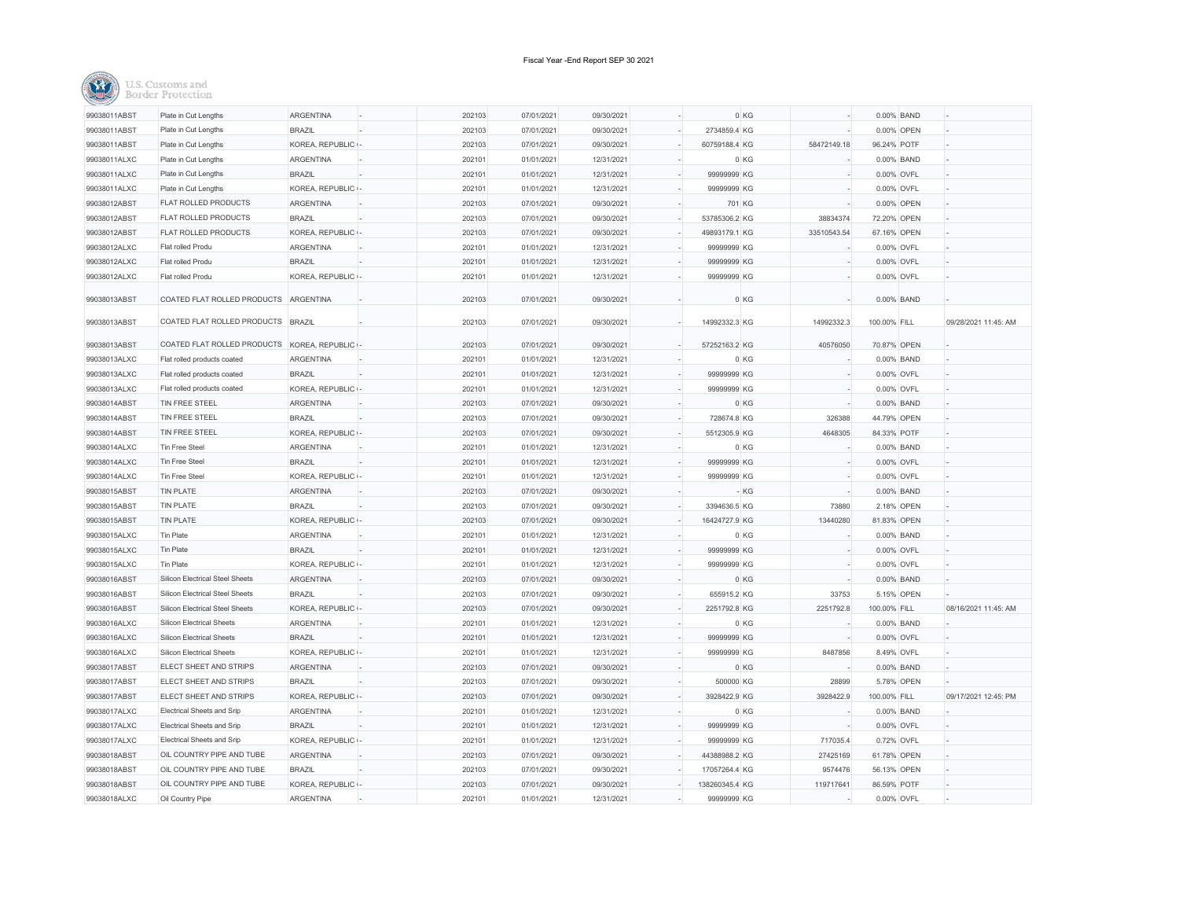Fiscal Year -End Report SEP 30 2021

| | | | | | | | | | | | | | | |
|---|---|---|---|---|---|---|---|---|---|---|---|---|---|---|
| 99038011ABST | Plate in Cut Lengths | ARGENTINA | - | 202103 | 07/01/2021 | 09/30/2021 | - | 0 | KG | - | 0.00% | BAND | - |
| 99038011ABST | Plate in Cut Lengths | BRAZIL | - | 202103 | 07/01/2021 | 09/30/2021 | - | 2734859.4 | KG | - | 0.00% | OPEN | - |
| 99038011ABST | Plate in Cut Lengths | KOREA, REPUBLIC ( | - | 202103 | 07/01/2021 | 09/30/2021 | - | 60759188.4 | KG | 58472149.18 | 96.24% | POTF | - |
| 99038011ALXC | Plate in Cut Lengths | ARGENTINA | - | 202101 | 01/01/2021 | 12/31/2021 | - | 0 | KG | - | 0.00% | BAND | - |
| 99038011ALXC | Plate in Cut Lengths | BRAZIL | - | 202101 | 01/01/2021 | 12/31/2021 | - | 99999999 | KG | - | 0.00% | OVFL | - |
| 99038011ALXC | Plate in Cut Lengths | KOREA, REPUBLIC ( | - | 202101 | 01/01/2021 | 12/31/2021 | - | 99999999 | KG | - | 0.00% | OVFL | - |
| 99038012ABST | FLAT ROLLED PRODUCTS | ARGENTINA | - | 202103 | 07/01/2021 | 09/30/2021 | - | 701 | KG | - | 0.00% | OPEN | - |
| 99038012ABST | FLAT ROLLED PRODUCTS | BRAZIL | - | 202103 | 07/01/2021 | 09/30/2021 | - | 53785306.2 | KG | 38834374 | 72.20% | OPEN | - |
| 99038012ABST | FLAT ROLLED PRODUCTS | KOREA, REPUBLIC ( | - | 202103 | 07/01/2021 | 09/30/2021 | - | 49893179.1 | KG | 33510543.54 | 67.16% | OPEN | - |
| 99038012ALXC | Flat rolled Produ | ARGENTINA | - | 202101 | 01/01/2021 | 12/31/2021 | - | 99999999 | KG | - | 0.00% | OVFL | - |
| 99038012ALXC | Flat rolled Produ | BRAZIL | - | 202101 | 01/01/2021 | 12/31/2021 | - | 99999999 | KG | - | 0.00% | OVFL | - |
| 99038012ALXC | Flat rolled Produ | KOREA, REPUBLIC ( | - | 202101 | 01/01/2021 | 12/31/2021 | - | 99999999 | KG | - | 0.00% | OVFL | - |
| 99038013ABST | COATED FLAT ROLLED PRODUCTS | ARGENTINA | - | 202103 | 07/01/2021 | 09/30/2021 | - | 0 | KG | - | 0.00% | BAND | - |
| 99038013ABST | COATED FLAT ROLLED PRODUCTS | BRAZIL | - | 202103 | 07/01/2021 | 09/30/2021 | - | 14992332.3 | KG | 14992332.3 | 100.00% | FILL | 09/28/2021 11:45: AM |
| 99038013ABST | COATED FLAT ROLLED PRODUCTS | KOREA, REPUBLIC ( | - | 202103 | 07/01/2021 | 09/30/2021 | - | 57252163.2 | KG | 40576050 | 70.87% | OPEN | - |
| 99038013ALXC | Flat rolled products coated | ARGENTINA | - | 202101 | 01/01/2021 | 12/31/2021 | - | 0 | KG | - | 0.00% | BAND | - |
| 99038013ALXC | Flat rolled products coated | BRAZIL | - | 202101 | 01/01/2021 | 12/31/2021 | - | 99999999 | KG | - | 0.00% | OVFL | - |
| 99038013ALXC | Flat rolled products coated | KOREA, REPUBLIC ( | - | 202101 | 01/01/2021 | 12/31/2021 | - | 99999999 | KG | - | 0.00% | OVFL | - |
| 99038014ABST | TIN FREE STEEL | ARGENTINA | - | 202103 | 07/01/2021 | 09/30/2021 | - | 0 | KG | - | 0.00% | BAND | - |
| 99038014ABST | TIN FREE STEEL | BRAZIL | - | 202103 | 07/01/2021 | 09/30/2021 | - | 728674.8 | KG | 326388 | 44.79% | OPEN | - |
| 99038014ABST | TIN FREE STEEL | KOREA, REPUBLIC ( | - | 202103 | 07/01/2021 | 09/30/2021 | - | 5512305.9 | KG | 4648305 | 84.33% | POTF | - |
| 99038014ALXC | Tin Free Steel | ARGENTINA | - | 202101 | 01/01/2021 | 12/31/2021 | - | 0 | KG | - | 0.00% | BAND | - |
| 99038014ALXC | Tin Free Steel | BRAZIL | - | 202101 | 01/01/2021 | 12/31/2021 | - | 99999999 | KG | - | 0.00% | OVFL | - |
| 99038014ALXC | Tin Free Steel | KOREA, REPUBLIC ( | - | 202101 | 01/01/2021 | 12/31/2021 | - | 99999999 | KG | - | 0.00% | OVFL | - |
| 99038015ABST | TIN PLATE | ARGENTINA | - | 202103 | 07/01/2021 | 09/30/2021 | - | - | KG | - | 0.00% | BAND | - |
| 99038015ABST | TIN PLATE | BRAZIL | - | 202103 | 07/01/2021 | 09/30/2021 | - | 3394636.5 | KG | 73880 | 2.18% | OPEN | - |
| 99038015ABST | TIN PLATE | KOREA, REPUBLIC ( | - | 202103 | 07/01/2021 | 09/30/2021 | - | 16424727.9 | KG | 13440280 | 81.83% | OPEN | - |
| 99038015ALXC | Tin Plate | ARGENTINA | - | 202101 | 01/01/2021 | 12/31/2021 | - | 0 | KG | - | 0.00% | BAND | - |
| 99038015ALXC | Tin Plate | BRAZIL | - | 202101 | 01/01/2021 | 12/31/2021 | - | 99999999 | KG | - | 0.00% | OVFL | - |
| 99038015ALXC | Tin Plate | KOREA, REPUBLIC ( | - | 202101 | 01/01/2021 | 12/31/2021 | - | 99999999 | KG | - | 0.00% | OVFL | - |
| 99038016ABST | Silicon Electrical Steel Sheets | ARGENTINA | - | 202103 | 07/01/2021 | 09/30/2021 | - | 0 | KG | - | 0.00% | BAND | - |
| 99038016ABST | Silicon Electrical Steel Sheets | BRAZIL | - | 202103 | 07/01/2021 | 09/30/2021 | - | 655915.2 | KG | 33753 | 5.15% | OPEN | - |
| 99038016ABST | Silicon Electrical Steel Sheets | KOREA, REPUBLIC ( | - | 202103 | 07/01/2021 | 09/30/2021 | - | 2251792.8 | KG | 2251792.8 | 100.00% | FILL | 08/16/2021 11:45: AM |
| 99038016ALXC | Silicon Electrical Sheets | ARGENTINA | - | 202101 | 01/01/2021 | 12/31/2021 | - | 0 | KG | - | 0.00% | BAND | - |
| 99038016ALXC | Silicon Electrical Sheets | BRAZIL | - | 202101 | 01/01/2021 | 12/31/2021 | - | 99999999 | KG | - | 0.00% | OVFL | - |
| 99038016ALXC | Silicon Electrical Sheets | KOREA, REPUBLIC ( | - | 202101 | 01/01/2021 | 12/31/2021 | - | 99999999 | KG | 8487856 | 8.49% | OVFL | - |
| 99038017ABST | ELECT SHEET AND STRIPS | ARGENTINA | - | 202103 | 07/01/2021 | 09/30/2021 | - | 0 | KG | - | 0.00% | BAND | - |
| 99038017ABST | ELECT SHEET AND STRIPS | BRAZIL | - | 202103 | 07/01/2021 | 09/30/2021 | - | 500000 | KG | 28899 | 5.78% | OPEN | - |
| 99038017ABST | ELECT SHEET AND STRIPS | KOREA, REPUBLIC ( | - | 202103 | 07/01/2021 | 09/30/2021 | - | 3928422.9 | KG | 3928422.9 | 100.00% | FILL | 09/17/2021 12:45: PM |
| 99038017ALXC | Electrical Sheets and Srip | ARGENTINA | - | 202101 | 01/01/2021 | 12/31/2021 | - | 0 | KG | - | 0.00% | BAND | - |
| 99038017ALXC | Electrical Sheets and Srip | BRAZIL | - | 202101 | 01/01/2021 | 12/31/2021 | - | 99999999 | KG | - | 0.00% | OVFL | - |
| 99038017ALXC | Electrical Sheets and Srip | KOREA, REPUBLIC ( | - | 202101 | 01/01/2021 | 12/31/2021 | - | 99999999 | KG | 717035.4 | 0.72% | OVFL | - |
| 99038018ABST | OIL COUNTRY PIPE AND TUBE | ARGENTINA | - | 202103 | 07/01/2021 | 09/30/2021 | - | 44388988.2 | KG | 27425169 | 61.78% | OPEN | - |
| 99038018ABST | OIL COUNTRY PIPE AND TUBE | BRAZIL | - | 202103 | 07/01/2021 | 09/30/2021 | - | 17057264.4 | KG | 9574476 | 56.13% | OPEN | - |
| 99038018ABST | OIL COUNTRY PIPE AND TUBE | KOREA, REPUBLIC ( | - | 202103 | 07/01/2021 | 09/30/2021 | - | 138260345.4 | KG | 119717641 | 86.59% | POTF | - |
| 99038018ALXC | Oil Country Pipe | ARGENTINA | - | 202101 | 01/01/2021 | 12/31/2021 | - | 99999999 | KG | - | 0.00% | OVFL | - |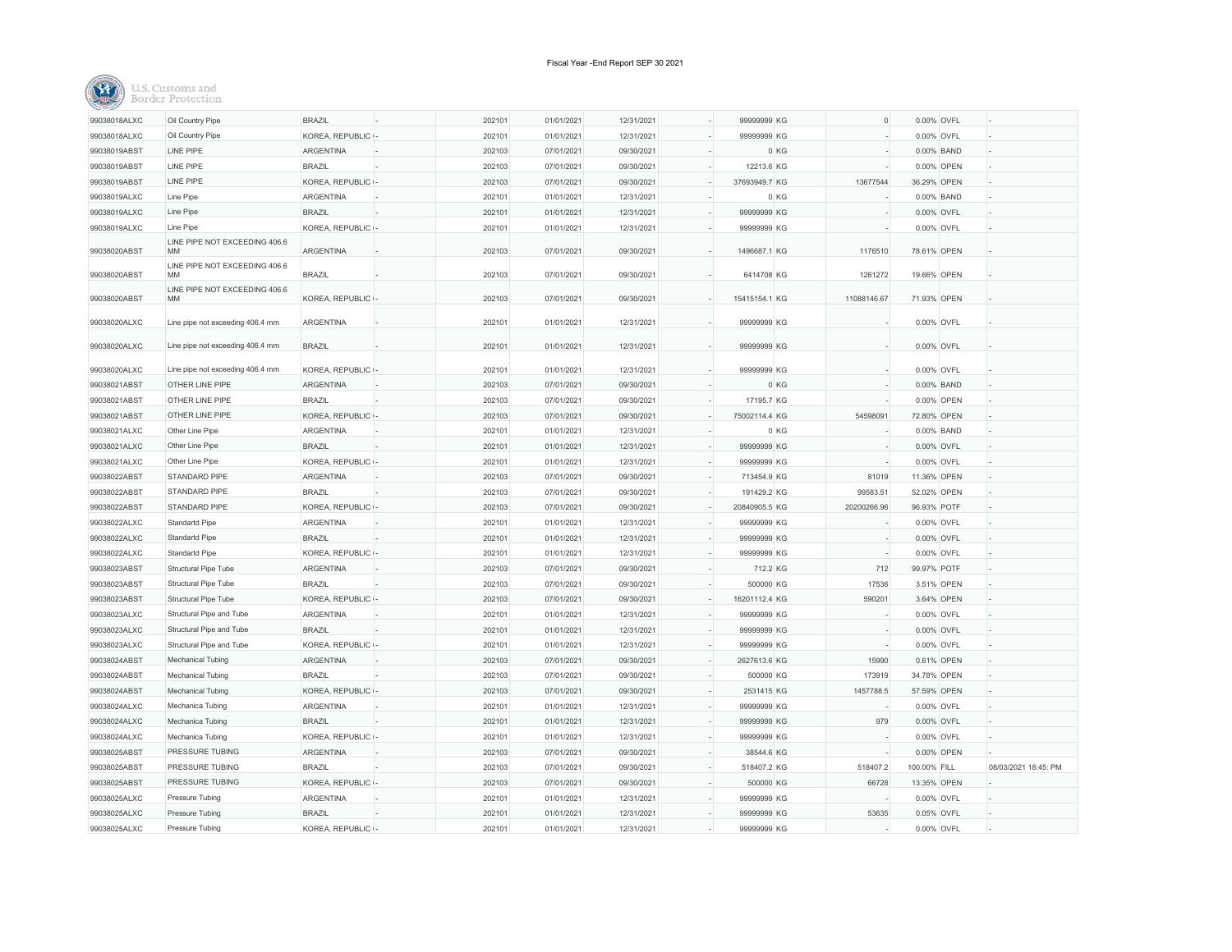Fiscal Year -End Report SEP 30 2021

U.S. Customs and Border Protection

| | | | | | | | | | | | | | |
|---|---|---|---|---|---|---|---|---|---|---|---|---|---|
| 99038018ALXC | Oil Country Pipe | BRAZIL | - | 202101 | 01/01/2021 | 12/31/2021 | - | 99999999 | KG | 0 | 0.00% | OVFL | - |
| 99038018ALXC | Oil Country Pipe | KOREA, REPUBLIC ( | - | 202101 | 01/01/2021 | 12/31/2021 | - | 99999999 | KG | - | 0.00% | OVFL | - |
| 99038019ABST | LINE PIPE | ARGENTINA | - | 202103 | 07/01/2021 | 09/30/2021 | - | 0 | KG | - | 0.00% | BAND | - |
| 99038019ABST | LINE PIPE | BRAZIL | - | 202103 | 07/01/2021 | 09/30/2021 | - | 12213.6 | KG | - | 0.00% | OPEN | - |
| 99038019ABST | LINE PIPE | KOREA, REPUBLIC ( | - | 202103 | 07/01/2021 | 09/30/2021 | - | 37693949.7 | KG | 13677544 | 36.29% | OPEN | - |
| 99038019ALXC | Line Pipe | ARGENTINA | - | 202101 | 01/01/2021 | 12/31/2021 | - | 0 | KG | - | 0.00% | BAND | - |
| 99038019ALXC | Line Pipe | BRAZIL | - | 202101 | 01/01/2021 | 12/31/2021 | - | 99999999 | KG | - | 0.00% | OVFL | - |
| 99038019ALXC | Line Pipe | KOREA, REPUBLIC ( | - | 202101 | 01/01/2021 | 12/31/2021 | - | 99999999 | KG | - | 0.00% | OVFL | - |
| 99038020ABST | LINE PIPE NOT EXCEEDING 406.6 MM | ARGENTINA | - | 202103 | 07/01/2021 | 09/30/2021 | - | 1496687.1 | KG | 1176510 | 78.61% | OPEN | - |
| 99038020ABST | LINE PIPE NOT EXCEEDING 406.6 MM | BRAZIL | - | 202103 | 07/01/2021 | 09/30/2021 | - | 6414708 | KG | 1261272 | 19.66% | OPEN | - |
| 99038020ABST | LINE PIPE NOT EXCEEDING 406.6 MM | KOREA, REPUBLIC ( | - | 202103 | 07/01/2021 | 09/30/2021 | - | 15415154.1 | KG | 11088146.67 | 71.93% | OPEN | - |
| 99038020ALXC | Line pipe not exceeding 406.4 mm | ARGENTINA | - | 202101 | 01/01/2021 | 12/31/2021 | - | 99999999 | KG | - | 0.00% | OVFL | - |
| 99038020ALXC | Line pipe not exceeding 406.4 mm | BRAZIL | - | 202101 | 01/01/2021 | 12/31/2021 | - | 99999999 | KG | - | 0.00% | OVFL | - |
| 99038020ALXC | Line pipe not exceeding 406.4 mm | KOREA, REPUBLIC ( | - | 202101 | 01/01/2021 | 12/31/2021 | - | 99999999 | KG | - | 0.00% | OVFL | - |
| 99038021ABST | OTHER LINE PIPE | ARGENTINA | - | 202103 | 07/01/2021 | 09/30/2021 | - | 0 | KG | - | 0.00% | BAND | - |
| 99038021ABST | OTHER LINE PIPE | BRAZIL | - | 202103 | 07/01/2021 | 09/30/2021 | - | 17195.7 | KG | - | 0.00% | OPEN | - |
| 99038021ABST | OTHER LINE PIPE | KOREA, REPUBLIC ( | - | 202103 | 07/01/2021 | 09/30/2021 | - | 75002114.4 | KG | 54598091 | 72.80% | OPEN | - |
| 99038021ALXC | Other Line Pipe | ARGENTINA | - | 202101 | 01/01/2021 | 12/31/2021 | - | 0 | KG | - | 0.00% | BAND | - |
| 99038021ALXC | Other Line Pipe | BRAZIL | - | 202101 | 01/01/2021 | 12/31/2021 | - | 99999999 | KG | - | 0.00% | OVFL | - |
| 99038021ALXC | Other Line Pipe | KOREA, REPUBLIC ( | - | 202101 | 01/01/2021 | 12/31/2021 | - | 99999999 | KG | - | 0.00% | OVFL | - |
| 99038022ABST | STANDARD PIPE | ARGENTINA | - | 202103 | 07/01/2021 | 09/30/2021 | - | 713454.9 | KG | 81019 | 11.36% | OPEN | - |
| 99038022ABST | STANDARD PIPE | BRAZIL | - | 202103 | 07/01/2021 | 09/30/2021 | - | 191429.2 | KG | 99583.51 | 52.02% | OPEN | - |
| 99038022ABST | STANDARD PIPE | KOREA, REPUBLIC ( | - | 202103 | 07/01/2021 | 09/30/2021 | - | 20840905.5 | KG | 20200266.96 | 96.93% | POTF | - |
| 99038022ALXC | Standartd Pipe | ARGENTINA | - | 202101 | 01/01/2021 | 12/31/2021 | - | 99999999 | KG | - | 0.00% | OVFL | - |
| 99038022ALXC | Standartd Pipe | BRAZIL | - | 202101 | 01/01/2021 | 12/31/2021 | - | 99999999 | KG | - | 0.00% | OVFL | - |
| 99038022ALXC | Standartd Pipe | KOREA, REPUBLIC ( | - | 202101 | 01/01/2021 | 12/31/2021 | - | 99999999 | KG | - | 0.00% | OVFL | - |
| 99038023ABST | Structural Pipe Tube | ARGENTINA | - | 202103 | 07/01/2021 | 09/30/2021 | - | 712.2 | KG | 712 | 99.97% | POTF | - |
| 99038023ABST | Structural Pipe Tube | BRAZIL | - | 202103 | 07/01/2021 | 09/30/2021 | - | 500000 | KG | 17536 | 3.51% | OPEN | - |
| 99038023ABST | Structural Pipe Tube | KOREA, REPUBLIC ( | - | 202103 | 07/01/2021 | 09/30/2021 | - | 16201112.4 | KG | 590201 | 3.64% | OPEN | - |
| 99038023ALXC | Structural Pipe and Tube | ARGENTINA | - | 202101 | 01/01/2021 | 12/31/2021 | - | 99999999 | KG | - | 0.00% | OVFL | - |
| 99038023ALXC | Structural Pipe and Tube | BRAZIL | - | 202101 | 01/01/2021 | 12/31/2021 | - | 99999999 | KG | - | 0.00% | OVFL | - |
| 99038023ALXC | Structural Pipe and Tube | KOREA, REPUBLIC ( | - | 202101 | 01/01/2021 | 12/31/2021 | - | 99999999 | KG | - | 0.00% | OVFL | - |
| 99038024ABST | Mechanical Tubing | ARGENTINA | - | 202103 | 07/01/2021 | 09/30/2021 | - | 2627613.6 | KG | 15990 | 0.61% | OPEN | - |
| 99038024ABST | Mechanical Tubing | BRAZIL | - | 202103 | 07/01/2021 | 09/30/2021 | - | 500000 | KG | 173919 | 34.78% | OPEN | - |
| 99038024ABST | Mechanical Tubing | KOREA, REPUBLIC ( | - | 202103 | 07/01/2021 | 09/30/2021 | - | 2531415 | KG | 1457788.5 | 57.59% | OPEN | - |
| 99038024ALXC | Mechanica Tubing | ARGENTINA | - | 202101 | 01/01/2021 | 12/31/2021 | - | 99999999 | KG | - | 0.00% | OVFL | - |
| 99038024ALXC | Mechanica Tubing | BRAZIL | - | 202101 | 01/01/2021 | 12/31/2021 | - | 99999999 | KG | 979 | 0.00% | OVFL | - |
| 99038024ALXC | Mechanica Tubing | KOREA, REPUBLIC ( | - | 202101 | 01/01/2021 | 12/31/2021 | - | 99999999 | KG | - | 0.00% | OVFL | - |
| 99038025ABST | PRESSURE TUBING | ARGENTINA | - | 202103 | 07/01/2021 | 09/30/2021 | - | 38544.6 | KG | - | 0.00% | OPEN | - |
| 99038025ABST | PRESSURE TUBING | BRAZIL | - | 202103 | 07/01/2021 | 09/30/2021 | - | 518407.2 | KG | 518407.2 | 100.00% | FILL | 08/03/2021 18:45: PM |
| 99038025ABST | PRESSURE TUBING | KOREA, REPUBLIC ( | - | 202103 | 07/01/2021 | 09/30/2021 | - | 500000 | KG | 66728 | 13.35% | OPEN | - |
| 99038025ALXC | Pressure Tubing | ARGENTINA | - | 202101 | 01/01/2021 | 12/31/2021 | - | 99999999 | KG | - | 0.00% | OVFL | - |
| 99038025ALXC | Pressure Tubing | BRAZIL | - | 202101 | 01/01/2021 | 12/31/2021 | - | 99999999 | KG | 53635 | 0.05% | OVFL | - |
| 99038025ALXC | Pressure Tubing | KOREA, REPUBLIC ( | - | 202101 | 01/01/2021 | 12/31/2021 | - | 99999999 | KG | - | 0.00% | OVFL | - |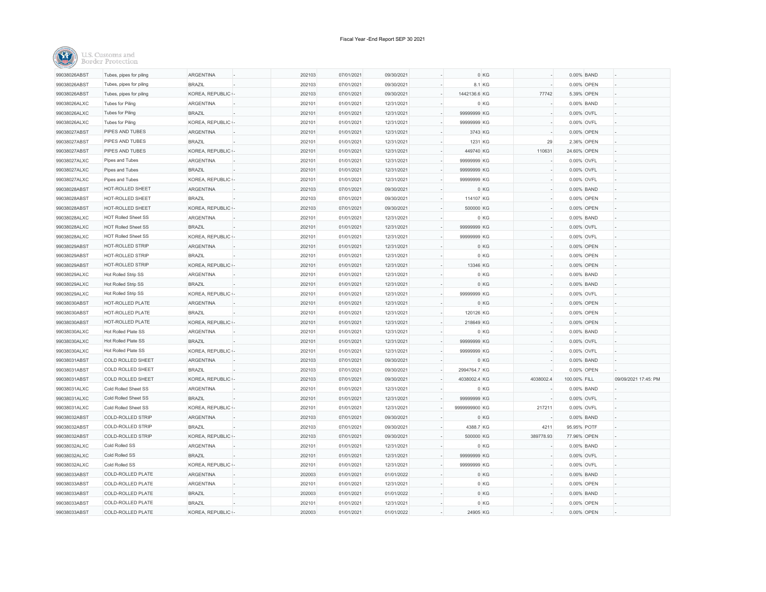Fiscal Year -End Report SEP 30 2021

U.S. Customs and Border Protection

| | | | | | | | | | | | | | |
|---|---|---|---|---|---|---|---|---|---|---|---|---|---|
| 99038026ABST | Tubes, pipes for piling | ARGENTINA | - | 202103 | 07/01/2021 | 09/30/2021 | - | 0 | KG | - | 0.00% | BAND | - |
| 99038026ABST | Tubes, pipes for piling | BRAZIL | - | 202103 | 07/01/2021 | 09/30/2021 | - | 8.1 | KG | - | 0.00% | OPEN | - |
| 99038026ABST | Tubes, pipes for piling | KOREA, REPUBLIC | - | 202103 | 07/01/2021 | 09/30/2021 | - | 1442136.6 | KG | 77742 | 5.39% | OPEN | - |
| 99038026ALXC | Tubes for Piling | ARGENTINA | | 202101 | 01/01/2021 | 12/31/2021 | - | 0 | KG | - | 0.00% | BAND | - |
| 99038026ALXC | Tubes for Piling | BRAZIL | - | 202101 | 01/01/2021 | 12/31/2021 | - | 99999999 | KG | - | 0.00% | OVFL | - |
| 99038026ALXC | Tubes for Piling | KOREA, REPUBLIC | - | 202101 | 01/01/2021 | 12/31/2021 | - | 99999999 | KG | - | 0.00% | OVFL | - |
| 99038027ABST | PIPES AND TUBES | ARGENTINA | | 202101 | 01/01/2021 | 12/31/2021 | - | 3743 | KG | - | 0.00% | OPEN | - |
| 99038027ABST | PIPES AND TUBES | BRAZIL | - | 202101 | 01/01/2021 | 12/31/2021 | - | 1231 | KG | 29 | 2.36% | OPEN | - |
| 99038027ABST | PIPES AND TUBES | KOREA, REPUBLIC | - | 202101 | 01/01/2021 | 12/31/2021 | - | 449740 | KG | 110631 | 24.60% | OPEN | - |
| 99038027ALXC | Pipes and Tubes | ARGENTINA | | 202101 | 01/01/2021 | 12/31/2021 | - | 99999999 | KG | - | 0.00% | OVFL | - |
| 99038027ALXC | Pipes and Tubes | BRAZIL | - | 202101 | 01/01/2021 | 12/31/2021 | - | 99999999 | KG | - | 0.00% | OVFL | - |
| 99038027ALXC | Pipes and Tubes | KOREA, REPUBLIC | - | 202101 | 01/01/2021 | 12/31/2021 | - | 99999999 | KG | - | 0.00% | OVFL | - |
| 99038028ABST | HOT-ROLLED SHEET | ARGENTINA | | 202103 | 07/01/2021 | 09/30/2021 | - | 0 | KG | - | 0.00% | BAND | - |
| 99038028ABST | HOT-ROLLED SHEET | BRAZIL | - | 202103 | 07/01/2021 | 09/30/2021 | - | 114107 | KG | - | 0.00% | OPEN | - |
| 99038028ABST | HOT-ROLLED SHEET | KOREA, REPUBLIC | - | 202103 | 07/01/2021 | 09/30/2021 | - | 500000 | KG | - | 0.00% | OPEN | - |
| 99038028ALXC | HOT Rolled Sheet SS | ARGENTINA | | 202101 | 01/01/2021 | 12/31/2021 | - | 0 | KG | - | 0.00% | BAND | - |
| 99038028ALXC | HOT Rolled Sheet SS | BRAZIL | - | 202101 | 01/01/2021 | 12/31/2021 | - | 99999999 | KG | - | 0.00% | OVFL | - |
| 99038028ALXC | HOT Rolled Sheet SS | KOREA, REPUBLIC | - | 202101 | 01/01/2021 | 12/31/2021 | - | 99999999 | KG | - | 0.00% | OVFL | - |
| 99038029ABST | HOT-ROLLED STRIP | ARGENTINA | | 202101 | 01/01/2021 | 12/31/2021 | - | 0 | KG | - | 0.00% | OPEN | - |
| 99038029ABST | HOT-ROLLED STRIP | BRAZIL | - | 202101 | 01/01/2021 | 12/31/2021 | - | 0 | KG | - | 0.00% | OPEN | - |
| 99038029ABST | HOT-ROLLED STRIP | KOREA, REPUBLIC | - | 202101 | 01/01/2021 | 12/31/2021 | - | 13346 | KG | - | 0.00% | OPEN | - |
| 99038029ALXC | Hot Rolled Strip SS | ARGENTINA | | 202101 | 01/01/2021 | 12/31/2021 | - | 0 | KG | - | 0.00% | BAND | - |
| 99038029ALXC | Hot Rolled Strip SS | BRAZIL | - | 202101 | 01/01/2021 | 12/31/2021 | - | 0 | KG | - | 0.00% | BAND | - |
| 99038029ALXC | Hot Rolled Strip SS | KOREA, REPUBLIC | - | 202101 | 01/01/2021 | 12/31/2021 | - | 99999999 | KG | - | 0.00% | OVFL | - |
| 99038030ABST | HOT-ROLLED PLATE | ARGENTINA | | 202101 | 01/01/2021 | 12/31/2021 | - | 0 | KG | - | 0.00% | OPEN | - |
| 99038030ABST | HOT-ROLLED PLATE | BRAZIL | - | 202101 | 01/01/2021 | 12/31/2021 | - | 120126 | KG | - | 0.00% | OPEN | - |
| 99038030ABST | HOT-ROLLED PLATE | KOREA, REPUBLIC | - | 202101 | 01/01/2021 | 12/31/2021 | - | 218649 | KG | - | 0.00% | OPEN | - |
| 99038030ALXC | Hot Rolled Plate SS | ARGENTINA | | 202101 | 01/01/2021 | 12/31/2021 | - | 0 | KG | - | 0.00% | BAND | - |
| 99038030ALXC | Hot Rolled Plate SS | BRAZIL | - | 202101 | 01/01/2021 | 12/31/2021 | - | 99999999 | KG | - | 0.00% | OVFL | - |
| 99038030ALXC | Hot Rolled Plate SS | KOREA, REPUBLIC | - | 202101 | 01/01/2021 | 12/31/2021 | - | 99999999 | KG | - | 0.00% | OVFL | - |
| 99038031ABST | COLD ROLLED SHEET | ARGENTINA | | 202103 | 07/01/2021 | 09/30/2021 | - | 0 | KG | - | 0.00% | BAND | - |
| 99038031ABST | COLD ROLLED SHEET | BRAZIL | - | 202103 | 07/01/2021 | 09/30/2021 | - | 2994764.7 | KG | - | 0.00% | OPEN | - |
| 99038031ABST | COLD ROLLED SHEET | KOREA, REPUBLIC | - | 202103 | 07/01/2021 | 09/30/2021 | - | 4038002.4 | KG | 4038002.4 | 100.00% | FILL | 09/09/2021 17:45: PM |
| 99038031ALXC | Cold Rolled Sheet SS | ARGENTINA | | 202101 | 01/01/2021 | 12/31/2021 | - | 0 | KG | - | 0.00% | BAND | - |
| 99038031ALXC | Cold Rolled Sheet SS | BRAZIL | - | 202101 | 01/01/2021 | 12/31/2021 | - | 99999999 | KG | - | 0.00% | OVFL | - |
| 99038031ALXC | Cold Rolled Sheet SS | KOREA, REPUBLIC | - | 202101 | 01/01/2021 | 12/31/2021 | - | 9999999900 | KG | 217211 | 0.00% | OVFL | - |
| 99038032ABST | COLD-ROLLED STRIP | ARGENTINA | | 202103 | 07/01/2021 | 09/30/2021 | - | 0 | KG | - | 0.00% | BAND | - |
| 99038032ABST | COLD-ROLLED STRIP | BRAZIL | - | 202103 | 07/01/2021 | 09/30/2021 | - | 4388.7 | KG | 4211 | 95.95% | POTF | - |
| 99038032ABST | COLD-ROLLED STRIP | KOREA, REPUBLIC | - | 202103 | 07/01/2021 | 09/30/2021 | - | 500000 | KG | 389778.93 | 77.96% | OPEN | - |
| 99038032ALXC | Cold Rolled SS | ARGENTINA | | 202101 | 01/01/2021 | 12/31/2021 | - | 0 | KG | - | 0.00% | BAND | - |
| 99038032ALXC | Cold Rolled SS | BRAZIL | - | 202101 | 01/01/2021 | 12/31/2021 | - | 99999999 | KG | - | 0.00% | OVFL | - |
| 99038032ALXC | Cold Rolled SS | KOREA, REPUBLIC | - | 202101 | 01/01/2021 | 12/31/2021 | - | 99999999 | KG | - | 0.00% | OVFL | - |
| 99038033ABST | COLD-ROLLED PLATE | ARGENTINA | - | 202003 | 01/01/2021 | 01/01/2022 | - | 0 | KG | - | 0.00% | BAND | - |
| 99038033ABST | COLD-ROLLED PLATE | ARGENTINA | - | 202101 | 01/01/2021 | 12/31/2021 | - | 0 | KG | - | 0.00% | OPEN | - |
| 99038033ABST | COLD-ROLLED PLATE | BRAZIL | - | 202003 | 01/01/2021 | 01/01/2022 | - | 0 | KG | - | 0.00% | BAND | - |
| 99038033ABST | COLD-ROLLED PLATE | BRAZIL | - | 202101 | 01/01/2021 | 12/31/2021 | - | 0 | KG | - | 0.00% | OPEN | - |
| 99038033ABST | COLD-ROLLED PLATE | KOREA, REPUBLIC | - | 202003 | 01/01/2021 | 01/01/2022 | - | 24905 | KG | - | 0.00% | OPEN | - |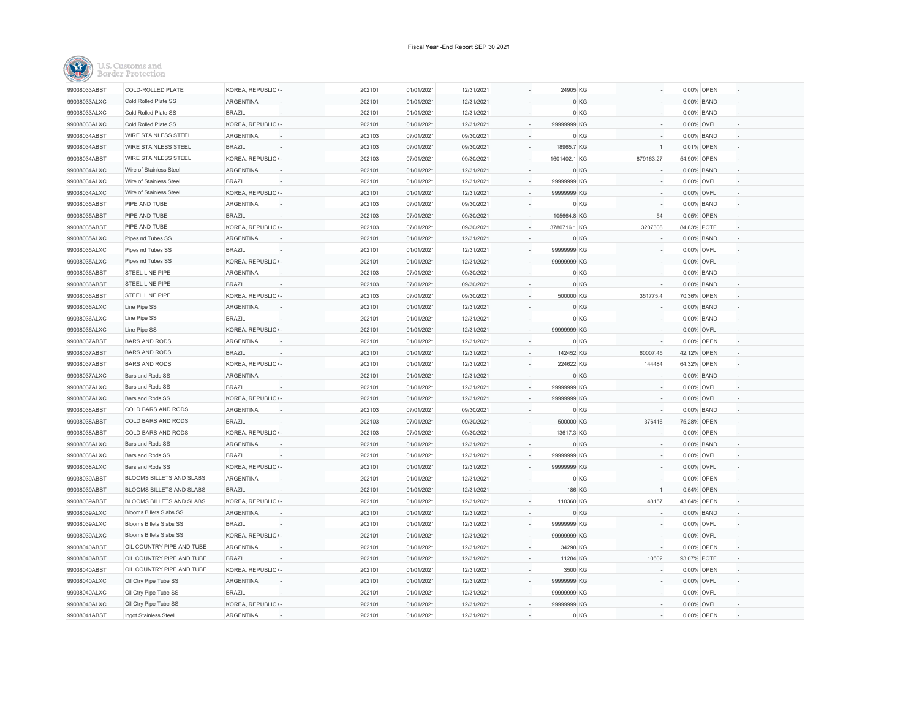Fiscal Year -End Report SEP 30 2021

U.S. Customs and Border Protection

| | | | | | | | | | | | | | |
|---|---|---|---|---|---|---|---|---|---|---|---|---|---|
| 99038033ABST | COLD-ROLLED PLATE | KOREA, REPUBLIC | - | 202101 | 01/01/2021 | 12/31/2021 | - | 24905 | KG | - | 0.00% | OPEN | - |
| 99038033ALXC | Cold Rolled Plate SS | ARGENTINA | - | 202101 | 01/01/2021 | 12/31/2021 | - | 0 | KG | - | 0.00% | BAND | - |
| 99038033ALXC | Cold Rolled Plate SS | BRAZIL | - | 202101 | 01/01/2021 | 12/31/2021 | - | 0 | KG | - | 0.00% | BAND | - |
| 99038033ALXC | Cold Rolled Plate SS | KOREA, REPUBLIC | - | 202101 | 01/01/2021 | 12/31/2021 | - | 99999999 | KG | - | 0.00% | OVFL | - |
| 99038034ABST | WIRE STAINLESS STEEL | ARGENTINA | - | 202103 | 07/01/2021 | 09/30/2021 | - | 0 | KG | - | 0.00% | BAND | - |
| 99038034ABST | WIRE STAINLESS STEEL | BRAZIL | - | 202103 | 07/01/2021 | 09/30/2021 | - | 18965.7 | KG | 1 | 0.01% | OPEN | - |
| 99038034ABST | WIRE STAINLESS STEEL | KOREA, REPUBLIC | - | 202103 | 07/01/2021 | 09/30/2021 | - | 1601402.1 | KG | 879163.27 | 54.90% | OPEN | - |
| 99038034ALXC | Wire of Stainless Steel | ARGENTINA | - | 202101 | 01/01/2021 | 12/31/2021 | - | 0 | KG | - | 0.00% | BAND | - |
| 99038034ALXC | Wire of Stainless Steel | BRAZIL | - | 202101 | 01/01/2021 | 12/31/2021 | - | 99999999 | KG | - | 0.00% | OVFL | - |
| 99038034ALXC | Wire of Stainless Steel | KOREA, REPUBLIC | - | 202101 | 01/01/2021 | 12/31/2021 | - | 99999999 | KG | - | 0.00% | OVFL | - |
| 99038035ABST | PIPE AND TUBE | ARGENTINA | - | 202103 | 07/01/2021 | 09/30/2021 | - | 0 | KG | - | 0.00% | BAND | - |
| 99038035ABST | PIPE AND TUBE | BRAZIL | - | 202103 | 07/01/2021 | 09/30/2021 | - | 105664.8 | KG | 54 | 0.05% | OPEN | - |
| 99038035ABST | PIPE AND TUBE | KOREA, REPUBLIC | - | 202103 | 07/01/2021 | 09/30/2021 | - | 3780716.1 | KG | 3207308 | 84.83% | POTF | - |
| 99038035ALXC | Pipes nd Tubes SS | ARGENTINA | - | 202101 | 01/01/2021 | 12/31/2021 | - | 0 | KG | - | 0.00% | BAND | - |
| 99038035ALXC | Pipes nd Tubes SS | BRAZIL | - | 202101 | 01/01/2021 | 12/31/2021 | - | 99999999 | KG | - | 0.00% | OVFL | - |
| 99038035ALXC | Pipes nd Tubes SS | KOREA, REPUBLIC | - | 202101 | 01/01/2021 | 12/31/2021 | - | 99999999 | KG | - | 0.00% | OVFL | - |
| 99038036ABST | STEEL LINE PIPE | ARGENTINA | - | 202103 | 07/01/2021 | 09/30/2021 | - | 0 | KG | - | 0.00% | BAND | - |
| 99038036ABST | STEEL LINE PIPE | BRAZIL | - | 202103 | 07/01/2021 | 09/30/2021 | - | 0 | KG | - | 0.00% | BAND | - |
| 99038036ABST | STEEL LINE PIPE | KOREA, REPUBLIC | - | 202103 | 07/01/2021 | 09/30/2021 | - | 500000 | KG | 351775.4 | 70.36% | OPEN | - |
| 99038036ALXC | Line Pipe SS | ARGENTINA | - | 202101 | 01/01/2021 | 12/31/2021 | - | 0 | KG | - | 0.00% | BAND | - |
| 99038036ALXC | Line Pipe SS | BRAZIL | - | 202101 | 01/01/2021 | 12/31/2021 | - | 0 | KG | - | 0.00% | BAND | - |
| 99038036ALXC | Line Pipe SS | KOREA, REPUBLIC | - | 202101 | 01/01/2021 | 12/31/2021 | - | 99999999 | KG | - | 0.00% | OVFL | - |
| 99038037ABST | BARS AND RODS | ARGENTINA | - | 202101 | 01/01/2021 | 12/31/2021 | - | 0 | KG | - | 0.00% | OPEN | - |
| 99038037ABST | BARS AND RODS | BRAZIL | - | 202101 | 01/01/2021 | 12/31/2021 | - | 142452 | KG | 60007.45 | 42.12% | OPEN | - |
| 99038037ABST | BARS AND RODS | KOREA, REPUBLIC | - | 202101 | 01/01/2021 | 12/31/2021 | - | 224622 | KG | 144484 | 64.32% | OPEN | - |
| 99038037ALXC | Bars and Rods SS | ARGENTINA | - | 202101 | 01/01/2021 | 12/31/2021 | - | 0 | KG | - | 0.00% | BAND | - |
| 99038037ALXC | Bars and Rods SS | BRAZIL | - | 202101 | 01/01/2021 | 12/31/2021 | - | 99999999 | KG | - | 0.00% | OVFL | - |
| 99038037ALXC | Bars and Rods SS | KOREA, REPUBLIC | - | 202101 | 01/01/2021 | 12/31/2021 | - | 99999999 | KG | - | 0.00% | OVFL | - |
| 99038038ABST | COLD BARS AND RODS | ARGENTINA | - | 202103 | 07/01/2021 | 09/30/2021 | - | 0 | KG | - | 0.00% | BAND | - |
| 99038038ABST | COLD BARS AND RODS | BRAZIL | - | 202103 | 07/01/2021 | 09/30/2021 | - | 500000 | KG | 376416 | 75.28% | OPEN | - |
| 99038038ABST | COLD BARS AND RODS | KOREA, REPUBLIC | - | 202103 | 07/01/2021 | 09/30/2021 | - | 13617.3 | KG | - | 0.00% | OPEN | - |
| 99038038ALXC | Bars and Rods SS | ARGENTINA | - | 202101 | 01/01/2021 | 12/31/2021 | - | 0 | KG | - | 0.00% | BAND | - |
| 99038038ALXC | Bars and Rods SS | BRAZIL | - | 202101 | 01/01/2021 | 12/31/2021 | - | 99999999 | KG | - | 0.00% | OVFL | - |
| 99038038ALXC | Bars and Rods SS | KOREA, REPUBLIC | - | 202101 | 01/01/2021 | 12/31/2021 | - | 99999999 | KG | - | 0.00% | OVFL | - |
| 99038039ABST | BLOOMS BILLETS AND SLABS | ARGENTINA | - | 202101 | 01/01/2021 | 12/31/2021 | - | 0 | KG | - | 0.00% | OPEN | - |
| 99038039ABST | BLOOMS BILLETS AND SLABS | BRAZIL | - | 202101 | 01/01/2021 | 12/31/2021 | - | 186 | KG | 1 | 0.54% | OPEN | - |
| 99038039ABST | BLOOMS BILLETS AND SLABS | KOREA, REPUBLIC | - | 202101 | 01/01/2021 | 12/31/2021 | - | 110360 | KG | 48157 | 43.64% | OPEN | - |
| 99038039ALXC | Blooms Billets Slabs SS | ARGENTINA | - | 202101 | 01/01/2021 | 12/31/2021 | - | 0 | KG | - | 0.00% | BAND | - |
| 99038039ALXC | Blooms Billets Slabs SS | BRAZIL | - | 202101 | 01/01/2021 | 12/31/2021 | - | 99999999 | KG | - | 0.00% | OVFL | - |
| 99038039ALXC | Blooms Billets Slabs SS | KOREA, REPUBLIC | - | 202101 | 01/01/2021 | 12/31/2021 | - | 99999999 | KG | - | 0.00% | OVFL | - |
| 99038040ABST | OIL COUNTRY PIPE AND TUBE | ARGENTINA | - | 202101 | 01/01/2021 | 12/31/2021 | - | 34298 | KG | - | 0.00% | OPEN | - |
| 99038040ABST | OIL COUNTRY PIPE AND TUBE | BRAZIL | - | 202101 | 01/01/2021 | 12/31/2021 | - | 11284 | KG | 10502 | 93.07% | POTF | - |
| 99038040ABST | OIL COUNTRY PIPE AND TUBE | KOREA, REPUBLIC | - | 202101 | 01/01/2021 | 12/31/2021 | - | 3500 | KG | - | 0.00% | OPEN | - |
| 99038040ALXC | Oil Ctry Pipe Tube SS | ARGENTINA | - | 202101 | 01/01/2021 | 12/31/2021 | - | 99999999 | KG | - | 0.00% | OVFL | - |
| 99038040ALXC | Oil Ctry Pipe Tube SS | BRAZIL | - | 202101 | 01/01/2021 | 12/31/2021 | - | 99999999 | KG | - | 0.00% | OVFL | - |
| 99038040ALXC | Oil Ctry Pipe Tube SS | KOREA, REPUBLIC | - | 202101 | 01/01/2021 | 12/31/2021 | - | 99999999 | KG | - | 0.00% | OVFL | - |
| 99038041ABST | Ingot Stainless Steel | ARGENTINA | - | 202101 | 01/01/2021 | 12/31/2021 | - | 0 | KG | - | 0.00% | OPEN | - |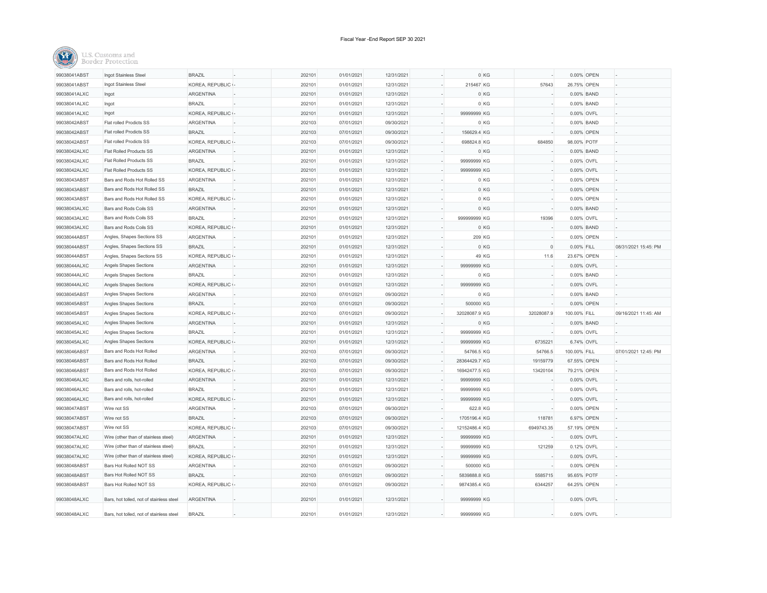Fiscal Year -End Report SEP 30 2021

U.S. Customs and Border Protection

| | | | | | | | | | | | | | |
|---|---|---|---|---|---|---|---|---|---|---|---|---|---|
| 99038041ABST | Ingot Stainless Steel | BRAZIL | - | 202101 | 01/01/2021 | 12/31/2021 | - | 0 | KG | - | 0.00% | OPEN | - |
| 99038041ABST | Ingot Stainless Steel | KOREA, REPUBLIC ( | - | 202101 | 01/01/2021 | 12/31/2021 | - | 215467 | KG | 57643 | 26.75% | OPEN | - |
| 99038041ALXC | Ingot | ARGENTINA | - | 202101 | 01/01/2021 | 12/31/2021 | - | 0 | KG | - | 0.00% | BAND | - |
| 99038041ALXC | Ingot | BRAZIL | - | 202101 | 01/01/2021 | 12/31/2021 | - | 0 | KG | - | 0.00% | BAND | - |
| 99038041ALXC | Ingot | KOREA, REPUBLIC ( | - | 202101 | 01/01/2021 | 12/31/2021 | - | 99999999 | KG | - | 0.00% | OVFL | - |
| 99038042ABST | Flat rolled Prodicts SS | ARGENTINA | - | 202103 | 07/01/2021 | 09/30/2021 | - | 0 | KG | - | 0.00% | BAND | - |
| 99038042ABST | Flat rolled Prodicts SS | BRAZIL | - | 202103 | 07/01/2021 | 09/30/2021 | - | 156629.4 | KG | - | 0.00% | OPEN | - |
| 99038042ABST | Flat rolled Prodicts SS | KOREA, REPUBLIC ( | - | 202103 | 07/01/2021 | 09/30/2021 | - | 698824.8 | KG | 684850 | 98.00% | POTF | - |
| 99038042ALXC | Flat Rolled Products SS | ARGENTINA | - | 202101 | 01/01/2021 | 12/31/2021 | - | 0 | KG | - | 0.00% | BAND | - |
| 99038042ALXC | Flat Rolled Products SS | BRAZIL | - | 202101 | 01/01/2021 | 12/31/2021 | - | 99999999 | KG | - | 0.00% | OVFL | - |
| 99038042ALXC | Flat Rolled Products SS | KOREA, REPUBLIC ( | - | 202101 | 01/01/2021 | 12/31/2021 | - | 99999999 | KG | - | 0.00% | OVFL | - |
| 99038043ABST | Bars and Rods Hot Rolled SS | ARGENTINA | - | 202101 | 01/01/2021 | 12/31/2021 | - | 0 | KG | - | 0.00% | OPEN | - |
| 99038043ABST | Bars and Rods Hot Rolled SS | BRAZIL | - | 202101 | 01/01/2021 | 12/31/2021 | - | 0 | KG | - | 0.00% | OPEN | - |
| 99038043ABST | Bars and Rods Hot Rolled SS | KOREA, REPUBLIC ( | - | 202101 | 01/01/2021 | 12/31/2021 | - | 0 | KG | - | 0.00% | OPEN | - |
| 99038043ALXC | Bars and Rods Coils SS | ARGENTINA | - | 202101 | 01/01/2021 | 12/31/2021 | - | 0 | KG | - | 0.00% | BAND | - |
| 99038043ALXC | Bars and Rods Coils SS | BRAZIL | - | 202101 | 01/01/2021 | 12/31/2021 | - | 999999999 | KG | 19396 | 0.00% | OVFL | - |
| 99038043ALXC | Bars and Rods Coils SS | KOREA, REPUBLIC ( | - | 202101 | 01/01/2021 | 12/31/2021 | - | 0 | KG | - | 0.00% | BAND | - |
| 99038044ABST | Angles, Shapes Sections SS | ARGENTINA | - | 202101 | 01/01/2021 | 12/31/2021 | - | 209 | KG | - | 0.00% | OPEN | - |
| 99038044ABST | Angles, Shapes Sections SS | BRAZIL | - | 202101 | 01/01/2021 | 12/31/2021 | - | 0 | KG | 0 | 0.00% | FILL | 08/31/2021 15:45: PM |
| 99038044ABST | Angles, Shapes Sections SS | KOREA, REPUBLIC ( | - | 202101 | 01/01/2021 | 12/31/2021 | - | 49 | KG | 11.6 | 23.67% | OPEN | - |
| 99038044ALXC | Angels Shapes Sections | ARGENTINA | - | 202101 | 01/01/2021 | 12/31/2021 | - | 99999999 | KG | - | 0.00% | OVFL | - |
| 99038044ALXC | Angels Shapes Sections | BRAZIL | - | 202101 | 01/01/2021 | 12/31/2021 | - | 0 | KG | - | 0.00% | BAND | - |
| 99038044ALXC | Angels Shapes Sections | KOREA, REPUBLIC ( | - | 202101 | 01/01/2021 | 12/31/2021 | - | 99999999 | KG | - | 0.00% | OVFL | - |
| 99038045ABST | Angles Shapes Sections | ARGENTINA | - | 202103 | 07/01/2021 | 09/30/2021 | - | 0 | KG | - | 0.00% | BAND | - |
| 99038045ABST | Angles Shapes Sections | BRAZIL | - | 202103 | 07/01/2021 | 09/30/2021 | - | 500000 | KG | - | 0.00% | OPEN | - |
| 99038045ABST | Angles Shapes Sections | KOREA, REPUBLIC ( | - | 202103 | 07/01/2021 | 09/30/2021 | - | 32028087.9 | KG | 32028087.9 | 100.00% | FILL | 09/16/2021 11:45: AM |
| 99038045ALXC | Angles Shapes Sections | ARGENTINA | - | 202101 | 01/01/2021 | 12/31/2021 | - | 0 | KG | - | 0.00% | BAND | - |
| 99038045ALXC | Angles Shapes Sections | BRAZIL | - | 202101 | 01/01/2021 | 12/31/2021 | - | 99999999 | KG | - | 0.00% | OVFL | - |
| 99038045ALXC | Angles Shapes Sections | KOREA, REPUBLIC ( | - | 202101 | 01/01/2021 | 12/31/2021 | - | 99999999 | KG | 6735221 | 6.74% | OVFL | - |
| 99038046ABST | Bars and Rods Hot Rolled | ARGENTINA | - | 202103 | 07/01/2021 | 09/30/2021 | - | 54766.5 | KG | 54766.5 | 100.00% | FILL | 07/01/2021 12:45: PM |
| 99038046ABST | Bars and Rods Hot Rolled | BRAZIL | - | 202103 | 07/01/2021 | 09/30/2021 | - | 28364429.7 | KG | 19159779 | 67.55% | OPEN | - |
| 99038046ABST | Bars and Rods Hot Rolled | KOREA, REPUBLIC ( | - | 202103 | 07/01/2021 | 09/30/2021 | - | 16942477.5 | KG | 13420104 | 79.21% | OPEN | - |
| 99038046ALXC | Bars and rolls, hot-rolled | ARGENTINA | - | 202101 | 01/01/2021 | 12/31/2021 | - | 99999999 | KG | - | 0.00% | OVFL | - |
| 99038046ALXC | Bars and rolls, hot-rolled | BRAZIL | - | 202101 | 01/01/2021 | 12/31/2021 | - | 99999999 | KG | - | 0.00% | OVFL | - |
| 99038046ALXC | Bars and rolls, hot-rolled | KOREA, REPUBLIC ( | - | 202101 | 01/01/2021 | 12/31/2021 | - | 99999999 | KG | - | 0.00% | OVFL | - |
| 99038047ABST | Wire not SS | ARGENTINA | - | 202103 | 07/01/2021 | 09/30/2021 | - | 622.8 | KG | - | 0.00% | OPEN | - |
| 99038047ABST | Wire not SS | BRAZIL | - | 202103 | 07/01/2021 | 09/30/2021 | - | 1705196.4 | KG | 118781 | 6.97% | OPEN | - |
| 99038047ABST | Wire not SS | KOREA, REPUBLIC ( | - | 202103 | 07/01/2021 | 09/30/2021 | - | 12152486.4 | KG | 6949743.35 | 57.19% | OPEN | - |
| 99038047ALXC | Wire (other than of stainless steel) | ARGENTINA | - | 202101 | 01/01/2021 | 12/31/2021 | - | 99999999 | KG | - | 0.00% | OVFL | - |
| 99038047ALXC | Wire (other than of stainless steel) | BRAZIL | - | 202101 | 01/01/2021 | 12/31/2021 | - | 99999999 | KG | 121259 | 0.12% | OVFL | - |
| 99038047ALXC | Wire (other than of stainless steel) | KOREA, REPUBLIC ( | - | 202101 | 01/01/2021 | 12/31/2021 | - | 99999999 | KG | - | 0.00% | OVFL | - |
| 99038048ABST | Bars Hot Rolled NOT SS | ARGENTINA | - | 202103 | 07/01/2021 | 09/30/2021 | - | 500000 | KG | - | 0.00% | OPEN | - |
| 99038048ABST | Bars Hot Rolled NOT SS | BRAZIL | - | 202103 | 07/01/2021 | 09/30/2021 | - | 5839888.8 | KG | 5585715 | 95.65% | POTF | - |
| 99038048ABST | Bars Hot Rolled NOT SS | KOREA, REPUBLIC ( | - | 202103 | 07/01/2021 | 09/30/2021 | - | 9874385.4 | KG | 6344257 | 64.25% | OPEN | - |
| 99038048ALXC | Bars, hot tolled, not of stainless steel | ARGENTINA | - | 202101 | 01/01/2021 | 12/31/2021 | - | 99999999 | KG | - | 0.00% | OVFL | - |
| 99038048ALXC | Bars, hot tolled, not of stainless steel | BRAZIL | - | 202101 | 01/01/2021 | 12/31/2021 | - | 99999999 | KG | - | 0.00% | OVFL | - |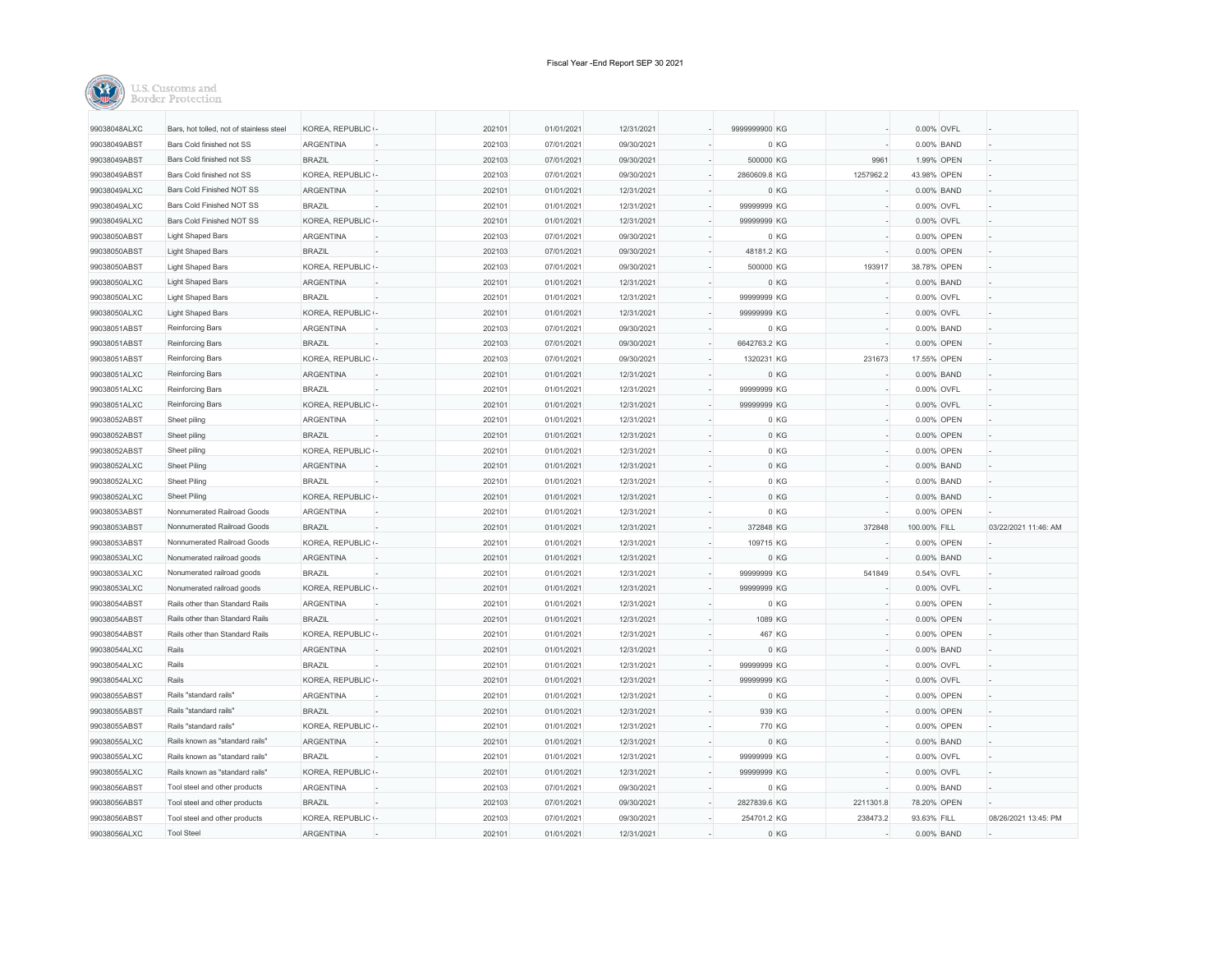Fiscal Year -End Report SEP 30 2021

| | | | | | | | | | | | | | | |
|---|---|---|---|---|---|---|---|---|---|---|---|---|---|---|
| 99038048ALXC | Bars, hot tolled, not of stainless steel | KOREA, REPUBLIC ( | - | 202101 | 01/01/2021 | 12/31/2021 | - | 9999999900 | KG | - | 0.00% | OVFL | - |
| 99038049ABST | Bars Cold finished not SS | ARGENTINA | - | 202103 | 07/01/2021 | 09/30/2021 | - | 0 | KG | - | 0.00% | BAND | - |
| 99038049ABST | Bars Cold finished not SS | BRAZIL | - | 202103 | 07/01/2021 | 09/30/2021 | - | 500000 | KG | 9961 | 1.99% | OPEN | - |
| 99038049ABST | Bars Cold finished not SS | KOREA, REPUBLIC ( | - | 202103 | 07/01/2021 | 09/30/2021 | - | 2860609.8 | KG | 1257962.2 | 43.98% | OPEN | - |
| 99038049ALXC | Bars Cold Finished NOT SS | ARGENTINA | - | 202101 | 01/01/2021 | 12/31/2021 | - | 0 | KG | - | 0.00% | BAND | - |
| 99038049ALXC | Bars Cold Finished NOT SS | BRAZIL | - | 202101 | 01/01/2021 | 12/31/2021 | - | 99999999 | KG | - | 0.00% | OVFL | - |
| 99038049ALXC | Bars Cold Finished NOT SS | KOREA, REPUBLIC ( | - | 202101 | 01/01/2021 | 12/31/2021 | - | 99999999 | KG | - | 0.00% | OVFL | - |
| 99038050ABST | Light Shaped Bars | ARGENTINA | - | 202103 | 07/01/2021 | 09/30/2021 | - | 0 | KG | - | 0.00% | OPEN | - |
| 99038050ABST | Light Shaped Bars | BRAZIL | - | 202103 | 07/01/2021 | 09/30/2021 | - | 48181.2 | KG | - | 0.00% | OPEN | - |
| 99038050ABST | Light Shaped Bars | KOREA, REPUBLIC ( | - | 202103 | 07/01/2021 | 09/30/2021 | - | 500000 | KG | 193917 | 38.78% | OPEN | - |
| 99038050ALXC | Light Shaped Bars | ARGENTINA | - | 202101 | 01/01/2021 | 12/31/2021 | - | 0 | KG | - | 0.00% | BAND | - |
| 99038050ALXC | Light Shaped Bars | BRAZIL | - | 202101 | 01/01/2021 | 12/31/2021 | - | 99999999 | KG | - | 0.00% | OVFL | - |
| 99038050ALXC | Light Shaped Bars | KOREA, REPUBLIC ( | - | 202101 | 01/01/2021 | 12/31/2021 | - | 99999999 | KG | - | 0.00% | OVFL | - |
| 99038051ABST | Reinforcing Bars | ARGENTINA | - | 202103 | 07/01/2021 | 09/30/2021 | - | 0 | KG | - | 0.00% | BAND | - |
| 99038051ABST | Reinforcing Bars | BRAZIL | - | 202103 | 07/01/2021 | 09/30/2021 | - | 6642763.2 | KG | - | 0.00% | OPEN | - |
| 99038051ABST | Reinforcing Bars | KOREA, REPUBLIC ( | - | 202103 | 07/01/2021 | 09/30/2021 | - | 1320231 | KG | 231673 | 17.55% | OPEN | - |
| 99038051ALXC | Reinforcing Bars | ARGENTINA | - | 202101 | 01/01/2021 | 12/31/2021 | - | 0 | KG | - | 0.00% | BAND | - |
| 99038051ALXC | Reinforcing Bars | BRAZIL | - | 202101 | 01/01/2021 | 12/31/2021 | - | 99999999 | KG | - | 0.00% | OVFL | - |
| 99038051ALXC | Reinforcing Bars | KOREA, REPUBLIC ( | - | 202101 | 01/01/2021 | 12/31/2021 | - | 99999999 | KG | - | 0.00% | OVFL | - |
| 99038052ABST | Sheet piling | ARGENTINA | - | 202101 | 01/01/2021 | 12/31/2021 | - | 0 | KG | - | 0.00% | OPEN | - |
| 99038052ABST | Sheet piling | BRAZIL | - | 202101 | 01/01/2021 | 12/31/2021 | - | 0 | KG | - | 0.00% | OPEN | - |
| 99038052ABST | Sheet piling | KOREA, REPUBLIC ( | - | 202101 | 01/01/2021 | 12/31/2021 | - | 0 | KG | - | 0.00% | OPEN | - |
| 99038052ALXC | Sheet Piling | ARGENTINA | - | 202101 | 01/01/2021 | 12/31/2021 | - | 0 | KG | - | 0.00% | BAND | - |
| 99038052ALXC | Sheet Piling | BRAZIL | - | 202101 | 01/01/2021 | 12/31/2021 | - | 0 | KG | - | 0.00% | BAND | - |
| 99038052ALXC | Sheet Piling | KOREA, REPUBLIC ( | - | 202101 | 01/01/2021 | 12/31/2021 | - | 0 | KG | - | 0.00% | BAND | - |
| 99038053ABST | Nonnumerated Railroad Goods | ARGENTINA | - | 202101 | 01/01/2021 | 12/31/2021 | - | 0 | KG | - | 0.00% | OPEN | - |
| 99038053ABST | Nonnumerated Railroad Goods | BRAZIL | - | 202101 | 01/01/2021 | 12/31/2021 | - | 372848 | KG | 372848 | 100.00% | FILL | 03/22/2021 11:46: AM |
| 99038053ABST | Nonnumerated Railroad Goods | KOREA, REPUBLIC ( | - | 202101 | 01/01/2021 | 12/31/2021 | - | 109715 | KG | - | 0.00% | OPEN | - |
| 99038053ALXC | Nonumerated railroad goods | ARGENTINA | - | 202101 | 01/01/2021 | 12/31/2021 | - | 0 | KG | - | 0.00% | BAND | - |
| 99038053ALXC | Nonumerated railroad goods | BRAZIL | - | 202101 | 01/01/2021 | 12/31/2021 | - | 99999999 | KG | 541849 | 0.54% | OVFL | - |
| 99038053ALXC | Nonumerated railroad goods | KOREA, REPUBLIC ( | - | 202101 | 01/01/2021 | 12/31/2021 | - | 99999999 | KG | - | 0.00% | OVFL | - |
| 99038054ABST | Rails other than Standard Rails | ARGENTINA | - | 202101 | 01/01/2021 | 12/31/2021 | - | 0 | KG | - | 0.00% | OPEN | - |
| 99038054ABST | Rails other than Standard Rails | BRAZIL | - | 202101 | 01/01/2021 | 12/31/2021 | - | 1089 | KG | - | 0.00% | OPEN | - |
| 99038054ABST | Rails other than Standard Rails | KOREA, REPUBLIC ( | - | 202101 | 01/01/2021 | 12/31/2021 | - | 467 | KG | - | 0.00% | OPEN | - |
| 99038054ALXC | Rails | ARGENTINA | - | 202101 | 01/01/2021 | 12/31/2021 | - | 0 | KG | - | 0.00% | BAND | - |
| 99038054ALXC | Rails | BRAZIL | - | 202101 | 01/01/2021 | 12/31/2021 | - | 99999999 | KG | - | 0.00% | OVFL | - |
| 99038054ALXC | Rails | KOREA, REPUBLIC ( | - | 202101 | 01/01/2021 | 12/31/2021 | - | 99999999 | KG | - | 0.00% | OVFL | - |
| 99038055ABST | Rails "standard rails" | ARGENTINA | - | 202101 | 01/01/2021 | 12/31/2021 | - | 0 | KG | - | 0.00% | OPEN | - |
| 99038055ABST | Rails "standard rails" | BRAZIL | - | 202101 | 01/01/2021 | 12/31/2021 | - | 939 | KG | - | 0.00% | OPEN | - |
| 99038055ABST | Rails "standard rails" | KOREA, REPUBLIC ( | - | 202101 | 01/01/2021 | 12/31/2021 | - | 770 | KG | - | 0.00% | OPEN | - |
| 99038055ALXC | Rails known as "standard rails" | ARGENTINA | - | 202101 | 01/01/2021 | 12/31/2021 | - | 0 | KG | - | 0.00% | BAND | - |
| 99038055ALXC | Rails known as "standard rails" | BRAZIL | - | 202101 | 01/01/2021 | 12/31/2021 | - | 99999999 | KG | - | 0.00% | OVFL | - |
| 99038055ALXC | Rails known as "standard rails" | KOREA, REPUBLIC ( | - | 202101 | 01/01/2021 | 12/31/2021 | - | 99999999 | KG | - | 0.00% | OVFL | - |
| 99038056ABST | Tool steel and other products | ARGENTINA | - | 202103 | 07/01/2021 | 09/30/2021 | - | 0 | KG | - | 0.00% | BAND | - |
| 99038056ABST | Tool steel and other products | BRAZIL | - | 202103 | 07/01/2021 | 09/30/2021 | - | 2827839.6 | KG | 2211301.8 | 78.20% | OPEN | - |
| 99038056ABST | Tool steel and other products | KOREA, REPUBLIC ( | - | 202103 | 07/01/2021 | 09/30/2021 | - | 254701.2 | KG | 238473.2 | 93.63% | FILL | 08/26/2021 13:45: PM |
| 99038056ALXC | Tool Steel | ARGENTINA | - | 202101 | 01/01/2021 | 12/31/2021 | - | 0 | KG | - | 0.00% | BAND | - |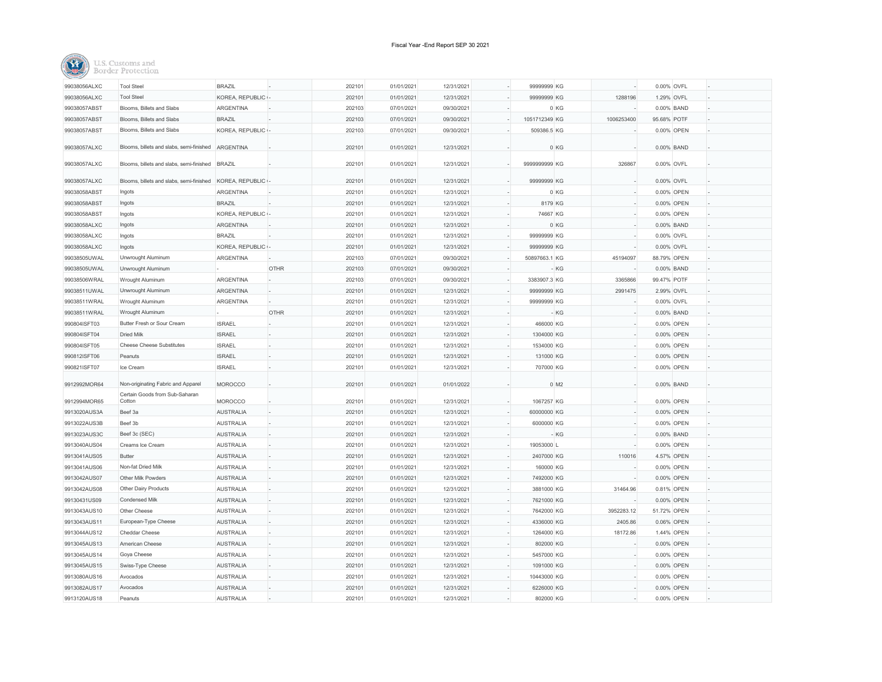Fiscal Year -End Report SEP 30 2021

U.S. Customs and Border Protection

| | | | | | | | | | | | | | |
|---|---|---|---|---|---|---|---|---|---|---|---|---|---|
| 99038056ALXC | Tool Steel | BRAZIL | - | 202101 | 01/01/2021 | 12/31/2021 | - | 99999999 | KG | - | 0.00% | OVFL | - |
| 99038056ALXC | Tool Steel | KOREA, REPUBLIC ( | - | 202101 | 01/01/2021 | 12/31/2021 | - | 99999999 | KG | 1288196 | 1.29% | OVFL | - |
| 99038057ABST | Blooms, Billets and Slabs | ARGENTINA | - | 202103 | 07/01/2021 | 09/30/2021 | - | 0 | KG | - | 0.00% | BAND | - |
| 99038057ABST | Blooms, Billets and Slabs | BRAZIL | - | 202103 | 07/01/2021 | 09/30/2021 | - | 1051712349 | KG | 1006253400 | 95.68% | POTF | - |
| 99038057ABST | Blooms, Billets and Slabs | KOREA, REPUBLIC ( | - | 202103 | 07/01/2021 | 09/30/2021 | - | 509386.5 | KG | - | 0.00% | OPEN | - |
| 99038057ALXC | Blooms, billets and slabs, semi-finished | ARGENTINA | - | 202101 | 01/01/2021 | 12/31/2021 | - | 0 | KG | - | 0.00% | BAND | - |
| 99038057ALXC | Blooms, billets and slabs, semi-finished | BRAZIL | - | 202101 | 01/01/2021 | 12/31/2021 | - | 9999999999 | KG | 326867 | 0.00% | OVFL | - |
| 99038057ALXC | Blooms, billets and slabs, semi-finished | KOREA, REPUBLIC ( | - | 202101 | 01/01/2021 | 12/31/2021 | - | 99999999 | KG | - | 0.00% | OVFL | - |
| 99038058ABST | Ingots | ARGENTINA | - | 202101 | 01/01/2021 | 12/31/2021 | - | 0 | KG | - | 0.00% | OPEN | - |
| 99038058ABST | Ingots | BRAZIL | - | 202101 | 01/01/2021 | 12/31/2021 | - | 8179 | KG | - | 0.00% | OPEN | - |
| 99038058ABST | Ingots | KOREA, REPUBLIC ( | - | 202101 | 01/01/2021 | 12/31/2021 | - | 74667 | KG | - | 0.00% | OPEN | - |
| 99038058ALXC | Ingots | ARGENTINA | - | 202101 | 01/01/2021 | 12/31/2021 | - | 0 | KG | - | 0.00% | BAND | - |
| 99038058ALXC | Ingots | BRAZIL | - | 202101 | 01/01/2021 | 12/31/2021 | - | 99999999 | KG | - | 0.00% | OVFL | - |
| 99038058ALXC | Ingots | KOREA, REPUBLIC ( | - | 202101 | 01/01/2021 | 12/31/2021 | - | 99999999 | KG | - | 0.00% | OVFL | - |
| 99038505UWAL | Unwrought Aluminum | ARGENTINA | - | 202103 | 07/01/2021 | 09/30/2021 | - | 50897663.1 | KG | 45194097 | 88.79% | OPEN | - |
| 99038505UWAL | Unwrought Aluminum | - | OTHR | 202103 | 07/01/2021 | 09/30/2021 | - | - | KG | - | 0.00% | BAND | - |
| 99038506WRAL | Wrought Aluminum | ARGENTINA | - | 202103 | 07/01/2021 | 09/30/2021 | - | 3383907.3 | KG | 3365866 | 99.47% | POTF | - |
| 99038511UWAL | Unwrought Aluminum | ARGENTINA | - | 202101 | 01/01/2021 | 12/31/2021 | - | 99999999 | KG | 2991475 | 2.99% | OVFL | - |
| 99038511WRAL | Wrought Aluminum | ARGENTINA | - | 202101 | 01/01/2021 | 12/31/2021 | - | 99999999 | KG | - | 0.00% | OVFL | - |
| 99038511WRAL | Wrought Aluminum | - | OTHR | 202101 | 01/01/2021 | 12/31/2021 | - | - | KG | - | 0.00% | BAND | - |
| 990804ISFT03 | Butter Fresh or Sour Cream | ISRAEL | - | 202101 | 01/01/2021 | 12/31/2021 | - | 466000 | KG | - | 0.00% | OPEN | - |
| 990804ISFT04 | Dried Milk | ISRAEL | - | 202101 | 01/01/2021 | 12/31/2021 | - | 1304000 | KG | - | 0.00% | OPEN | - |
| 990804ISFT05 | Cheese Cheese Substitutes | ISRAEL | - | 202101 | 01/01/2021 | 12/31/2021 | - | 1534000 | KG | - | 0.00% | OPEN | - |
| 990812ISFT06 | Peanuts | ISRAEL | - | 202101 | 01/01/2021 | 12/31/2021 | - | 131000 | KG | - | 0.00% | OPEN | - |
| 990821ISFT07 | Ice Cream | ISRAEL | - | 202101 | 01/01/2021 | 12/31/2021 | - | 707000 | KG | - | 0.00% | OPEN | - |
| 9912992MOR64 | Non-originating Fabric and Apparel | MOROCCO | - | 202101 | 01/01/2021 | 01/01/2022 | - | 0 | M2 | - | 0.00% | BAND | - |
| 9912994MOR65 | Certain Goods from Sub-Saharan Cotton | MOROCCO | - | 202101 | 01/01/2021 | 12/31/2021 | - | 1067257 | KG | - | 0.00% | OPEN | - |
| 9913020AUS3A | Beef 3a | AUSTRALIA | - | 202101 | 01/01/2021 | 12/31/2021 | - | 60000000 | KG | - | 0.00% | OPEN | - |
| 9913022AUS3B | Beef 3b | AUSTRALIA | - | 202101 | 01/01/2021 | 12/31/2021 | - | 6000000 | KG | - | 0.00% | OPEN | - |
| 9913023AUS3C | Beef 3c (SEC) | AUSTRALIA | - | 202101 | 01/01/2021 | 12/31/2021 | - | - | KG | - | 0.00% | BAND | - |
| 9913040AUS04 | Creams Ice Cream | AUSTRALIA | - | 202101 | 01/01/2021 | 12/31/2021 | - | 19053000 | L | - | 0.00% | OPEN | - |
| 9913041AUS05 | Butter | AUSTRALIA | - | 202101 | 01/01/2021 | 12/31/2021 | - | 2407000 | KG | 110016 | 4.57% | OPEN | - |
| 9913041AUS06 | Non-fat Dried Milk | AUSTRALIA | - | 202101 | 01/01/2021 | 12/31/2021 | - | 160000 | KG | - | 0.00% | OPEN | - |
| 9913042AUS07 | Other Milk Powders | AUSTRALIA | - | 202101 | 01/01/2021 | 12/31/2021 | - | 7492000 | KG | - | 0.00% | OPEN | - |
| 9913042AUS08 | Other Dairy Products | AUSTRALIA | - | 202101 | 01/01/2021 | 12/31/2021 | - | 3881000 | KG | 31464.96 | 0.81% | OPEN | - |
| 99130431US09 | Condensed Milk | AUSTRALIA | - | 202101 | 01/01/2021 | 12/31/2021 | - | 7621000 | KG | - | 0.00% | OPEN | - |
| 9913043AUS10 | Other Cheese | AUSTRALIA | - | 202101 | 01/01/2021 | 12/31/2021 | - | 7642000 | KG | 3952283.12 | 51.72% | OPEN | - |
| 9913043AUS11 | European-Type Cheese | AUSTRALIA | - | 202101 | 01/01/2021 | 12/31/2021 | - | 4336000 | KG | 2405.86 | 0.06% | OPEN | - |
| 9913044AUS12 | Cheddar Cheese | AUSTRALIA | - | 202101 | 01/01/2021 | 12/31/2021 | - | 1264000 | KG | 18172.86 | 1.44% | OPEN | - |
| 9913045AUS13 | American Cheese | AUSTRALIA | - | 202101 | 01/01/2021 | 12/31/2021 | - | 802000 | KG | - | 0.00% | OPEN | - |
| 9913045AUS14 | Goya Cheese | AUSTRALIA | - | 202101 | 01/01/2021 | 12/31/2021 | - | 5457000 | KG | - | 0.00% | OPEN | - |
| 9913045AUS15 | Swiss-Type Cheese | AUSTRALIA | - | 202101 | 01/01/2021 | 12/31/2021 | - | 1091000 | KG | - | 0.00% | OPEN | - |
| 9913080AUS16 | Avocados | AUSTRALIA | - | 202101 | 01/01/2021 | 12/31/2021 | - | 10443000 | KG | - | 0.00% | OPEN | - |
| 9913082AUS17 | Avocados | AUSTRALIA | - | 202101 | 01/01/2021 | 12/31/2021 | - | 6226000 | KG | - | 0.00% | OPEN | - |
| 9913120AUS18 | Peanuts | AUSTRALIA | - | 202101 | 01/01/2021 | 12/31/2021 | - | 802000 | KG | - | 0.00% | OPEN | - |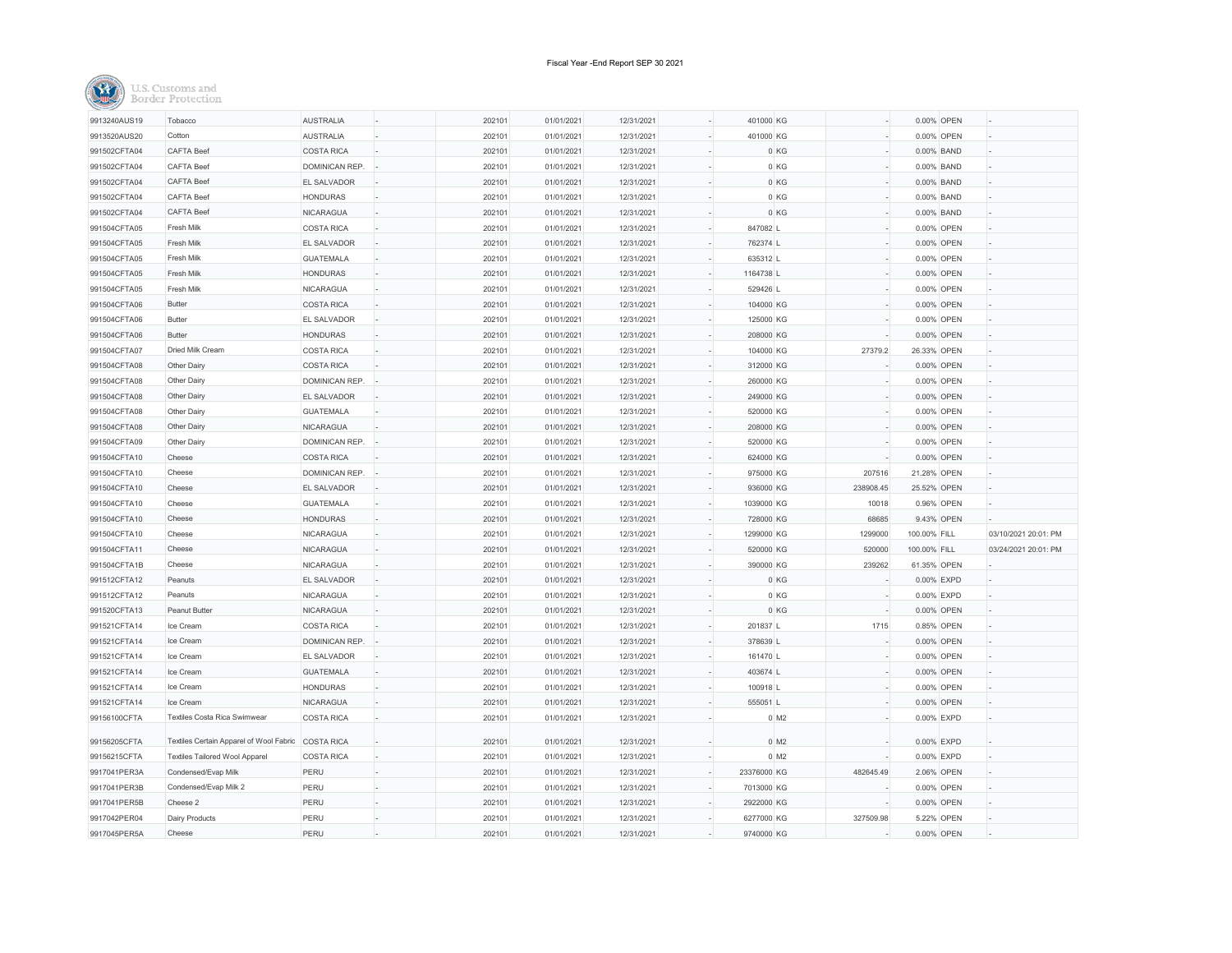Fiscal Year -End Report SEP 30 2021

U.S. Customs and Border Protection

| | | | | | | | | | | | | | |
|---|---|---|---|---|---|---|---|---|---|---|---|---|---|
| 9913240AUS19 | Tobacco | AUSTRALIA | - | 202101 | 01/01/2021 | 12/31/2021 | - | 401000 | KG | - | 0.00% | OPEN | - |
| 9913520AUS20 | Cotton | AUSTRALIA | - | 202101 | 01/01/2021 | 12/31/2021 | - | 401000 | KG | - | 0.00% | OPEN | - |
| 991502CFTA04 | CAFTA Beef | COSTA RICA | - | 202101 | 01/01/2021 | 12/31/2021 | - | 0 | KG | - | 0.00% | BAND | - |
| 991502CFTA04 | CAFTA Beef | DOMINICAN REP. | - | 202101 | 01/01/2021 | 12/31/2021 | - | 0 | KG | - | 0.00% | BAND | - |
| 991502CFTA04 | CAFTA Beef | EL SALVADOR | - | 202101 | 01/01/2021 | 12/31/2021 | - | 0 | KG | - | 0.00% | BAND | - |
| 991502CFTA04 | CAFTA Beef | HONDURAS | - | 202101 | 01/01/2021 | 12/31/2021 | - | 0 | KG | - | 0.00% | BAND | - |
| 991502CFTA04 | CAFTA Beef | NICARAGUA | - | 202101 | 01/01/2021 | 12/31/2021 | - | 0 | KG | - | 0.00% | BAND | - |
| 991504CFTA05 | Fresh Milk | COSTA RICA | - | 202101 | 01/01/2021 | 12/31/2021 | - | 847082 | L | - | 0.00% | OPEN | - |
| 991504CFTA05 | Fresh Milk | EL SALVADOR | - | 202101 | 01/01/2021 | 12/31/2021 | - | 762374 | L | - | 0.00% | OPEN | - |
| 991504CFTA05 | Fresh Milk | GUATEMALA | - | 202101 | 01/01/2021 | 12/31/2021 | - | 635312 | L | - | 0.00% | OPEN | - |
| 991504CFTA05 | Fresh Milk | HONDURAS | - | 202101 | 01/01/2021 | 12/31/2021 | - | 1164738 | L | - | 0.00% | OPEN | - |
| 991504CFTA05 | Fresh Milk | NICARAGUA | - | 202101 | 01/01/2021 | 12/31/2021 | - | 529426 | L | - | 0.00% | OPEN | - |
| 991504CFTA06 | Butter | COSTA RICA | - | 202101 | 01/01/2021 | 12/31/2021 | - | 104000 | KG | - | 0.00% | OPEN | - |
| 991504CFTA06 | Butter | EL SALVADOR | - | 202101 | 01/01/2021 | 12/31/2021 | - | 125000 | KG | - | 0.00% | OPEN | - |
| 991504CFTA06 | Butter | HONDURAS | - | 202101 | 01/01/2021 | 12/31/2021 | - | 208000 | KG | - | 0.00% | OPEN | - |
| 991504CFTA07 | Dried Milk Cream | COSTA RICA | - | 202101 | 01/01/2021 | 12/31/2021 | - | 104000 | KG | 27379.2 | 26.33% | OPEN | - |
| 991504CFTA08 | Other Dairy | COSTA RICA | - | 202101 | 01/01/2021 | 12/31/2021 | - | 312000 | KG | - | 0.00% | OPEN | - |
| 991504CFTA08 | Other Dairy | DOMINICAN REP. | - | 202101 | 01/01/2021 | 12/31/2021 | - | 260000 | KG | - | 0.00% | OPEN | - |
| 991504CFTA08 | Other Dairy | EL SALVADOR | - | 202101 | 01/01/2021 | 12/31/2021 | - | 249000 | KG | - | 0.00% | OPEN | - |
| 991504CFTA08 | Other Dairy | GUATEMALA | - | 202101 | 01/01/2021 | 12/31/2021 | - | 520000 | KG | - | 0.00% | OPEN | - |
| 991504CFTA08 | Other Dairy | NICARAGUA | - | 202101 | 01/01/2021 | 12/31/2021 | - | 208000 | KG | - | 0.00% | OPEN | - |
| 991504CFTA09 | Other Dairy | DOMINICAN REP. | - | 202101 | 01/01/2021 | 12/31/2021 | - | 520000 | KG | - | 0.00% | OPEN | - |
| 991504CFTA10 | Cheese | COSTA RICA | - | 202101 | 01/01/2021 | 12/31/2021 | - | 624000 | KG | - | 0.00% | OPEN | - |
| 991504CFTA10 | Cheese | DOMINICAN REP. | - | 202101 | 01/01/2021 | 12/31/2021 | - | 975000 | KG | 207516 | 21.28% | OPEN | - |
| 991504CFTA10 | Cheese | EL SALVADOR | - | 202101 | 01/01/2021 | 12/31/2021 | - | 936000 | KG | 238908.45 | 25.52% | OPEN | - |
| 991504CFTA10 | Cheese | GUATEMALA | - | 202101 | 01/01/2021 | 12/31/2021 | - | 1039000 | KG | 10018 | 0.96% | OPEN | - |
| 991504CFTA10 | Cheese | HONDURAS | - | 202101 | 01/01/2021 | 12/31/2021 | - | 728000 | KG | 68685 | 9.43% | OPEN | - |
| 991504CFTA10 | Cheese | NICARAGUA | - | 202101 | 01/01/2021 | 12/31/2021 | - | 1299000 | KG | 1299000 | 100.00% | FILL | 03/10/2021 20:01: PM |
| 991504CFTA11 | Cheese | NICARAGUA | - | 202101 | 01/01/2021 | 12/31/2021 | - | 520000 | KG | 520000 | 100.00% | FILL | 03/24/2021 20:01: PM |
| 991504CFTA1B | Cheese | NICARAGUA | - | 202101 | 01/01/2021 | 12/31/2021 | - | 390000 | KG | 239262 | 61.35% | OPEN | - |
| 991512CFTA12 | Peanuts | EL SALVADOR | - | 202101 | 01/01/2021 | 12/31/2021 | - | 0 | KG | - | 0.00% | EXPD | - |
| 991512CFTA12 | Peanuts | NICARAGUA | - | 202101 | 01/01/2021 | 12/31/2021 | - | 0 | KG | - | 0.00% | EXPD | - |
| 991520CFTA13 | Peanut Butter | NICARAGUA | - | 202101 | 01/01/2021 | 12/31/2021 | - | 0 | KG | - | 0.00% | OPEN | - |
| 991521CFTA14 | Ice Cream | COSTA RICA | - | 202101 | 01/01/2021 | 12/31/2021 | - | 201837 | L | 1715 | 0.85% | OPEN | - |
| 991521CFTA14 | Ice Cream | DOMINICAN REP. | - | 202101 | 01/01/2021 | 12/31/2021 | - | 378639 | L | - | 0.00% | OPEN | - |
| 991521CFTA14 | Ice Cream | EL SALVADOR | - | 202101 | 01/01/2021 | 12/31/2021 | - | 161470 | L | - | 0.00% | OPEN | - |
| 991521CFTA14 | Ice Cream | GUATEMALA | - | 202101 | 01/01/2021 | 12/31/2021 | - | 403674 | L | - | 0.00% | OPEN | - |
| 991521CFTA14 | Ice Cream | HONDURAS | - | 202101 | 01/01/2021 | 12/31/2021 | - | 100918 | L | - | 0.00% | OPEN | - |
| 991521CFTA14 | Ice Cream | NICARAGUA | - | 202101 | 01/01/2021 | 12/31/2021 | - | 555051 | L | - | 0.00% | OPEN | - |
| 99156100CFTA | Textiles Costa Rica Swimwear | COSTA RICA | - | 202101 | 01/01/2021 | 12/31/2021 | - | 0 | M2 | - | 0.00% | EXPD | - |
| 99156205CFTA | Textiles Certain Apparel of Wool Fabric | COSTA RICA | - | 202101 | 01/01/2021 | 12/31/2021 | - | 0 | M2 | - | 0.00% | EXPD | - |
| 99156215CFTA | Textiles Tailored Wool Apparel | COSTA RICA | - | 202101 | 01/01/2021 | 12/31/2021 | - | 0 | M2 | - | 0.00% | EXPD | - |
| 9917041PER3A | Condensed/Evap Milk | PERU | - | 202101 | 01/01/2021 | 12/31/2021 | - | 23376000 | KG | 482645.49 | 2.06% | OPEN | - |
| 9917041PER3B | Condensed/Evap Milk 2 | PERU | - | 202101 | 01/01/2021 | 12/31/2021 | - | 7013000 | KG | - | 0.00% | OPEN | - |
| 9917041PER5B | Cheese 2 | PERU | - | 202101 | 01/01/2021 | 12/31/2021 | - | 2922000 | KG | - | 0.00% | OPEN | - |
| 9917042PER04 | Dairy Products | PERU | - | 202101 | 01/01/2021 | 12/31/2021 | - | 6277000 | KG | 327509.98 | 5.22% | OPEN | - |
| 9917045PER5A | Cheese | PERU | - | 202101 | 01/01/2021 | 12/31/2021 | - | 9740000 | KG | - | 0.00% | OPEN | - |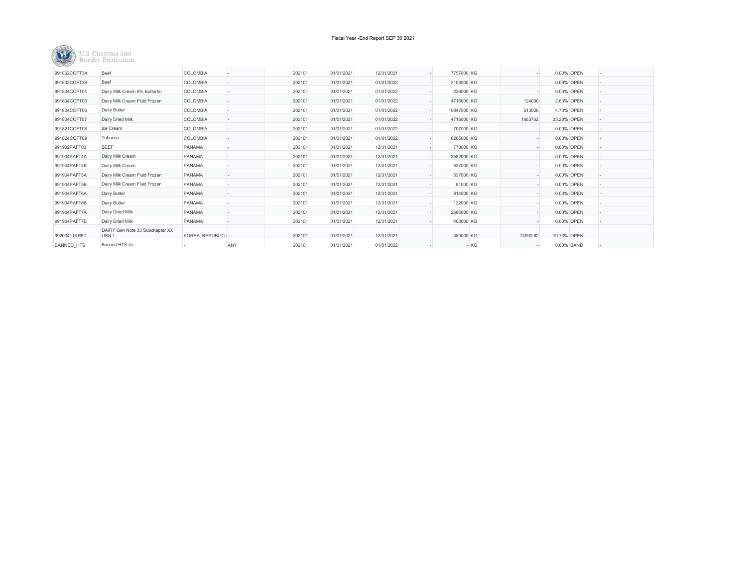Fiscal Year -End Report SEP 30 2021

U.S. Customs and Border Protection

| | | | | | | | | | | | | | |
|---|---|---|---|---|---|---|---|---|---|---|---|---|---|
| 991802COFT3A | Beef | COLOMBIA | - | 202101 | 01/01/2021 | 12/31/2021 | - | 7757000 | KG | - | 0.00% | OPEN | - |
| 991802COFT3B | Beef | COLOMBIA | - | 202101 | 01/01/2021 | 01/01/2022 | - | 3103000 | KG | - | 0.00% | OPEN | - |
| 991804COFT04 | Dairy Milk Cream 6% Butterfat | COLOMBIA | - | 202101 | 01/01/2021 | 01/01/2022 | - | 236000 | KG | - | 0.00% | OPEN | - |
| 991804COFT05 | Dairy Milk Cream Fluid Frozen | COLOMBIA | - | 202101 | 01/01/2021 | 01/01/2022 | - | 4716000 | KG | 124000 | 2.63% | OPEN | - |
| 991804COFT06 | Dairy Butter | COLOMBIA | - | 202101 | 01/01/2021 | 01/01/2022 | - | 10847000 | KG | 513026 | 4.73% | OPEN | - |
| 991804COFT07 | Dairy Dried Milk | COLOMBIA | - | 202101 | 01/01/2021 | 01/01/2022 | - | 4716000 | KG | 1663762 | 35.28% | OPEN | - |
| 991821COFT08 | Ice Cream | COLOMBIA | - | 202101 | 01/01/2021 | 01/01/2022 | - | 707000 | KG | - | 0.00% | OPEN | - |
| 991824COFT09 | Tobacco | COLOMBIA | - | 202101 | 01/01/2021 | 01/01/2022 | - | 6205000 | KG | - | 0.00% | OPEN | - |
| 991902PAFT03 | BEEF | PANAMA | - | 202101 | 01/01/2021 | 12/31/2021 | - | 778000 | KG | - | 0.00% | OPEN | - |
| 991904PAFT4A | Dairy Milk Cream | PANAMA | - | 202101 | 01/01/2021 | 12/31/2021 | - | 3582000 | KG | - | 0.00% | OPEN | - |
| 991904PAFT4B | Dairy Milk Cream | PANAMA | - | 202101 | 01/01/2021 | 12/31/2021 | - | 537000 | KG | - | 0.00% | OPEN | - |
| 991904PAFT5A | Dairy Milk Cream Fluid Frozen | PANAMA | - | 202101 | 01/01/2021 | 12/31/2021 | - | 537000 | KG | - | 0.00% | OPEN | - |
| 991904PAFT5B | Dairy Milk Cream Fluid Frozen | PANAMA | - | 202101 | 01/01/2021 | 12/31/2021 | - | 81000 | KG | - | 0.00% | OPEN | - |
| 991904PAFT6A | Dairy Butter | PANAMA | - | 202101 | 01/01/2021 | 12/31/2021 | - | 814000 | KG | - | 0.00% | OPEN | - |
| 991904PAFT6B | Dairy Butter | PANAMA | - | 202101 | 01/01/2021 | 12/31/2021 | - | 122000 | KG | - | 0.00% | OPEN | - |
| 991904PAFT7A | Dairy Dried Milk | PANAMA | - | 202101 | 01/01/2021 | 12/31/2021 | - | 2686000 | KG | - | 0.00% | OPEN | - |
| 991904PAFT7B | Dairy Dried Milk | PANAMA | - | 202101 | 01/01/2021 | 12/31/2021 | - | 403000 | KG | - | 0.00% | OPEN | - |
| 99200411KRFT | DAIRY Gen Note 33 Subchapter XX USN 1 | KOREA, REPUBLIC ( | - | 202101 | 01/01/2021 | 12/31/2021 | - | 380000 | KG | 74990.62 | 19.73% | OPEN | - |
| BANNED_HTS | Banned HTS #s | - | ANY | 202101 | 01/01/2021 | 01/01/2022 | - | - | KG | - | 0.00% | BAND | - |